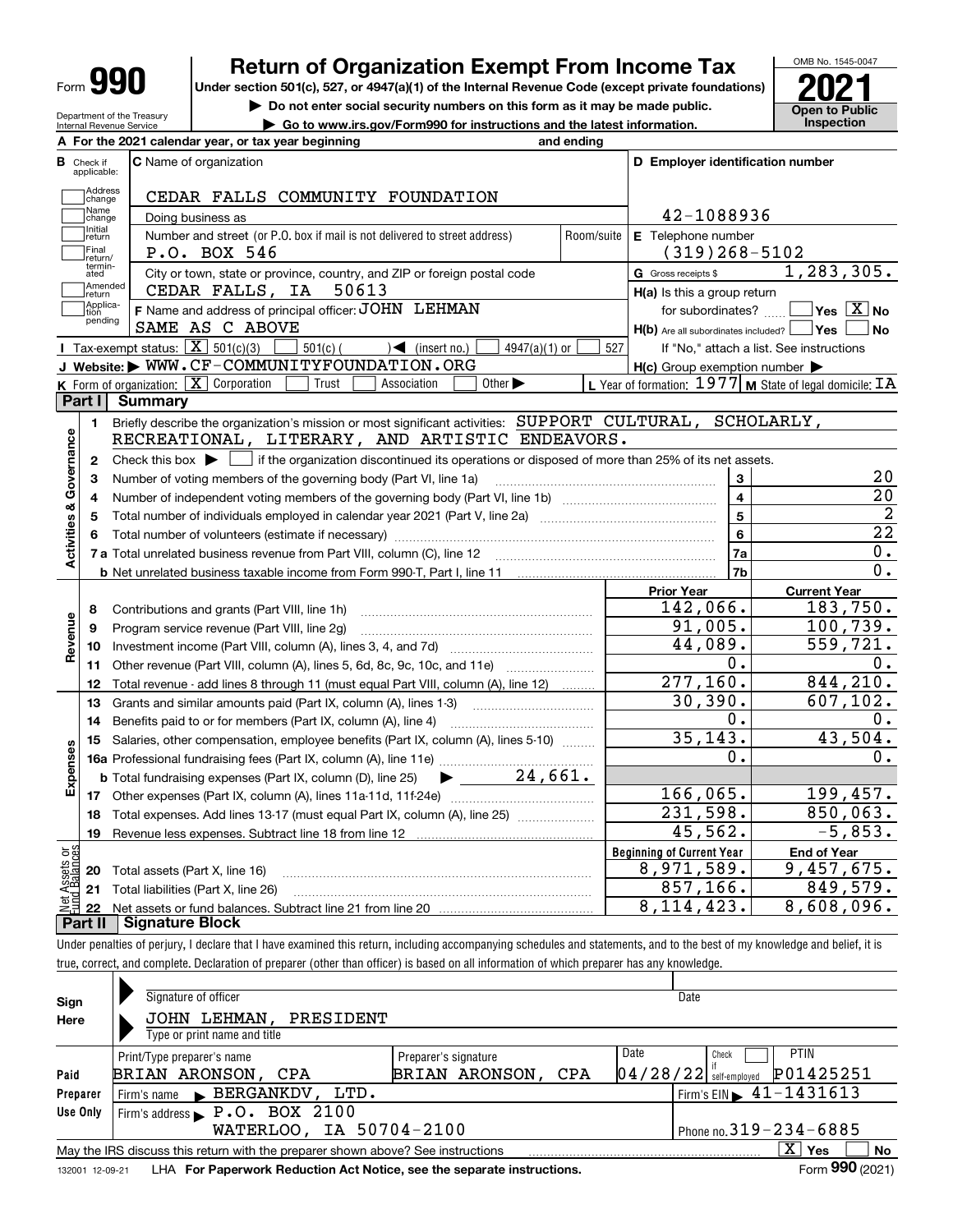# Form 990 — Return of Organization Exempt From Income Tax (2021)

Under section 501(c), 527, or 4947(a)(1) of the Internal Revenue Code (except private foundations)

▶ Do not enter social security numbers on this form as it may be made public.

▶ Go to www.irs.gov/Form990 for instructions and the latest information.

Department of the Treasury
Internal Revenue Service

OMB No. 1545-0047

**Open to Public Inspection**

**A** For the 2021 calendar year, or tax year beginning and ending

**B** Check if applicable: Address change, Name change, Initial return, Final return/terminated, Amended return, Application pending

**C** Name of organization: CEDAR FALLS COMMUNITY FOUNDATION

Doing business as

Number and street (or P.O. box if mail is not delivered to street address): P.O. BOX 546 Room/suite

City or town, state or province, country, and ZIP or foreign postal code: CEDAR FALLS, IA 50613

**D** Employer identification number: 42-1088936

**E** Telephone number: (319)268-5102

**G** Gross receipts $ 1,283,305.

**F** Name and address of principal officer: JOHN LEHMAN
SAME AS C ABOVE

**H(a)** Is this a group return for subordinates? Yes [ ] No [X]

**H(b)** Are all subordinates included? Yes [ ] No [ ]
If "No," attach a list. See instructions

**H(c)** Group exemption number ▶

**I** Tax-exempt status: [X] 501(c)(3) [ ] 501(c) ( ) ◀ (insert no.) [ ] 4947(a)(1) or [ ] 527

**J** Website: ▶ WWW.CF-COMMUNITYFOUNDATION.ORG

**K** Form of organization: [X] Corporation [ ] Trust [ ] Association [ ] Other ▶

**L** Year of formation: 1977 **M** State of legal domicile: IA

## Part I Summary

**Activities & Governance**

1. Briefly describe the organization's mission or most significant activities: SUPPORT CULTURAL, SCHOLARLY, RECREATIONAL, LITERARY, AND ARTISTIC ENDEAVORS.
2. Check this box ▶ [ ] if the organization discontinued its operations or disposed of more than 25% of its net assets.

| Line | Description | | Value |
|---|---|---|---|
| 3 | Number of voting members of the governing body (Part VI, line 1a) | 3 | 20 |
| 4 | Number of independent voting members of the governing body (Part VI, line 1b) | 4 | 20 |
| 5 | Total number of individuals employed in calendar year 2021 (Part V, line 2a) | 5 | 2 |
| 6 | Total number of volunteers (estimate if necessary) | 6 | 22 |
| 7a | Total unrelated business revenue from Part VIII, column (C), line 12 | 7a | 0. |
| 7b | Net unrelated business taxable income from Form 990-T, Part I, line 11 | 7b | 0. |

| Line | Description | Prior Year | Current Year |
|---|---|---|---|
| **Revenue** | | | |
| 8 | Contributions and grants (Part VIII, line 1h) | 142,066. | 183,750. |
| 9 | Program service revenue (Part VIII, line 2g) | 91,005. | 100,739. |
| 10 | Investment income (Part VIII, column (A), lines 3, 4, and 7d) | 44,089. | 559,721. |
| 11 | Other revenue (Part VIII, column (A), lines 5, 6d, 8c, 9c, 10c, and 11e) | 0. | 0. |
| 12 | Total revenue - add lines 8 through 11 (must equal Part VIII, column (A), line 12) | 277,160. | 844,210. |
| **Expenses** | | | |
| 13 | Grants and similar amounts paid (Part IX, column (A), lines 1-3) | 30,390. | 607,102. |
| 14 | Benefits paid to or for members (Part IX, column (A), line 4) | 0. | 0. |
| 15 | Salaries, other compensation, employee benefits (Part IX, column (A), lines 5-10) | 35,143. | 43,504. |
| 16a | Professional fundraising fees (Part IX, column (A), line 11e) | 0. | 0. |
| b | Total fundraising expenses (Part IX, column (D), line 25) ▶ 24,661. | | |
| 17 | Other expenses (Part IX, column (A), lines 11a-11d, 11f-24e) | 166,065. | 199,457. |
| 18 | Total expenses. Add lines 13-17 (must equal Part IX, column (A), line 25) | 231,598. | 850,063. |
| 19 | Revenue less expenses. Subtract line 18 from line 12 | 45,562. | -5,853. |

| Line | Net Assets or Fund Balances | Beginning of Current Year | End of Year |
|---|---|---|---|
| 20 | Total assets (Part X, line 16) | 8,971,589. | 9,457,675. |
| 21 | Total liabilities (Part X, line 26) | 857,166. | 849,579. |
| 22 | Net assets or fund balances. Subtract line 21 from line 20 | 8,114,423. | 8,608,096. |

## Part II Signature Block

Under penalties of perjury, I declare that I have examined this return, including accompanying schedules and statements, and to the best of my knowledge and belief, it is true, correct, and complete. Declaration of preparer (other than officer) is based on all information of which preparer has any knowledge.

**Sign Here**

Signature of officer — Date

JOHN LEHMAN, PRESIDENT
Type or print name and title

**Paid Preparer Use Only**

| Print/Type preparer's name | Preparer's signature | Date | Check if self-employed | PTIN |
|---|---|---|---|---|
| BRIAN ARONSON, CPA | BRIAN ARONSON, CPA | 04/28/22 | [ ] | P01425251 |

Firm's name ▶ BERGANKDV, LTD. — Firm's EIN ▶ 41-1431613

Firm's address ▶ P.O. BOX 2100, WATERLOO, IA 50704-2100 — Phone no. 319-234-6885

May the IRS discuss this return with the preparer shown above? See instructions [X] Yes [ ] No

132001 12-09-21 LHA For Paperwork Reduction Act Notice, see the separate instructions. Form 990 (2021)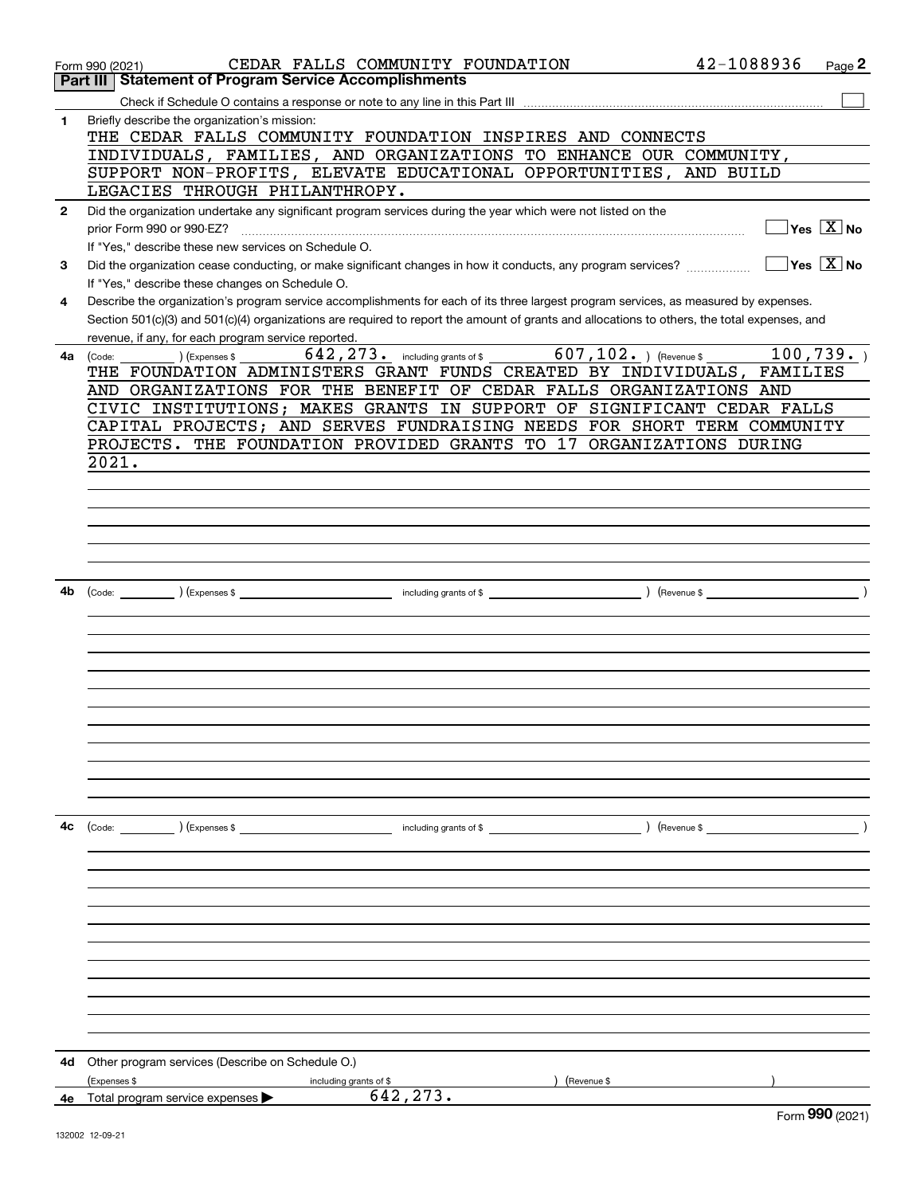Form 990 (2021) CEDAR FALLS COMMUNITY FOUNDATION 42-1088936

## Part III Statement of Program Service Accomplishments

Check if Schedule O contains a response or note to any line in this Part III ☐

**1** Briefly describe the organization's mission:

THE CEDAR FALLS COMMUNITY FOUNDATION INSPIRES AND CONNECTS INDIVIDUALS, FAMILIES, AND ORGANIZATIONS TO ENHANCE OUR COMMUNITY, SUPPORT NON-PROFITS, ELEVATE EDUCATIONAL OPPORTUNITIES, AND BUILD LEGACIES THROUGH PHILANTHROPY.

**2** Did the organization undertake any significant program services during the year which were not listed on the prior Form 990 or 990-EZ? ☐ Yes ☒ No

If "Yes," describe these new services on Schedule O.

**3** Did the organization cease conducting, or make significant changes in how it conducts, any program services? ☐ Yes ☒ No

If "Yes," describe these changes on Schedule O.

**4** Describe the organization's program service accomplishments for each of its three largest program services, as measured by expenses. Section 501(c)(3) and 501(c)(4) organizations are required to report the amount of grants and allocations to others, the total expenses, and revenue, if any, for each program service reported.

**4a** (Code: ) (Expenses $ 642,273. including grants of $ 607,102. ) (Revenue $ 100,739. )

THE FOUNDATION ADMINISTERS GRANT FUNDS CREATED BY INDIVIDUALS, FAMILIES AND ORGANIZATIONS FOR THE BENEFIT OF CEDAR FALLS ORGANIZATIONS AND CIVIC INSTITUTIONS; MAKES GRANTS IN SUPPORT OF SIGNIFICANT CEDAR FALLS CAPITAL PROJECTS; AND SERVES FUNDRAISING NEEDS FOR SHORT TERM COMMUNITY PROJECTS. THE FOUNDATION PROVIDED GRANTS TO 17 ORGANIZATIONS DURING 2021.

**4b** (Code: ) (Expenses $ including grants of $ ) (Revenue $ )

**4c** (Code: ) (Expenses $ including grants of $ ) (Revenue $ )

**4d** Other program services (Describe on Schedule O.)

(Expenses $ including grants of $ ) (Revenue $ )

**4e** Total program service expenses ▶ 642,273.

Form **990** (2021)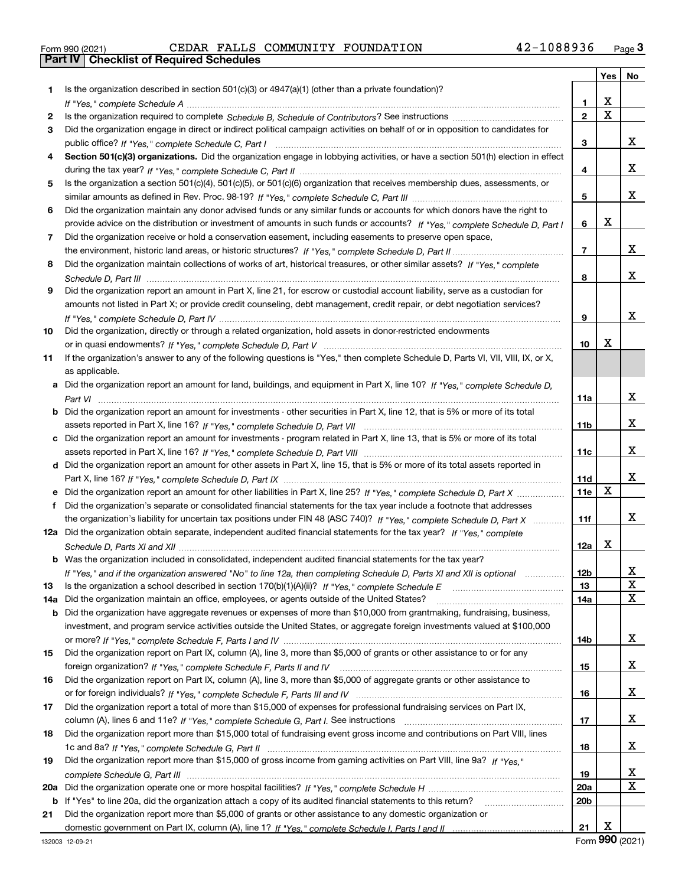Form 990 (2021) CEDAR FALLS COMMUNITY FOUNDATION 42-1088936

## Part IV | Checklist of Required Schedules

| | | | Yes | No |
|---|---|---|---|---|
| 1 | Is the organization described in section 501(c)(3) or 4947(a)(1) (other than a private foundation)? *If "Yes," complete Schedule A* | 1 | X | |
| 2 | Is the organization required to complete *Schedule B, Schedule of Contributors*? See instructions | 2 | X | |
| 3 | Did the organization engage in direct or indirect political campaign activities on behalf of or in opposition to candidates for public office? *If "Yes," complete Schedule C, Part I* | 3 | | X |
| 4 | **Section 501(c)(3) organizations.** Did the organization engage in lobbying activities, or have a section 501(h) election in effect during the tax year? *If "Yes," complete Schedule C, Part II* | 4 | | X |
| 5 | Is the organization a section 501(c)(4), 501(c)(5), or 501(c)(6) organization that receives membership dues, assessments, or similar amounts as defined in Rev. Proc. 98-19? *If "Yes," complete Schedule C, Part III* | 5 | | X |
| 6 | Did the organization maintain any donor advised funds or any similar funds or accounts for which donors have the right to provide advice on the distribution or investment of amounts in such funds or accounts? *If "Yes," complete Schedule D, Part I* | 6 | X | |
| 7 | Did the organization receive or hold a conservation easement, including easements to preserve open space, the environment, historic land areas, or historic structures? *If "Yes," complete Schedule D, Part II* | 7 | | X |
| 8 | Did the organization maintain collections of works of art, historical treasures, or other similar assets? *If "Yes," complete Schedule D, Part III* | 8 | | X |
| 9 | Did the organization report an amount in Part X, line 21, for escrow or custodial account liability, serve as a custodian for amounts not listed in Part X; or provide credit counseling, debt management, credit repair, or debt negotiation services? *If "Yes," complete Schedule D, Part IV* | 9 | | X |
| 10 | Did the organization, directly or through a related organization, hold assets in donor-restricted endowments or in quasi endowments? *If "Yes," complete Schedule D, Part V* | 10 | X | |
| 11 | If the organization's answer to any of the following questions is "Yes," then complete Schedule D, Parts VI, VII, VIII, IX, or X, as applicable. | | | |
| a | Did the organization report an amount for land, buildings, and equipment in Part X, line 10? *If "Yes," complete Schedule D, Part VI* | 11a | | X |
| b | Did the organization report an amount for investments - other securities in Part X, line 12, that is 5% or more of its total assets reported in Part X, line 16? *If "Yes," complete Schedule D, Part VII* | 11b | | X |
| c | Did the organization report an amount for investments - program related in Part X, line 13, that is 5% or more of its total assets reported in Part X, line 16? *If "Yes," complete Schedule D, Part VIII* | 11c | | X |
| d | Did the organization report an amount for other assets in Part X, line 15, that is 5% or more of its total assets reported in Part X, line 16? *If "Yes," complete Schedule D, Part IX* | 11d | | X |
| e | Did the organization report an amount for other liabilities in Part X, line 25? *If "Yes," complete Schedule D, Part X* | 11e | X | |
| f | Did the organization's separate or consolidated financial statements for the tax year include a footnote that addresses the organization's liability for uncertain tax positions under FIN 48 (ASC 740)? *If "Yes," complete Schedule D, Part X* | 11f | | X |
| 12a | Did the organization obtain separate, independent audited financial statements for the tax year? *If "Yes," complete Schedule D, Parts XI and XII* | 12a | X | |
| b | Was the organization included in consolidated, independent audited financial statements for the tax year? *If "Yes," and if the organization answered "No" to line 12a, then completing Schedule D, Parts XI and XII is optional* | 12b | | X |
| 13 | Is the organization a school described in section 170(b)(1)(A)(ii)? *If "Yes," complete Schedule E* | 13 | | X |
| 14a | Did the organization maintain an office, employees, or agents outside of the United States? | 14a | | X |
| b | Did the organization have aggregate revenues or expenses of more than $10,000 from grantmaking, fundraising, business, investment, and program service activities outside the United States, or aggregate foreign investments valued at $100,000 or more? *If "Yes," complete Schedule F, Parts I and IV* | 14b | | X |
| 15 | Did the organization report on Part IX, column (A), line 3, more than $5,000 of grants or other assistance to or for any foreign organization? *If "Yes," complete Schedule F, Parts II and IV* | 15 | | X |
| 16 | Did the organization report on Part IX, column (A), line 3, more than $5,000 of aggregate grants or other assistance to or for foreign individuals? *If "Yes," complete Schedule F, Parts III and IV* | 16 | | X |
| 17 | Did the organization report a total of more than $15,000 of expenses for professional fundraising services on Part IX, column (A), lines 6 and 11e? *If "Yes," complete Schedule G, Part I.* See instructions | 17 | | X |
| 18 | Did the organization report more than $15,000 total of fundraising event gross income and contributions on Part VIII, lines 1c and 8a? *If "Yes," complete Schedule G, Part II* | 18 | | X |
| 19 | Did the organization report more than $15,000 of gross income from gaming activities on Part VIII, line 9a? *If "Yes," complete Schedule G, Part III* | 19 | | X |
| 20a | Did the organization operate one or more hospital facilities? *If "Yes," complete Schedule H* | 20a | | X |
| b | If "Yes" to line 20a, did the organization attach a copy of its audited financial statements to this return? | 20b | | |
| 21 | Did the organization report more than $5,000 of grants or other assistance to any domestic organization or domestic government on Part IX, column (A), line 1? *If "Yes," complete Schedule I, Parts I and II* | 21 | X | |

132003 12-09-21 Form **990** (2021)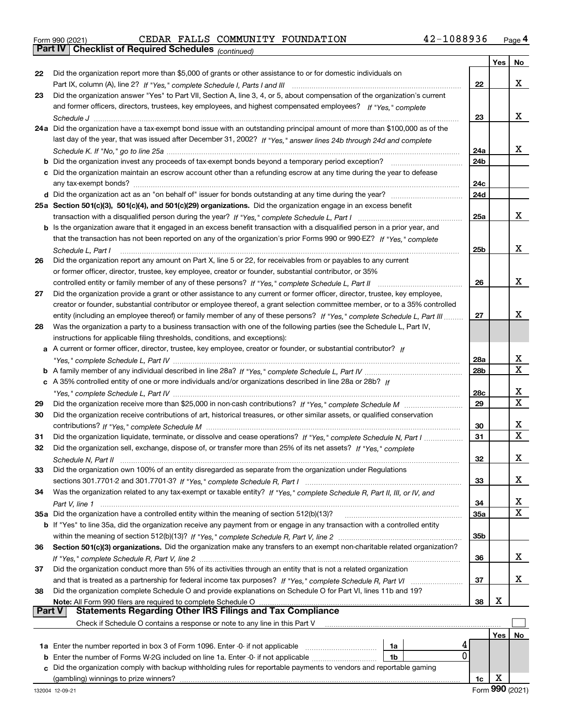Form 990 (2021) CEDAR FALLS COMMUNITY FOUNDATION 42-1088936 Page 4

## Part IV Checklist of Required Schedules *(continued)*

| | | | Yes | No |
|---|---|---|---|---|
| 22 | Did the organization report more than $5,000 of grants or other assistance to or for domestic individuals on Part IX, column (A), line 2? *If "Yes," complete Schedule I, Parts I and III* | 22 | | X |
| 23 | Did the organization answer "Yes" to Part VII, Section A, line 3, 4, or 5, about compensation of the organization's current and former officers, directors, trustees, key employees, and highest compensated employees? *If "Yes," complete Schedule J* | 23 | | X |
| 24a | Did the organization have a tax-exempt bond issue with an outstanding principal amount of more than $100,000 as of the last day of the year, that was issued after December 31, 2002? *If "Yes," answer lines 24b through 24d and complete Schedule K. If "No," go to line 25a* | 24a | | X |
| b | Did the organization invest any proceeds of tax-exempt bonds beyond a temporary period exception? | 24b | | |
| c | Did the organization maintain an escrow account other than a refunding escrow at any time during the year to defease any tax-exempt bonds? | 24c | | |
| d | Did the organization act as an "on behalf of" issuer for bonds outstanding at any time during the year? | 24d | | |
| 25a | **Section 501(c)(3), 501(c)(4), and 501(c)(29) organizations.** Did the organization engage in an excess benefit transaction with a disqualified person during the year? *If "Yes," complete Schedule L, Part I* | 25a | | X |
| b | Is the organization aware that it engaged in an excess benefit transaction with a disqualified person in a prior year, and that the transaction has not been reported on any of the organization's prior Forms 990 or 990-EZ? *If "Yes," complete Schedule L, Part I* | 25b | | X |
| 26 | Did the organization report any amount on Part X, line 5 or 22, for receivables from or payables to any current or former officer, director, trustee, key employee, creator or founder, substantial contributor, or 35% controlled entity or family member of any of these persons? *If "Yes," complete Schedule L, Part II* | 26 | | X |
| 27 | Did the organization provide a grant or other assistance to any current or former officer, director, trustee, key employee, creator or founder, substantial contributor or employee thereof, a grant selection committee member, or to a 35% controlled entity (including an employee thereof) or family member of any of these persons? *If "Yes," complete Schedule L, Part III* | 27 | | X |
| 28 | Was the organization a party to a business transaction with one of the following parties (see the Schedule L, Part IV, instructions for applicable filing thresholds, conditions, and exceptions): | | | |
| a | A current or former officer, director, trustee, key employee, creator or founder, or substantial contributor? *If "Yes," complete Schedule L, Part IV* | 28a | | X |
| b | A family member of any individual described in line 28a? *If "Yes," complete Schedule L, Part IV* | 28b | | X |
| c | A 35% controlled entity of one or more individuals and/or organizations described in line 28a or 28b? *If "Yes," complete Schedule L, Part IV* | 28c | | X |
| 29 | Did the organization receive more than $25,000 in non-cash contributions? *If "Yes," complete Schedule M* | 29 | | X |
| 30 | Did the organization receive contributions of art, historical treasures, or other similar assets, or qualified conservation contributions? *If "Yes," complete Schedule M* | 30 | | X |
| 31 | Did the organization liquidate, terminate, or dissolve and cease operations? *If "Yes," complete Schedule N, Part I* | 31 | | X |
| 32 | Did the organization sell, exchange, dispose of, or transfer more than 25% of its net assets? *If "Yes," complete Schedule N, Part II* | 32 | | X |
| 33 | Did the organization own 100% of an entity disregarded as separate from the organization under Regulations sections 301.7701-2 and 301.7701-3? *If "Yes," complete Schedule R, Part I* | 33 | | X |
| 34 | Was the organization related to any tax-exempt or taxable entity? *If "Yes," complete Schedule R, Part II, III, or IV, and Part V, line 1* | 34 | | X |
| 35a | Did the organization have a controlled entity within the meaning of section 512(b)(13)? | 35a | | X |
| b | If "Yes" to line 35a, did the organization receive any payment from or engage in any transaction with a controlled entity within the meaning of section 512(b)(13)? *If "Yes," complete Schedule R, Part V, line 2* | 35b | | |
| 36 | **Section 501(c)(3) organizations.** Did the organization make any transfers to an exempt non-charitable related organization? *If "Yes," complete Schedule R, Part V, line 2* | 36 | | X |
| 37 | Did the organization conduct more than 5% of its activities through an entity that is not a related organization and that is treated as a partnership for federal income tax purposes? *If "Yes," complete Schedule R, Part VI* | 37 | | X |
| 38 | Did the organization complete Schedule O and provide explanations on Schedule O for Part VI, lines 11b and 19? **Note:** All Form 990 filers are required to complete Schedule O | 38 | X | |

## Part V Statements Regarding Other IRS Filings and Tax Compliance

Check if Schedule O contains a response or note to any line in this Part V ☐

| | | | | | Yes | No |
|---|---|---|---|---|---|---|
| 1a | Enter the number reported in box 3 of Form 1096. Enter -0- if not applicable | 1a | 4 | | | |
| b | Enter the number of Forms W-2G included on line 1a. Enter -0- if not applicable | 1b | 0 | | | |
| c | Did the organization comply with backup withholding rules for reportable payments to vendors and reportable gaming (gambling) winnings to prize winners? | | | 1c | X | |

132004 12-09-21 Form 990 (2021)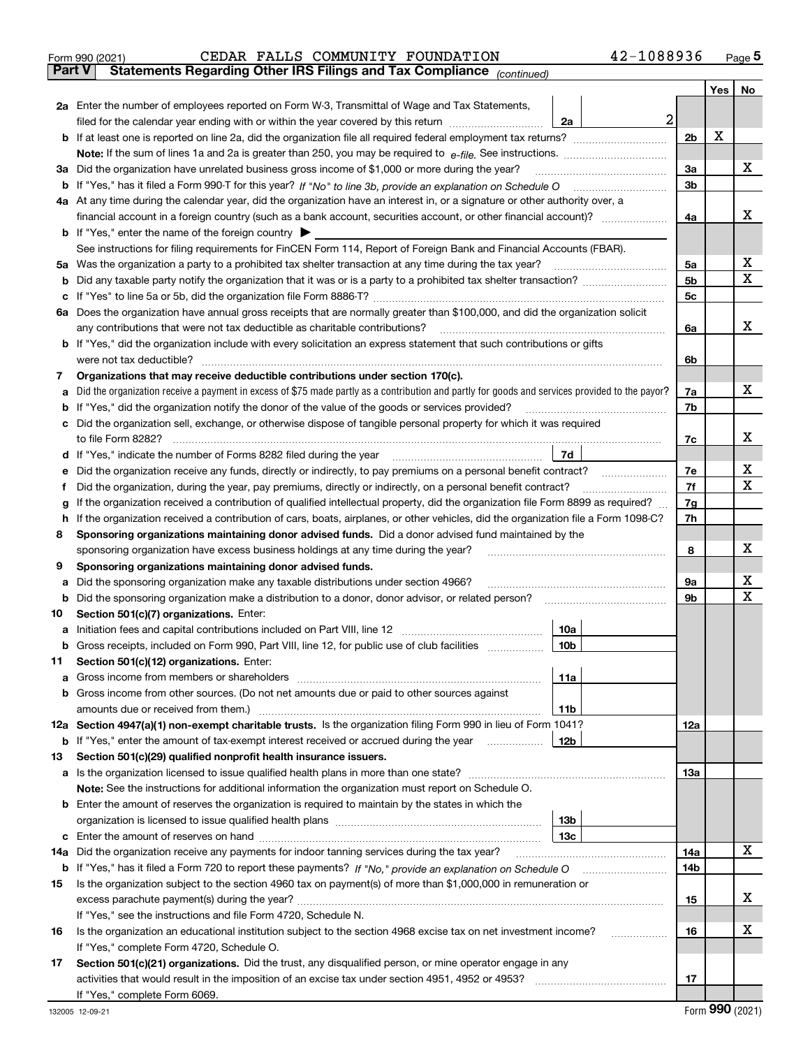Form 990 (2021) CEDAR FALLS COMMUNITY FOUNDATION 42-1088936

**Part V Statements Regarding Other IRS Filings and Tax Compliance** *(continued)*

| | | | | | Yes | No |
|---|---|---|---|---|---|---|
| **2a** | Enter the number of employees reported on Form W-3, Transmittal of Wage and Tax Statements, filed for the calendar year ending with or within the year covered by this return | 2a | 2 | | | |
| **b** | If at least one is reported on line 2a, did the organization file all required federal employment tax returns? | | | 2b | X | |
| | Note: If the sum of lines 1a and 2a is greater than 250, you may be required to *e-file*. See instructions. | | | | | |
| **3a** | Did the organization have unrelated business gross income of $1,000 or more during the year? | | | 3a | | X |
| **b** | If "Yes," has it filed a Form 990-T for this year? *If "No" to line 3b, provide an explanation on Schedule O* | | | 3b | | |
| **4a** | At any time during the calendar year, did the organization have an interest in, or a signature or other authority over, a financial account in a foreign country (such as a bank account, securities account, or other financial account)? | | | 4a | | X |
| **b** | If "Yes," enter the name of the foreign country ▶ | | | | | |
| | See instructions for filing requirements for FinCEN Form 114, Report of Foreign Bank and Financial Accounts (FBAR). | | | | | |
| **5a** | Was the organization a party to a prohibited tax shelter transaction at any time during the tax year? | | | 5a | | X |
| **b** | Did any taxable party notify the organization that it was or is a party to a prohibited tax shelter transaction? | | | 5b | | X |
| **c** | If "Yes" to line 5a or 5b, did the organization file Form 8886-T? | | | 5c | | |
| **6a** | Does the organization have annual gross receipts that are normally greater than $100,000, and did the organization solicit any contributions that were not tax deductible as charitable contributions? | | | 6a | | X |
| **b** | If "Yes," did the organization include with every solicitation an express statement that such contributions or gifts were not tax deductible? | | | 6b | | |
| **7** | **Organizations that may receive deductible contributions under section 170(c).** | | | | | |
| **a** | Did the organization receive a payment in excess of $75 made partly as a contribution and partly for goods and services provided to the payor? | | | 7a | | X |
| **b** | If "Yes," did the organization notify the donor of the value of the goods or services provided? | | | 7b | | |
| **c** | Did the organization sell, exchange, or otherwise dispose of tangible personal property for which it was required to file Form 8282? | | | 7c | | X |
| **d** | If "Yes," indicate the number of Forms 8282 filed during the year | 7d | | | | |
| **e** | Did the organization receive any funds, directly or indirectly, to pay premiums on a personal benefit contract? | | | 7e | | X |
| **f** | Did the organization, during the year, pay premiums, directly or indirectly, on a personal benefit contract? | | | 7f | | X |
| **g** | If the organization received a contribution of qualified intellectual property, did the organization file Form 8899 as required? | | | 7g | | |
| **h** | If the organization received a contribution of cars, boats, airplanes, or other vehicles, did the organization file a Form 1098-C? | | | 7h | | |
| **8** | **Sponsoring organizations maintaining donor advised funds.** Did a donor advised fund maintained by the sponsoring organization have excess business holdings at any time during the year? | | | 8 | | X |
| **9** | **Sponsoring organizations maintaining donor advised funds.** | | | | | |
| **a** | Did the sponsoring organization make any taxable distributions under section 4966? | | | 9a | | X |
| **b** | Did the sponsoring organization make a distribution to a donor, donor advisor, or related person? | | | 9b | | X |
| **10** | **Section 501(c)(7) organizations.** Enter: | | | | | |
| **a** | Initiation fees and capital contributions included on Part VIII, line 12 | 10a | | | | |
| **b** | Gross receipts, included on Form 990, Part VIII, line 12, for public use of club facilities | 10b | | | | |
| **11** | **Section 501(c)(12) organizations.** Enter: | | | | | |
| **a** | Gross income from members or shareholders | 11a | | | | |
| **b** | Gross income from other sources. (Do not net amounts due or paid to other sources against amounts due or received from them.) | 11b | | | | |
| **12a** | **Section 4947(a)(1) non-exempt charitable trusts.** Is the organization filing Form 990 in lieu of Form 1041? | | | 12a | | |
| **b** | If "Yes," enter the amount of tax-exempt interest received or accrued during the year | 12b | | | | |
| **13** | **Section 501(c)(29) qualified nonprofit health insurance issuers.** | | | | | |
| **a** | Is the organization licensed to issue qualified health plans in more than one state? | | | 13a | | |
| | Note: See the instructions for additional information the organization must report on Schedule O. | | | | | |
| **b** | Enter the amount of reserves the organization is required to maintain by the states in which the organization is licensed to issue qualified health plans | 13b | | | | |
| **c** | Enter the amount of reserves on hand | 13c | | | | |
| **14a** | Did the organization receive any payments for indoor tanning services during the tax year? | | | 14a | | X |
| **b** | If "Yes," has it filed a Form 720 to report these payments? *If "No," provide an explanation on Schedule O* | | | 14b | | |
| **15** | Is the organization subject to the section 4960 tax on payment(s) of more than $1,000,000 in remuneration or excess parachute payment(s) during the year? | | | 15 | | X |
| | If "Yes," see the instructions and file Form 4720, Schedule N. | | | | | |
| **16** | Is the organization an educational institution subject to the section 4968 excise tax on net investment income? | | | 16 | | X |
| | If "Yes," complete Form 4720, Schedule O. | | | | | |
| **17** | **Section 501(c)(21) organizations.** Did the trust, any disqualified person, or mine operator engage in any activities that would result in the imposition of an excise tax under section 4951, 4952 or 4953? | | | 17 | | |
| | If "Yes," complete Form 6069. | | | | | |

132005 12-09-21 Form **990** (2021)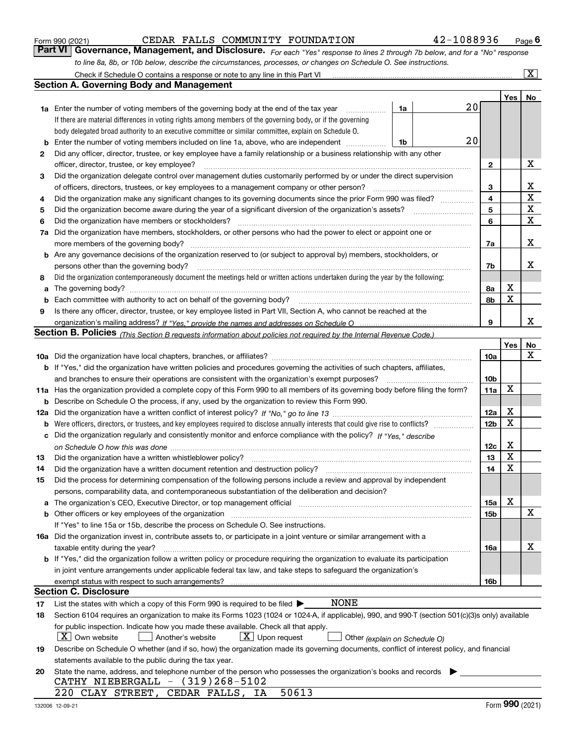Form 990 (2021) CEDAR FALLS COMMUNITY FOUNDATION 42-1088936

## Part VI Governance, Management, and Disclosure.

*For each "Yes" response to lines 2 through 7b below, and for a "No" response to line 8a, 8b, or 10b below, describe the circumstances, processes, or changes on Schedule O. See instructions.*

Check if Schedule O contains a response or note to any line in this Part VI ..... [X]

### Section A. Governing Body and Management

| | | | | Yes | No |
|---|---|---|---|---|---|
| **1a** | Enter the number of voting members of the governing body at the end of the tax year ..... **1a** 20. If there are material differences in voting rights among members of the governing body, or if the governing body delegated broad authority to an executive committee or similar committee, explain on Schedule O. | | | | |
| **b** | Enter the number of voting members included on line 1a, above, who are independent ..... **1b** 20 | | | | |
| **2** | Did any officer, director, trustee, or key employee have a family relationship or a business relationship with any other officer, director, trustee, or key employee? | **2** | | | X |
| **3** | Did the organization delegate control over management duties customarily performed by or under the direct supervision of officers, directors, trustees, or key employees to a management company or other person? | **3** | | | X |
| **4** | Did the organization make any significant changes to its governing documents since the prior Form 990 was filed? | **4** | | | X |
| **5** | Did the organization become aware during the year of a significant diversion of the organization's assets? | **5** | | | X |
| **6** | Did the organization have members or stockholders? | **6** | | | X |
| **7a** | Did the organization have members, stockholders, or other persons who had the power to elect or appoint one or more members of the governing body? | **7a** | | | X |
| **b** | Are any governance decisions of the organization reserved to (or subject to approval by) members, stockholders, or persons other than the governing body? | **7b** | | | X |
| **8** | Did the organization contemporaneously document the meetings held or written actions undertaken during the year by the following: | | | | |
| **a** | The governing body? | **8a** | | X | |
| **b** | Each committee with authority to act on behalf of the governing body? | **8b** | | X | |
| **9** | Is there any officer, director, trustee, or key employee listed in Part VII, Section A, who cannot be reached at the organization's mailing address? *If "Yes," provide the names and addresses on Schedule O* | **9** | | | X |

### Section B. Policies *(This Section B requests information about policies not required by the Internal Revenue Code.)*

| | | | Yes | No |
|---|---|---|---|---|
| **10a** | Did the organization have local chapters, branches, or affiliates? | **10a** | | X |
| **b** | If "Yes," did the organization have written policies and procedures governing the activities of such chapters, affiliates, and branches to ensure their operations are consistent with the organization's exempt purposes? | **10b** | | |
| **11a** | Has the organization provided a complete copy of this Form 990 to all members of its governing body before filing the form? | **11a** | X | |
| **b** | Describe on Schedule O the process, if any, used by the organization to review this Form 990. | | | |
| **12a** | Did the organization have a written conflict of interest policy? *If "No," go to line 13* | **12a** | X | |
| **b** | Were officers, directors, or trustees, and key employees required to disclose annually interests that could give rise to conflicts? | **12b** | X | |
| **c** | Did the organization regularly and consistently monitor and enforce compliance with the policy? *If "Yes," describe on Schedule O how this was done* | **12c** | X | |
| **13** | Did the organization have a written whistleblower policy? | **13** | X | |
| **14** | Did the organization have a written document retention and destruction policy? | **14** | X | |
| **15** | Did the process for determining compensation of the following persons include a review and approval by independent persons, comparability data, and contemporaneous substantiation of the deliberation and decision? | | | |
| **a** | The organization's CEO, Executive Director, or top management official | **15a** | X | |
| **b** | Other officers or key employees of the organization | **15b** | | X |
| | If "Yes" to line 15a or 15b, describe the process on Schedule O. See instructions. | | | |
| **16a** | Did the organization invest in, contribute assets to, or participate in a joint venture or similar arrangement with a taxable entity during the year? | **16a** | | X |
| **b** | If "Yes," did the organization follow a written policy or procedure requiring the organization to evaluate its participation in joint venture arrangements under applicable federal tax law, and take steps to safeguard the organization's exempt status with respect to such arrangements? | **16b** | | |

### Section C. Disclosure

**17** List the states with which a copy of this Form 990 is required to be filed ▶ NONE

**18** Section 6104 requires an organization to make its Forms 1023 (1024 or 1024-A, if applicable), 990, and 990-T (section 501(c)(3)s only) available for public inspection. Indicate how you made these available. Check all that apply.

[X] Own website [ ] Another's website [X] Upon request [ ] Other *(explain on Schedule O)*

**19** Describe on Schedule O whether (and if so, how) the organization made its governing documents, conflict of interest policy, and financial statements available to the public during the tax year.

**20** State the name, address, and telephone number of the person who possesses the organization's books and records ▶

CATHY NIEBERGALL - (319)268-5102
220 CLAY STREET, CEDAR FALLS, IA 50613

132006 12-09-21 Form **990** (2021)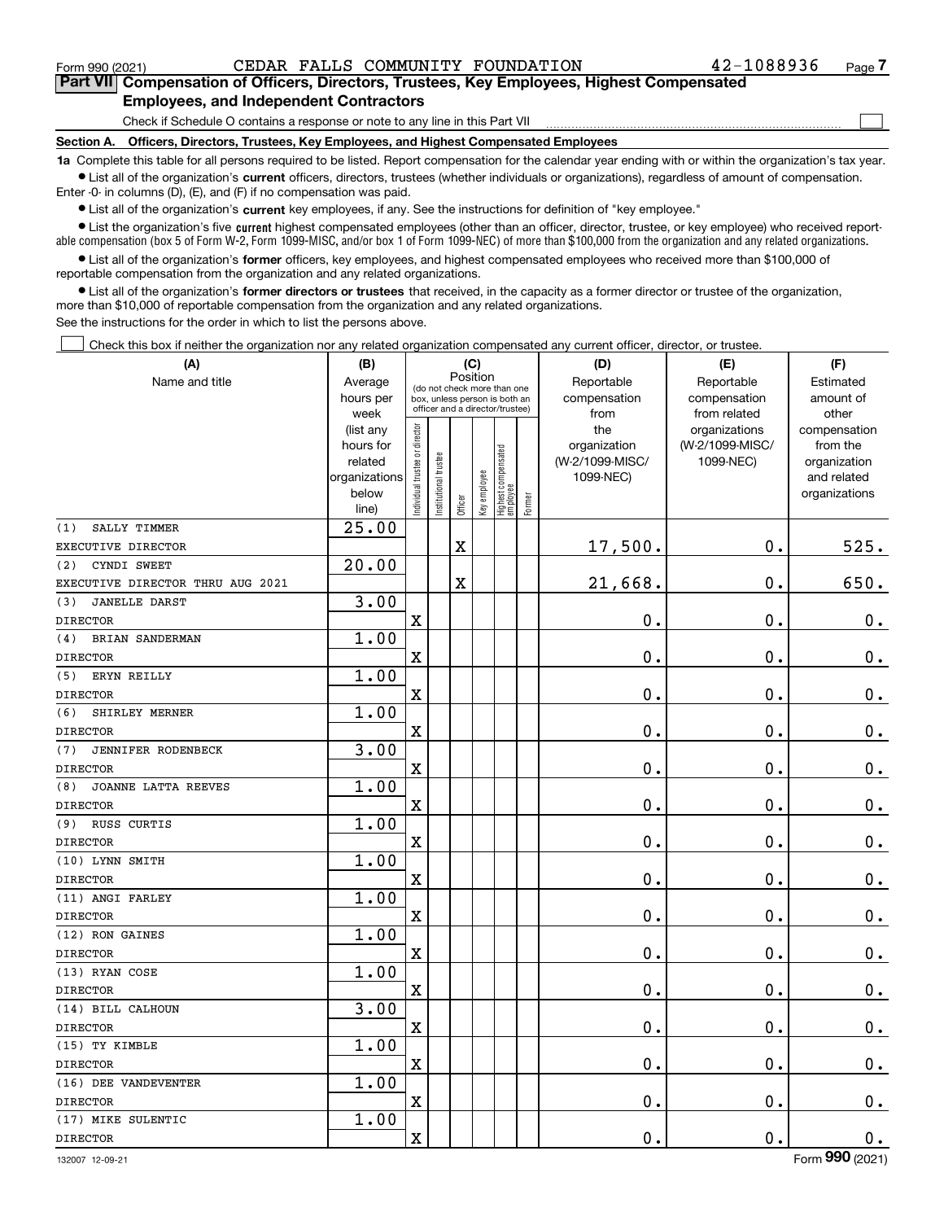Form 990 (2021) CEDAR FALLS COMMUNITY FOUNDATION 42-1088936

## Part VII Compensation of Officers, Directors, Trustees, Key Employees, Highest Compensated Employees, and Independent Contractors

Check if Schedule O contains a response or note to any line in this Part VII

### Section A. Officers, Directors, Trustees, Key Employees, and Highest Compensated Employees

**1a** Complete this table for all persons required to be listed. Report compensation for the calendar year ending with or within the organization's tax year.

- List all of the organization's **current** officers, directors, trustees (whether individuals or organizations), regardless of amount of compensation. Enter -0- in columns (D), (E), and (F) if no compensation was paid.
- List all of the organization's **current** key employees, if any. See the instructions for definition of "key employee."
- List the organization's five **current** highest compensated employees (other than an officer, director, trustee, or key employee) who received reportable compensation (box 5 of Form W-2, Form 1099-MISC, and/or box 1 of Form 1099-NEC) of more than $100,000 from the organization and any related organizations.
- List all of the organization's **former** officers, key employees, and highest compensated employees who received more than $100,000 of reportable compensation from the organization and any related organizations.
- List all of the organization's **former directors or trustees** that received, in the capacity as a former director or trustee of the organization, more than $10,000 of reportable compensation from the organization and any related organizations.

See the instructions for the order in which to list the persons above.

Check this box if neither the organization nor any related organization compensated any current officer, director, or trustee.

| (A) Name and title | (B) Average hours per week (list any hours for related organizations below line) | (C) Position: Individual trustee or director | Institutional trustee | Officer | Key employee | Highest compensated employee | Former | (D) Reportable compensation from the organization (W-2/1099-MISC/1099-NEC) | (E) Reportable compensation from related organizations (W-2/1099-MISC/1099-NEC) | (F) Estimated amount of other compensation from the organization and related organizations |
|---|---|---|---|---|---|---|---|---|---|---|
| (1) SALLY TIMMER<br>EXECUTIVE DIRECTOR | 25.00 | | | X | | | | 17,500. | 0. | 525. |
| (2) CYNDI SWEET<br>EXECUTIVE DIRECTOR THRU AUG 2021 | 20.00 | | | X | | | | 21,668. | 0. | 650. |
| (3) JANELLE DARST<br>DIRECTOR | 3.00 | X | | | | | | 0. | 0. | 0. |
| (4) BRIAN SANDERMAN<br>DIRECTOR | 1.00 | X | | | | | | 0. | 0. | 0. |
| (5) ERYN REILLY<br>DIRECTOR | 1.00 | X | | | | | | 0. | 0. | 0. |
| (6) SHIRLEY MERNER<br>DIRECTOR | 1.00 | X | | | | | | 0. | 0. | 0. |
| (7) JENNIFER RODENBECK<br>DIRECTOR | 3.00 | X | | | | | | 0. | 0. | 0. |
| (8) JOANNE LATTA REEVES<br>DIRECTOR | 1.00 | X | | | | | | 0. | 0. | 0. |
| (9) RUSS CURTIS<br>DIRECTOR | 1.00 | X | | | | | | 0. | 0. | 0. |
| (10) LYNN SMITH<br>DIRECTOR | 1.00 | X | | | | | | 0. | 0. | 0. |
| (11) ANGI FARLEY<br>DIRECTOR | 1.00 | X | | | | | | 0. | 0. | 0. |
| (12) RON GAINES<br>DIRECTOR | 1.00 | X | | | | | | 0. | 0. | 0. |
| (13) RYAN COSE<br>DIRECTOR | 1.00 | X | | | | | | 0. | 0. | 0. |
| (14) BILL CALHOUN<br>DIRECTOR | 3.00 | X | | | | | | 0. | 0. | 0. |
| (15) TY KIMBLE<br>DIRECTOR | 1.00 | X | | | | | | 0. | 0. | 0. |
| (16) DEE VANDEVENTER<br>DIRECTOR | 1.00 | X | | | | | | 0. | 0. | 0. |
| (17) MIKE SULENTIC<br>DIRECTOR | 1.00 | X | | | | | | 0. | 0. | 0. |

132007 12-09-21 Form 990 (2021)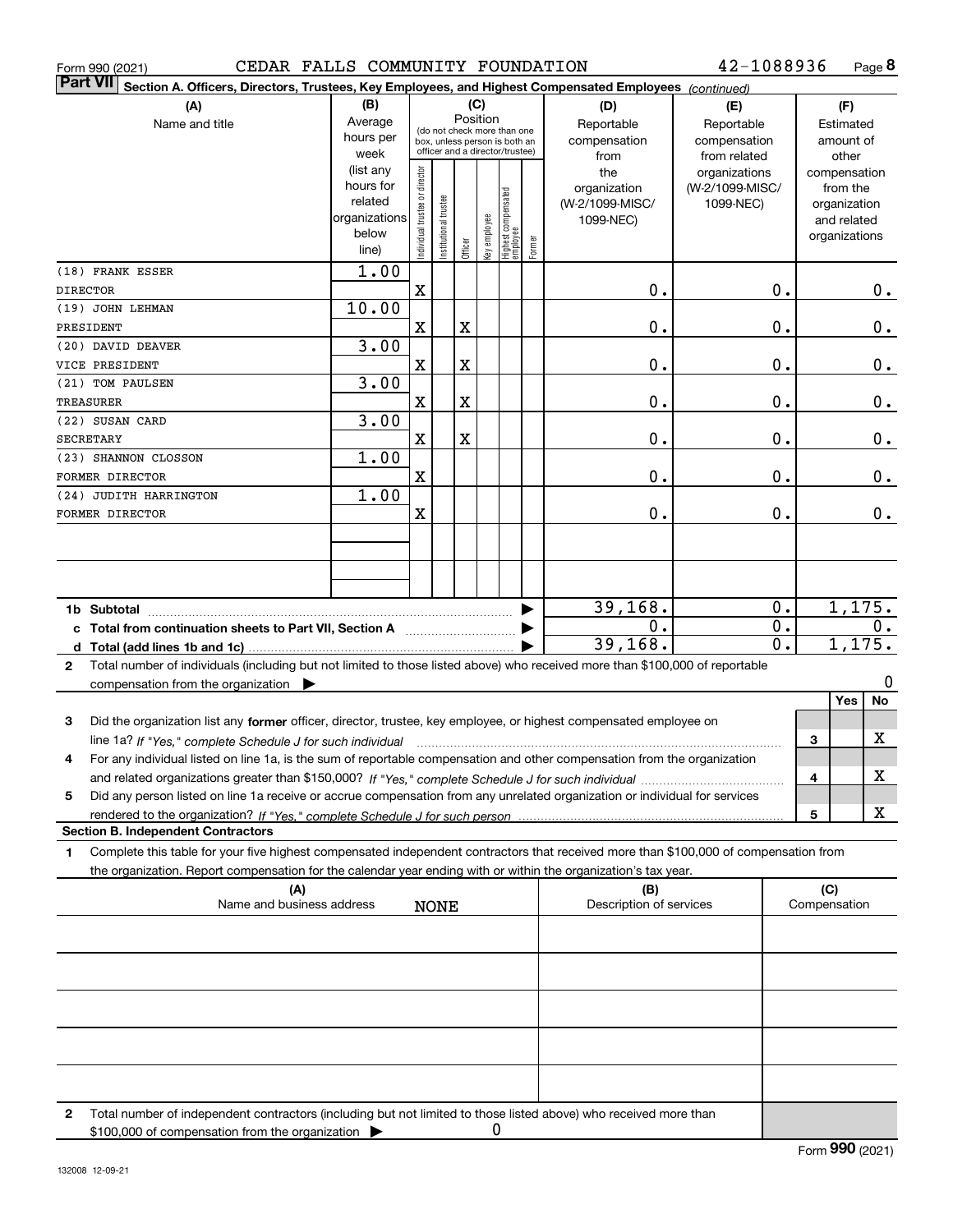Form 990 (2021) CEDAR FALLS COMMUNITY FOUNDATION 42-1088936

**Part VII** Section A. Officers, Directors, Trustees, Key Employees, and Highest Compensated Employees *(continued)*

| (A) Name and title | (B) Average hours per week (list any hours for related organizations below line) | (C) Position: Individual trustee or director | Institutional trustee | Officer | Key employee | Highest compensated employee | Former | (D) Reportable compensation from the organization (W-2/1099-MISC/1099-NEC) | (E) Reportable compensation from related organizations (W-2/1099-MISC/1099-NEC) | (F) Estimated amount of other compensation from the organization and related organizations |
|---|---|---|---|---|---|---|---|---|---|---|
| (18) FRANK ESSER DIRECTOR | 1.00 | X | | | | | | 0. | 0. | 0. |
| (19) JOHN LEHMAN PRESIDENT | 10.00 | X | | X | | | | 0. | 0. | 0. |
| (20) DAVID DEAVER VICE PRESIDENT | 3.00 | X | | X | | | | 0. | 0. | 0. |
| (21) TOM PAULSEN TREASURER | 3.00 | X | | X | | | | 0. | 0. | 0. |
| (22) SUSAN CARD SECRETARY | 3.00 | X | | X | | | | 0. | 0. | 0. |
| (23) SHANNON CLOSSON FORMER DIRECTOR | 1.00 | X | | | | | | 0. | 0. | 0. |
| (24) JUDITH HARRINGTON FORMER DIRECTOR | 1.00 | X | | | | | | 0. | 0. | 0. |
| | | | | | | | | | | |
| | | | | | | | | | | |
| **1b Subtotal** | | | | | | | | 39,168. | 0. | 1,175. |
| **c Total from continuation sheets to Part VII, Section A** | | | | | | | | 0. | 0. | 0. |
| **d Total (add lines 1b and 1c)** | | | | | | | | 39,168. | 0. | 1,175. |

2 Total number of individuals (including but not limited to those listed above) who received more than $100,000 of reportable compensation from the organization ▶ 0

| | | Yes | No |
|---|---|---|---|
| 3 Did the organization list any **former** officer, director, trustee, key employee, or highest compensated employee on line 1a? *If "Yes," complete Schedule J for such individual* | 3 | | X |
| 4 For any individual listed on line 1a, is the sum of reportable compensation and other compensation from the organization and related organizations greater than $150,000? *If "Yes," complete Schedule J for such individual* | 4 | | X |
| 5 Did any person listed on line 1a receive or accrue compensation from any unrelated organization or individual for services rendered to the organization? *If "Yes," complete Schedule J for such person* | 5 | | X |

**Section B. Independent Contractors**

1 Complete this table for your five highest compensated independent contractors that received more than $100,000 of compensation from the organization. Report compensation for the calendar year ending with or within the organization's tax year.

| (A) Name and business address | (B) Description of services | (C) Compensation |
|---|---|---|
| NONE | | |
| | | |
| | | |
| | | |
| | | |

2 Total number of independent contractors (including but not limited to those listed above) who received more than $100,000 of compensation from the organization ▶ 0

Form **990** (2021)

132008 12-09-21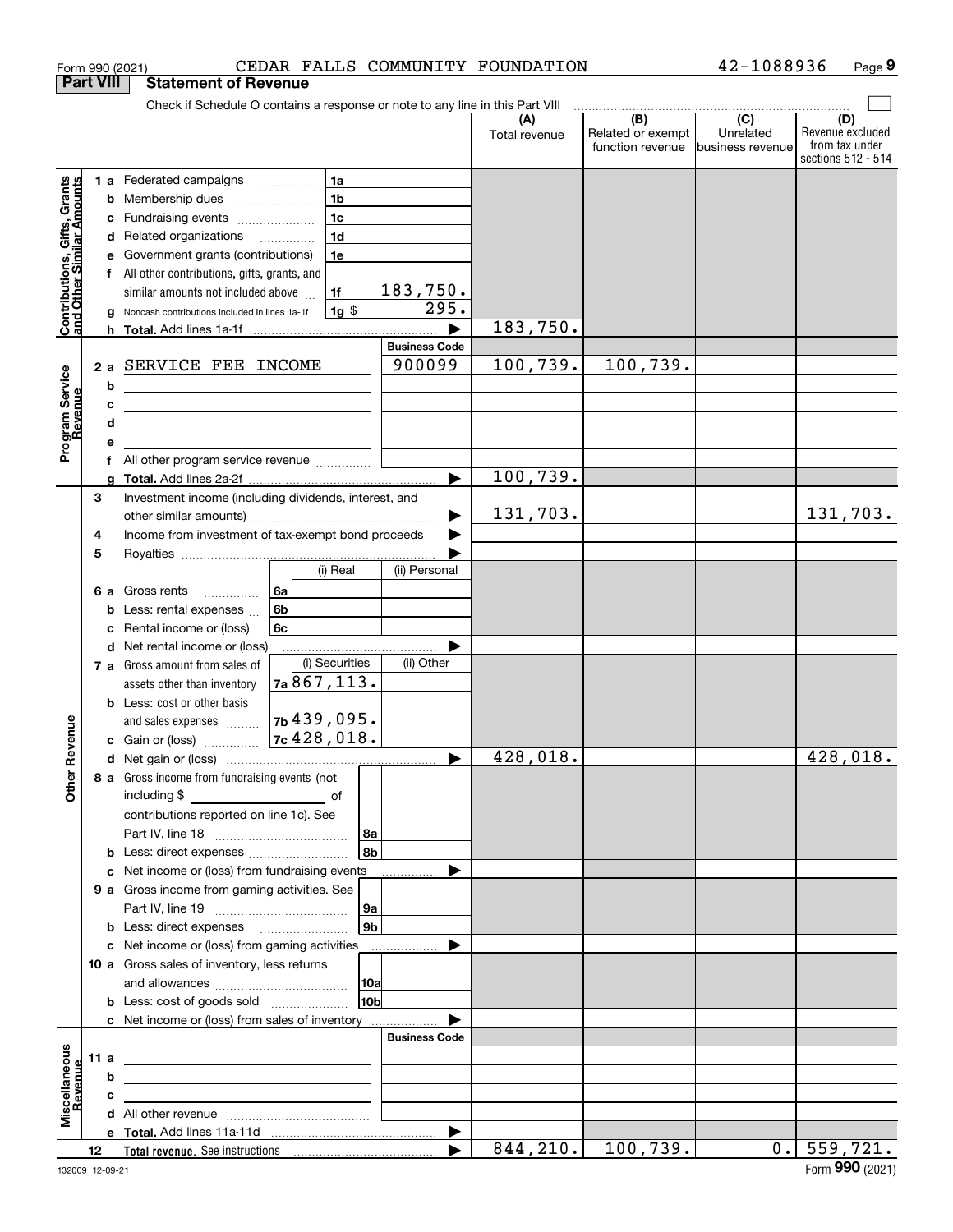Form 990 (2021) CEDAR FALLS COMMUNITY FOUNDATION 42-1088936

## Part VIII Statement of Revenue

Check if Schedule O contains a response or note to any line in this Part VIII

| | | | | (A) Total revenue | (B) Related or exempt function revenue | (C) Unrelated business revenue | (D) Revenue excluded from tax under sections 512 - 514 |
|---|---|---|---|---|---|---|---|
| **Contributions, Gifts, Grants and Other Similar Amounts** | 1 a Federated campaigns | 1a | | | | | |
| | b Membership dues | 1b | | | | | |
| | c Fundraising events | 1c | | | | | |
| | d Related organizations | 1d | | | | | |
| | e Government grants (contributions) | 1e | | | | | |
| | f All other contributions, gifts, grants, and similar amounts not included above | 1f | 183,750. | | | | |
| | g Noncash contributions included in lines 1a-1f | 1g $ | 295. | | | | |
| | h **Total.** Add lines 1a-1f | | | 183,750. | | | |
| **Program Service Revenue** | | | **Business Code** | | | | |
| | 2 a SERVICE FEE INCOME | | 900099 | 100,739. | 100,739. | | |
| | b | | | | | | |
| | c | | | | | | |
| | d | | | | | | |
| | e | | | | | | |
| | f All other program service revenue | | | | | | |
| | g **Total.** Add lines 2a-2f | | | 100,739. | | | |
| **Other Revenue** | 3 Investment income (including dividends, interest, and other similar amounts) | | | 131,703. | | | 131,703. |
| | 4 Income from investment of tax-exempt bond proceeds | | | | | | |
| | 5 Royalties | | | | | | |
| | | (i) Real | (ii) Personal | | | | |
| | 6 a Gross rents 6a | | | | | | |
| | b Less: rental expenses 6b | | | | | | |
| | c Rental income or (loss) 6c | | | | | | |
| | d Net rental income or (loss) | | | | | | |
| | | (i) Securities | (ii) Other | | | | |
| | 7 a Gross amount from sales of assets other than inventory 7a | 867,113. | | | | | |
| | b Less: cost or other basis and sales expenses 7b | 439,095. | | | | | |
| | c Gain or (loss) 7c | 428,018. | | | | | |
| | d Net gain or (loss) | | | 428,018. | | | 428,018. |
| | 8 a Gross income from fundraising events (not including $ ____ of contributions reported on line 1c). See Part IV, line 18 | 8a | | | | | |
| | b Less: direct expenses | 8b | | | | | |
| | c Net income or (loss) from fundraising events | | | | | | |
| | 9 a Gross income from gaming activities. See Part IV, line 19 | 9a | | | | | |
| | b Less: direct expenses | 9b | | | | | |
| | c Net income or (loss) from gaming activities | | | | | | |
| | 10 a Gross sales of inventory, less returns and allowances | 10a | | | | | |
| | b Less: cost of goods sold | 10b | | | | | |
| | c Net income or (loss) from sales of inventory | | | | | | |
| **Miscellaneous Revenue** | | | **Business Code** | | | | |
| | 11 a | | | | | | |
| | b | | | | | | |
| | c | | | | | | |
| | d All other revenue | | | | | | |
| | e **Total.** Add lines 11a-11d | | | | | | |
| | 12 **Total revenue.** See instructions | | | 844,210. | 100,739. | 0. | 559,721. |

132009 12-09-21 Form **990** (2021)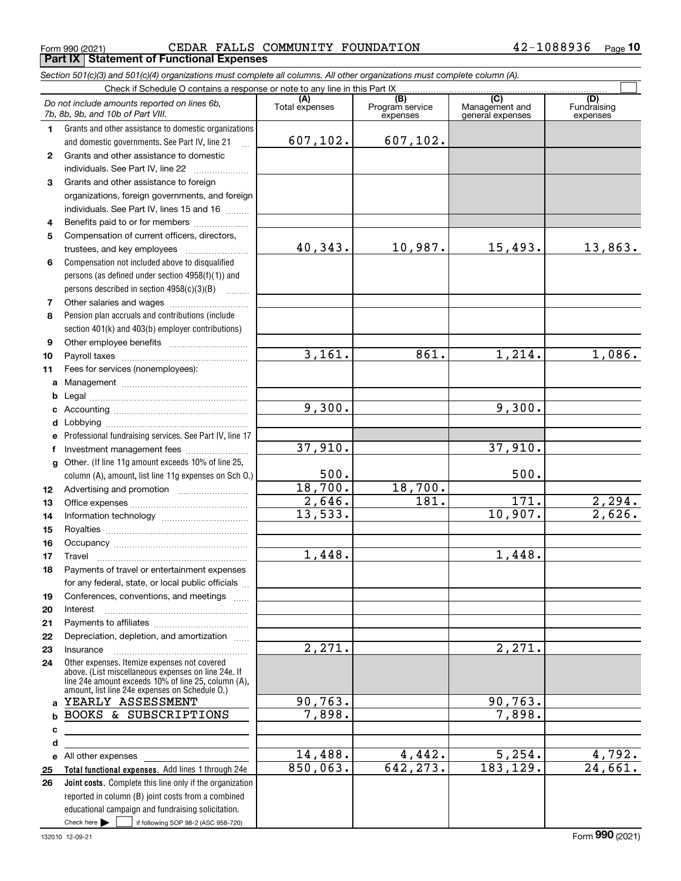Form 990 (2021) CEDAR FALLS COMMUNITY FOUNDATION 42-1088936 Page 10

**Part IX Statement of Functional Expenses**

*Section 501(c)(3) and 501(c)(4) organizations must complete all columns. All other organizations must complete column (A).*

Check if Schedule O contains a response or note to any line in this Part IX ☐

| | *Do not include amounts reported on lines 6b, 7b, 8b, 9b, and 10b of Part VIII.* | (A) Total expenses | (B) Program service expenses | (C) Management and general expenses | (D) Fundraising expenses |
|---|---|---|---|---|---|
| 1 | Grants and other assistance to domestic organizations and domestic governments. See Part IV, line 21 | 607,102. | 607,102. | | |
| 2 | Grants and other assistance to domestic individuals. See Part IV, line 22 | | | | |
| 3 | Grants and other assistance to foreign organizations, foreign governments, and foreign individuals. See Part IV, lines 15 and 16 | | | | |
| 4 | Benefits paid to or for members | | | | |
| 5 | Compensation of current officers, directors, trustees, and key employees | 40,343. | 10,987. | 15,493. | 13,863. |
| 6 | Compensation not included above to disqualified persons (as defined under section 4958(f)(1)) and persons described in section 4958(c)(3)(B) | | | | |
| 7 | Other salaries and wages | | | | |
| 8 | Pension plan accruals and contributions (include section 401(k) and 403(b) employer contributions) | | | | |
| 9 | Other employee benefits | | | | |
| 10 | Payroll taxes | 3,161. | 861. | 1,214. | 1,086. |
| 11 | Fees for services (nonemployees): | | | | |
| a | Management | | | | |
| b | Legal | | | | |
| c | Accounting | 9,300. | | 9,300. | |
| d | Lobbying | | | | |
| e | Professional fundraising services. See Part IV, line 17 | | | | |
| f | Investment management fees | 37,910. | | 37,910. | |
| g | Other. (If line 11g amount exceeds 10% of line 25, column (A), amount, list line 11g expenses on Sch O.) | 500. | | 500. | |
| 12 | Advertising and promotion | 18,700. | 18,700. | | |
| 13 | Office expenses | 2,646. | 181. | 171. | 2,294. |
| 14 | Information technology | 13,533. | | 10,907. | 2,626. |
| 15 | Royalties | | | | |
| 16 | Occupancy | | | | |
| 17 | Travel | 1,448. | | 1,448. | |
| 18 | Payments of travel or entertainment expenses for any federal, state, or local public officials | | | | |
| 19 | Conferences, conventions, and meetings | | | | |
| 20 | Interest | | | | |
| 21 | Payments to affiliates | | | | |
| 22 | Depreciation, depletion, and amortization | | | | |
| 23 | Insurance | 2,271. | | 2,271. | |
| 24 | Other expenses. Itemize expenses not covered above. (List miscellaneous expenses on line 24e. If line 24e amount exceeds 10% of line 25, column (A), amount, list line 24e expenses on Schedule O.) | | | | |
| a | YEARLY ASSESSMENT | 90,763. | | 90,763. | |
| b | BOOKS & SUBSCRIPTIONS | 7,898. | | 7,898. | |
| c | | | | | |
| d | | | | | |
| e | All other expenses | 14,488. | 4,442. | 5,254. | 4,792. |
| 25 | **Total functional expenses.** Add lines 1 through 24e | 850,063. | 642,273. | 183,129. | 24,661. |
| 26 | **Joint costs.** Complete this line only if the organization reported in column (B) joint costs from a combined educational campaign and fundraising solicitation. Check here ☐ if following SOP 98-2 (ASC 958-720) | | | | |

132010 12-09-21 Form **990** (2021)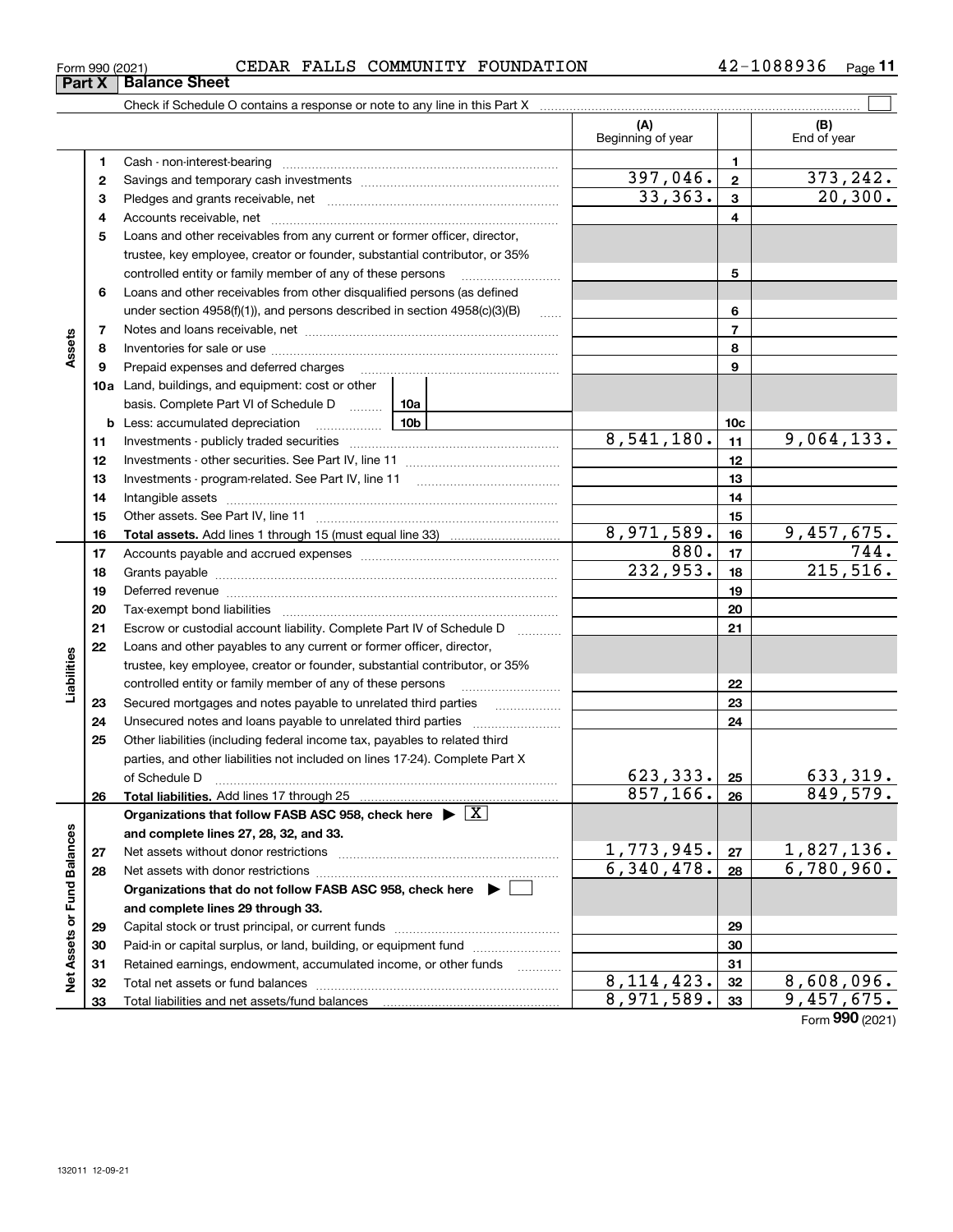Form 990 (2021) CEDAR FALLS COMMUNITY FOUNDATION 42-1088936

## Part X Balance Sheet

Check if Schedule O contains a response or note to any line in this Part X ☐

| | | | | (A) Beginning of year | | (B) End of year |
|---|---|---|---|---|---|---|
| Assets | 1 | Cash - non-interest-bearing | | | 1 | |
| | 2 | Savings and temporary cash investments | | 397,046. | 2 | 373,242. |
| | 3 | Pledges and grants receivable, net | | 33,363. | 3 | 20,300. |
| | 4 | Accounts receivable, net | | | 4 | |
| | 5 | Loans and other receivables from any current or former officer, director, trustee, key employee, creator or founder, substantial contributor, or 35% controlled entity or family member of any of these persons | | | 5 | |
| | 6 | Loans and other receivables from other disqualified persons (as defined under section 4958(f)(1)), and persons described in section 4958(c)(3)(B) | | | 6 | |
| | 7 | Notes and loans receivable, net | | | 7 | |
| | 8 | Inventories for sale or use | | | 8 | |
| | 9 | Prepaid expenses and deferred charges | | | 9 | |
| | 10a | Land, buildings, and equipment: cost or other basis. Complete Part VI of Schedule D | 10a | | | |
| | b | Less: accumulated depreciation | 10b | | 10c | |
| | 11 | Investments - publicly traded securities | | 8,541,180. | 11 | 9,064,133. |
| | 12 | Investments - other securities. See Part IV, line 11 | | | 12 | |
| | 13 | Investments - program-related. See Part IV, line 11 | | | 13 | |
| | 14 | Intangible assets | | | 14 | |
| | 15 | Other assets. See Part IV, line 11 | | | 15 | |
| | 16 | **Total assets.** Add lines 1 through 15 (must equal line 33) | | 8,971,589. | 16 | 9,457,675. |
| Liabilities | 17 | Accounts payable and accrued expenses | | 880. | 17 | 744. |
| | 18 | Grants payable | | 232,953. | 18 | 215,516. |
| | 19 | Deferred revenue | | | 19 | |
| | 20 | Tax-exempt bond liabilities | | | 20 | |
| | 21 | Escrow or custodial account liability. Complete Part IV of Schedule D | | | 21 | |
| | 22 | Loans and other payables to any current or former officer, director, trustee, key employee, creator or founder, substantial contributor, or 35% controlled entity or family member of any of these persons | | | 22 | |
| | 23 | Secured mortgages and notes payable to unrelated third parties | | | 23 | |
| | 24 | Unsecured notes and loans payable to unrelated third parties | | | 24 | |
| | 25 | Other liabilities (including federal income tax, payables to related third parties, and other liabilities not included on lines 17-24). Complete Part X of Schedule D | | 623,333. | 25 | 633,319. |
| | 26 | **Total liabilities.** Add lines 17 through 25 | | 857,166. | 26 | 849,579. |
| Net Assets or Fund Balances | | **Organizations that follow FASB ASC 958, check here** ☒ **and complete lines 27, 28, 32, and 33.** | | | | |
| | 27 | Net assets without donor restrictions | | 1,773,945. | 27 | 1,827,136. |
| | 28 | Net assets with donor restrictions | | 6,340,478. | 28 | 6,780,960. |
| | | **Organizations that do not follow FASB ASC 958, check here** ☐ **and complete lines 29 through 33.** | | | | |
| | 29 | Capital stock or trust principal, or current funds | | | 29 | |
| | 30 | Paid-in or capital surplus, or land, building, or equipment fund | | | 30 | |
| | 31 | Retained earnings, endowment, accumulated income, or other funds | | | 31 | |
| | 32 | Total net assets or fund balances | | 8,114,423. | 32 | 8,608,096. |
| | 33 | Total liabilities and net assets/fund balances | | 8,971,589. | 33 | 9,457,675. |

Form **990** (2021)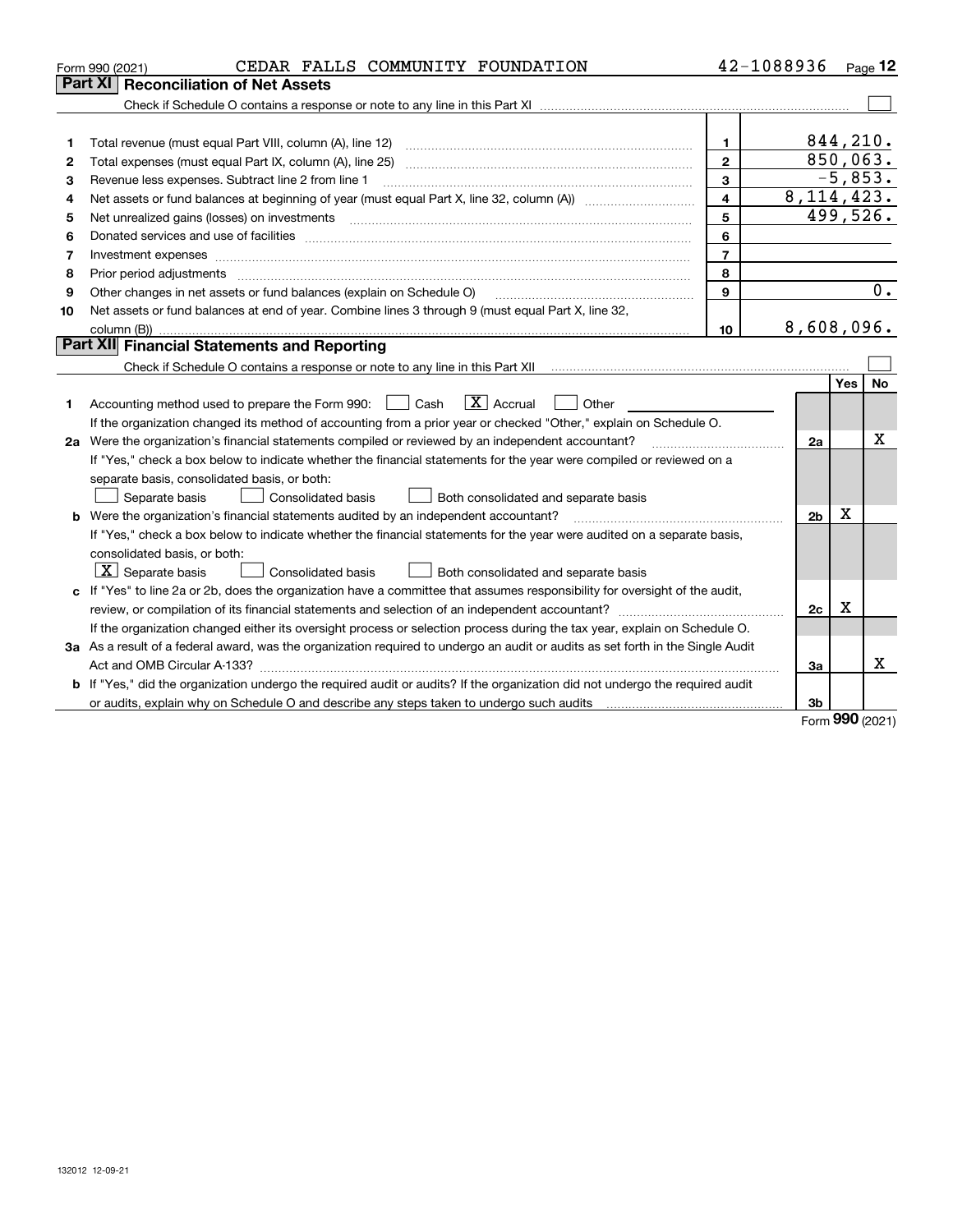Form 990 (2021) CEDAR FALLS COMMUNITY FOUNDATION 42-1088936

## Part XI Reconciliation of Net Assets

Check if Schedule O contains a response or note to any line in this Part XI

| | | | |
|---|---|---|---|
| 1 | Total revenue (must equal Part VIII, column (A), line 12) | 1 | 844,210. |
| 2 | Total expenses (must equal Part IX, column (A), line 25) | 2 | 850,063. |
| 3 | Revenue less expenses. Subtract line 2 from line 1 | 3 | -5,853. |
| 4 | Net assets or fund balances at beginning of year (must equal Part X, line 32, column (A)) | 4 | 8,114,423. |
| 5 | Net unrealized gains (losses) on investments | 5 | 499,526. |
| 6 | Donated services and use of facilities | 6 | |
| 7 | Investment expenses | 7 | |
| 8 | Prior period adjustments | 8 | |
| 9 | Other changes in net assets or fund balances (explain on Schedule O) | 9 | 0. |
| 10 | Net assets or fund balances at end of year. Combine lines 3 through 9 (must equal Part X, line 32, column (B)) | 10 | 8,608,096. |

## Part XII Financial Statements and Reporting

Check if Schedule O contains a response or note to any line in this Part XII

| | | | Yes | No |
|---|---|---|---|---|
| 1 | Accounting method used to prepare the Form 990: ☐ Cash ☒ Accrual ☐ Other<br>If the organization changed its method of accounting from a prior year or checked "Other," explain on Schedule O. | | | |
| 2a | Were the organization's financial statements compiled or reviewed by an independent accountant?<br>If "Yes," check a box below to indicate whether the financial statements for the year were compiled or reviewed on a separate basis, consolidated basis, or both:<br>☐ Separate basis ☐ Consolidated basis ☐ Both consolidated and separate basis | 2a | | X |
| b | Were the organization's financial statements audited by an independent accountant?<br>If "Yes," check a box below to indicate whether the financial statements for the year were audited on a separate basis, consolidated basis, or both:<br>☒ Separate basis ☐ Consolidated basis ☐ Both consolidated and separate basis | 2b | X | |
| c | If "Yes" to line 2a or 2b, does the organization have a committee that assumes responsibility for oversight of the audit, review, or compilation of its financial statements and selection of an independent accountant?<br>If the organization changed either its oversight process or selection process during the tax year, explain on Schedule O. | 2c | X | |
| 3a | As a result of a federal award, was the organization required to undergo an audit or audits as set forth in the Single Audit Act and OMB Circular A-133? | 3a | | X |
| b | If "Yes," did the organization undergo the required audit or audits? If the organization did not undergo the required audit or audits, explain why on Schedule O and describe any steps taken to undergo such audits | 3b | | |

Form 990 (2021)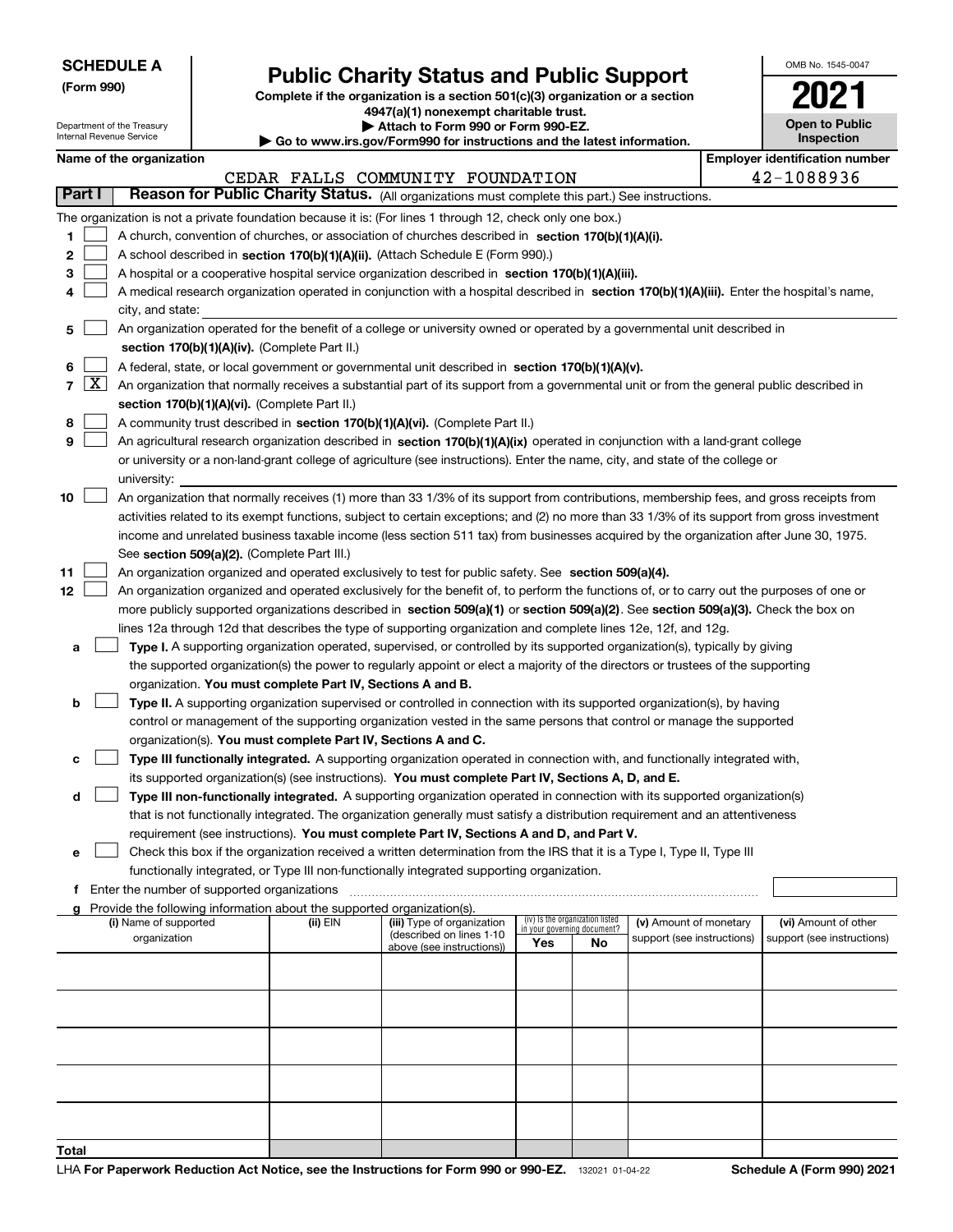**SCHEDULE A**
**(Form 990)**

Department of the Treasury
Internal Revenue Service

# Public Charity Status and Public Support

**Complete if the organization is a section 501(c)(3) organization or a section 4947(a)(1) nonexempt charitable trust.**
**▶ Attach to Form 990 or Form 990-EZ.**
**▶ Go to www.irs.gov/Form990 for instructions and the latest information.**

OMB No. 1545-0047

**2021**

**Open to Public Inspection**

**Name of the organization:** CEDAR FALLS COMMUNITY FOUNDATION

**Employer identification number:** 42-1088936

## Part I Reason for Public Charity Status. (All organizations must complete this part.) See instructions.

The organization is not a private foundation because it is: (For lines 1 through 12, check only one box.)

1. [ ] A church, convention of churches, or association of churches described in **section 170(b)(1)(A)(i).**
2. [ ] A school described in **section 170(b)(1)(A)(ii).** (Attach Schedule E (Form 990).)
3. [ ] A hospital or a cooperative hospital service organization described in **section 170(b)(1)(A)(iii).**
4. [ ] A medical research organization operated in conjunction with a hospital described in **section 170(b)(1)(A)(iii).** Enter the hospital's name, city, and state:
5. [ ] An organization operated for the benefit of a college or university owned or operated by a governmental unit described in **section 170(b)(1)(A)(iv).** (Complete Part II.)
6. [ ] A federal, state, or local government or governmental unit described in **section 170(b)(1)(A)(v).**
7. [X] An organization that normally receives a substantial part of its support from a governmental unit or from the general public described in **section 170(b)(1)(A)(vi).** (Complete Part II.)
8. [ ] A community trust described in **section 170(b)(1)(A)(vi).** (Complete Part II.)
9. [ ] An agricultural research organization described in **section 170(b)(1)(A)(ix)** operated in conjunction with a land-grant college or university or a non-land-grant college of agriculture (see instructions). Enter the name, city, and state of the college or university:
10. [ ] An organization that normally receives (1) more than 33 1/3% of its support from contributions, membership fees, and gross receipts from activities related to its exempt functions, subject to certain exceptions; and (2) no more than 33 1/3% of its support from gross investment income and unrelated business taxable income (less section 511 tax) from businesses acquired by the organization after June 30, 1975. See **section 509(a)(2).** (Complete Part III.)
11. [ ] An organization organized and operated exclusively to test for public safety. See **section 509(a)(4).**
12. [ ] An organization organized and operated exclusively for the benefit of, to perform the functions of, or to carry out the purposes of one or more publicly supported organizations described in **section 509(a)(1)** or **section 509(a)(2)**. See **section 509(a)(3).** Check the box on lines 12a through 12d that describes the type of supporting organization and complete lines 12e, 12f, and 12g.
   - **a** [ ] **Type I.** A supporting organization operated, supervised, or controlled by its supported organization(s), typically by giving the supported organization(s) the power to regularly appoint or elect a majority of the directors or trustees of the supporting organization. **You must complete Part IV, Sections A and B.**
   - **b** [ ] **Type II.** A supporting organization supervised or controlled in connection with its supported organization(s), by having control or management of the supporting organization vested in the same persons that control or manage the supported organization(s). **You must complete Part IV, Sections A and C.**
   - **c** [ ] **Type III functionally integrated.** A supporting organization operated in connection with, and functionally integrated with, its supported organization(s) (see instructions). **You must complete Part IV, Sections A, D, and E.**
   - **d** [ ] **Type III non-functionally integrated.** A supporting organization operated in connection with its supported organization(s) that is not functionally integrated. The organization generally must satisfy a distribution requirement and an attentiveness requirement (see instructions). **You must complete Part IV, Sections A and D, and Part V.**
   - **e** [ ] Check this box if the organization received a written determination from the IRS that it is a Type I, Type II, Type III functionally integrated, or Type III non-functionally integrated supporting organization.
   - **f** Enter the number of supported organizations
   - **g** Provide the following information about the supported organization(s).

| (i) Name of supported organization | (ii) EIN | (iii) Type of organization (described on lines 1-10 above (see instructions)) | (iv) Is the organization listed in your governing document? Yes | No | (v) Amount of monetary support (see instructions) | (vi) Amount of other support (see instructions) |
|---|---|---|---|---|---|---|
| | | | | | | |
| | | | | | | |
| | | | | | | |
| | | | | | | |
| | | | | | | |
| **Total** | | | | | | |

LHA **For Paperwork Reduction Act Notice, see the Instructions for Form 990 or 990-EZ.** 132021 01-04-22 **Schedule A (Form 990) 2021**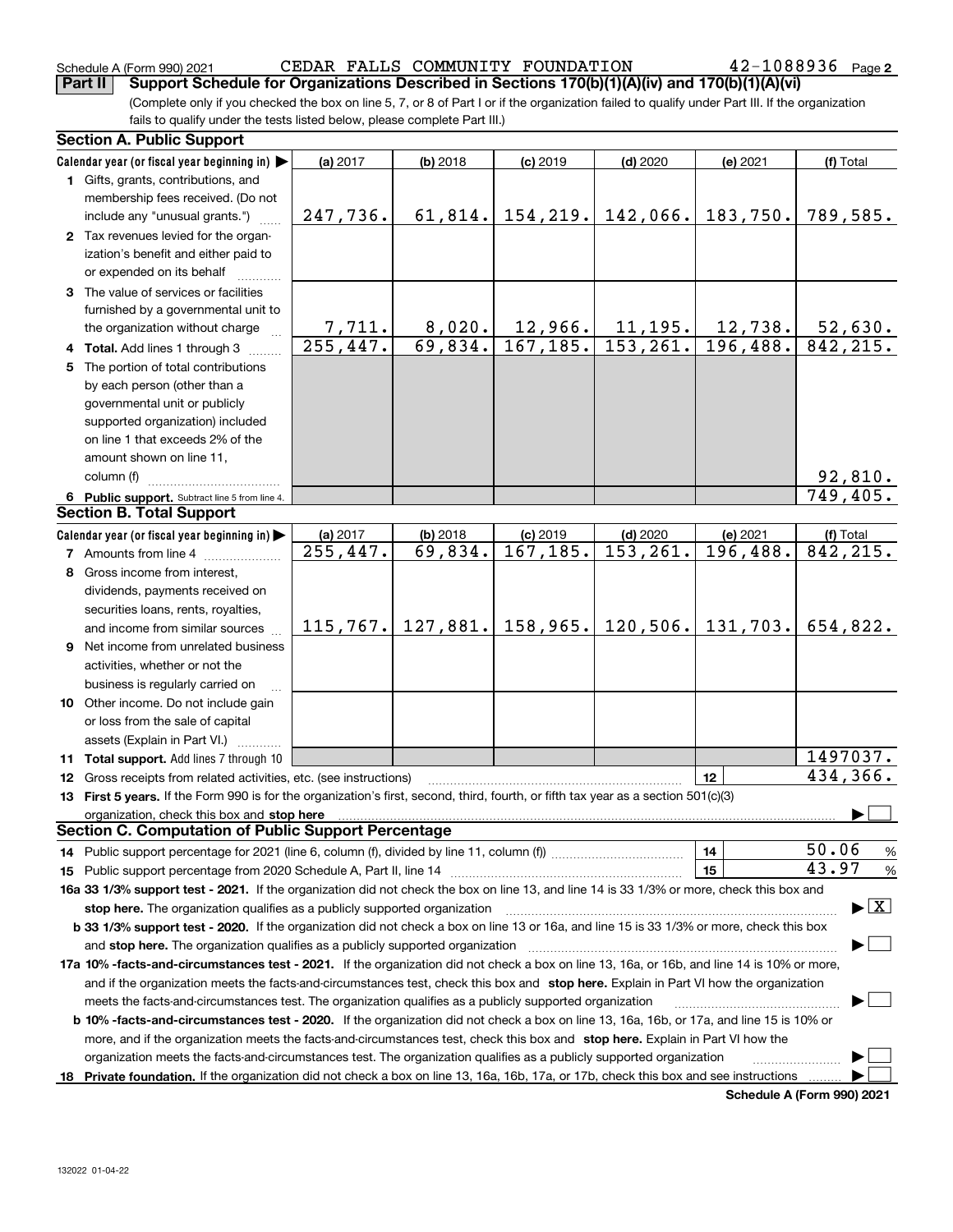Schedule A (Form 990) 2021 CEDAR FALLS COMMUNITY FOUNDATION 42-1088936 Page 2

**Part II Support Schedule for Organizations Described in Sections 170(b)(1)(A)(iv) and 170(b)(1)(A)(vi)**

(Complete only if you checked the box on line 5, 7, or 8 of Part I or if the organization failed to qualify under Part III. If the organization fails to qualify under the tests listed below, please complete Part III.)

**Section A. Public Support**

| Calendar year (or fiscal year beginning in) ▶ | (a) 2017 | (b) 2018 | (c) 2019 | (d) 2020 | (e) 2021 | (f) Total |
|---|---|---|---|---|---|---|
| 1 Gifts, grants, contributions, and membership fees received. (Do not include any "unusual grants.") | 247,736. | 61,814. | 154,219. | 142,066. | 183,750. | 789,585. |
| 2 Tax revenues levied for the organization's benefit and either paid to or expended on its behalf | | | | | | |
| 3 The value of services or facilities furnished by a governmental unit to the organization without charge | 7,711. | 8,020. | 12,966. | 11,195. | 12,738. | 52,630. |
| 4 **Total.** Add lines 1 through 3 | 255,447. | 69,834. | 167,185. | 153,261. | 196,488. | 842,215. |
| 5 The portion of total contributions by each person (other than a governmental unit or publicly supported organization) included on line 1 that exceeds 2% of the amount shown on line 11, column (f) | | | | | | 92,810. |
| 6 **Public support.** Subtract line 5 from line 4. | | | | | | 749,405. |

**Section B. Total Support**

| Calendar year (or fiscal year beginning in) ▶ | (a) 2017 | (b) 2018 | (c) 2019 | (d) 2020 | (e) 2021 | (f) Total |
|---|---|---|---|---|---|---|
| 7 Amounts from line 4 | 255,447. | 69,834. | 167,185. | 153,261. | 196,488. | 842,215. |
| 8 Gross income from interest, dividends, payments received on securities loans, rents, royalties, and income from similar sources | 115,767. | 127,881. | 158,965. | 120,506. | 131,703. | 654,822. |
| 9 Net income from unrelated business activities, whether or not the business is regularly carried on | | | | | | |
| 10 Other income. Do not include gain or loss from the sale of capital assets (Explain in Part VI.) | | | | | | |
| 11 **Total support.** Add lines 7 through 10 | | | | | | 1497037. |

12 Gross receipts from related activities, etc. (see instructions) | 12 | 434,366.

13 **First 5 years.** If the Form 990 is for the organization's first, second, third, fourth, or fifth tax year as a section 501(c)(3) organization, check this box and **stop here** ▶ ☐

**Section C. Computation of Public Support Percentage**

14 Public support percentage for 2021 (line 6, column (f), divided by line 11, column (f)) | 14 | 50.06 %

15 Public support percentage from 2020 Schedule A, Part II, line 14 | 15 | 43.97 %

**16a 33 1/3% support test - 2021.** If the organization did not check the box on line 13, and line 14 is 33 1/3% or more, check this box and **stop here.** The organization qualifies as a publicly supported organization ▶ ☒

**b 33 1/3% support test - 2020.** If the organization did not check a box on line 13 or 16a, and line 15 is 33 1/3% or more, check this box and **stop here.** The organization qualifies as a publicly supported organization ▶ ☐

**17a 10% -facts-and-circumstances test - 2021.** If the organization did not check a box on line 13, 16a, or 16b, and line 14 is 10% or more, and if the organization meets the facts-and-circumstances test, check this box and **stop here.** Explain in Part VI how the organization meets the facts-and-circumstances test. The organization qualifies as a publicly supported organization ▶ ☐

**b 10% -facts-and-circumstances test - 2020.** If the organization did not check a box on line 13, 16a, 16b, or 17a, and line 15 is 10% or more, and if the organization meets the facts-and-circumstances test, check this box and **stop here.** Explain in Part VI how the organization meets the facts-and-circumstances test. The organization qualifies as a publicly supported organization ▶ ☐

**18 Private foundation.** If the organization did not check a box on line 13, 16a, 16b, 17a, or 17b, check this box and see instructions ▶ ☐

**Schedule A (Form 990) 2021**

132022 01-04-22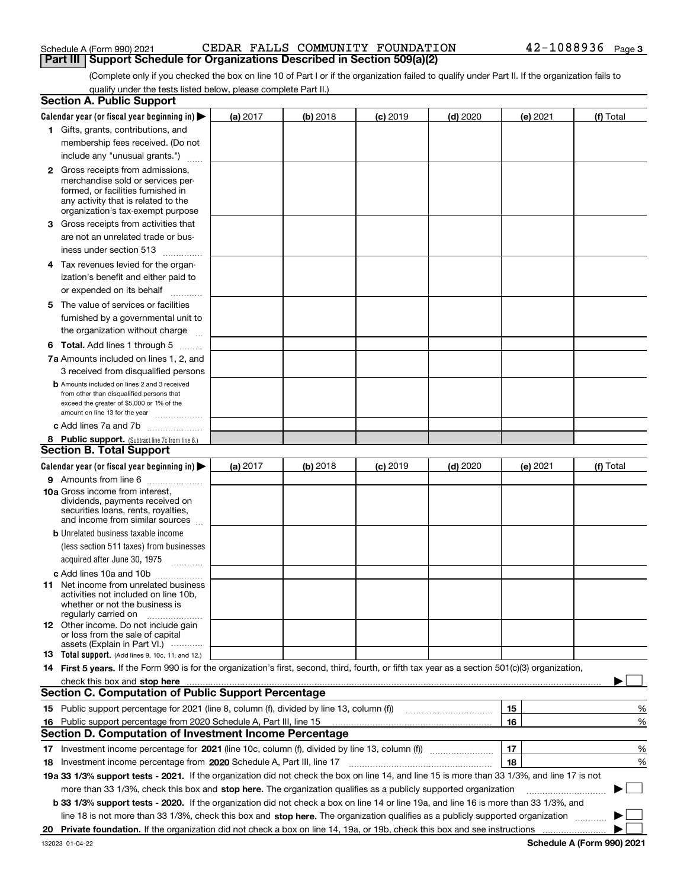Schedule A (Form 990) 2021 CEDAR FALLS COMMUNITY FOUNDATION 42-1088936 Page 3

## Part III Support Schedule for Organizations Described in Section 509(a)(2)

(Complete only if you checked the box on line 10 of Part I or if the organization failed to qualify under Part II. If the organization fails to qualify under the tests listed below, please complete Part II.)

### Section A. Public Support

| Calendar year (or fiscal year beginning in) ▶ | (a) 2017 | (b) 2018 | (c) 2019 | (d) 2020 | (e) 2021 | (f) Total |
|---|---|---|---|---|---|---|
| **1** Gifts, grants, contributions, and membership fees received. (Do not include any "unusual grants.") | | | | | | |
| **2** Gross receipts from admissions, merchandise sold or services performed, or facilities furnished in any activity that is related to the organization's tax-exempt purpose | | | | | | |
| **3** Gross receipts from activities that are not an unrelated trade or business under section 513 | | | | | | |
| **4** Tax revenues levied for the organization's benefit and either paid to or expended on its behalf | | | | | | |
| **5** The value of services or facilities furnished by a governmental unit to the organization without charge | | | | | | |
| **6 Total.** Add lines 1 through 5 | | | | | | |
| **7a** Amounts included on lines 1, 2, and 3 received from disqualified persons | | | | | | |
| **b** Amounts included on lines 2 and 3 received from other than disqualified persons that exceed the greater of $5,000 or 1% of the amount on line 13 for the year | | | | | | |
| **c** Add lines 7a and 7b | | | | | | |
| **8 Public support.** (Subtract line 7c from line 6.) | | | | | | |

### Section B. Total Support

| Calendar year (or fiscal year beginning in) ▶ | (a) 2017 | (b) 2018 | (c) 2019 | (d) 2020 | (e) 2021 | (f) Total |
|---|---|---|---|---|---|---|
| **9** Amounts from line 6 | | | | | | |
| **10a** Gross income from interest, dividends, payments received on securities loans, rents, royalties, and income from similar sources | | | | | | |
| **b** Unrelated business taxable income (less section 511 taxes) from businesses acquired after June 30, 1975 | | | | | | |
| **c** Add lines 10a and 10b | | | | | | |
| **11** Net income from unrelated business activities not included on line 10b, whether or not the business is regularly carried on | | | | | | |
| **12** Other income. Do not include gain or loss from the sale of capital assets (Explain in Part VI.) | | | | | | |
| **13 Total support.** (Add lines 9, 10c, 11, and 12.) | | | | | | |

**14 First 5 years.** If the Form 990 is for the organization's first, second, third, fourth, or fifth tax year as a section 501(c)(3) organization, check this box and **stop here** ▶ ☐

### Section C. Computation of Public Support Percentage

| | | | |
|---|---|---|---|
| **15** Public support percentage for 2021 (line 8, column (f), divided by line 13, column (f)) | 15 | | % |
| **16** Public support percentage from 2020 Schedule A, Part III, line 15 | 16 | | % |

### Section D. Computation of Investment Income Percentage

| | | | |
|---|---|---|---|
| **17** Investment income percentage for **2021** (line 10c, column (f), divided by line 13, column (f)) | 17 | | % |
| **18** Investment income percentage from **2020** Schedule A, Part III, line 17 | 18 | | % |

**19a 33 1/3% support tests - 2021.** If the organization did not check the box on line 14, and line 15 is more than 33 1/3%, and line 17 is not more than 33 1/3%, check this box and **stop here.** The organization qualifies as a publicly supported organization ▶ ☐

**b 33 1/3% support tests - 2020.** If the organization did not check a box on line 14 or line 19a, and line 16 is more than 33 1/3%, and line 18 is not more than 33 1/3%, check this box and **stop here.** The organization qualifies as a publicly supported organization ▶ ☐

**20 Private foundation.** If the organization did not check a box on line 14, 19a, or 19b, check this box and see instructions ▶ ☐

132023 01-04-22 **Schedule A (Form 990) 2021**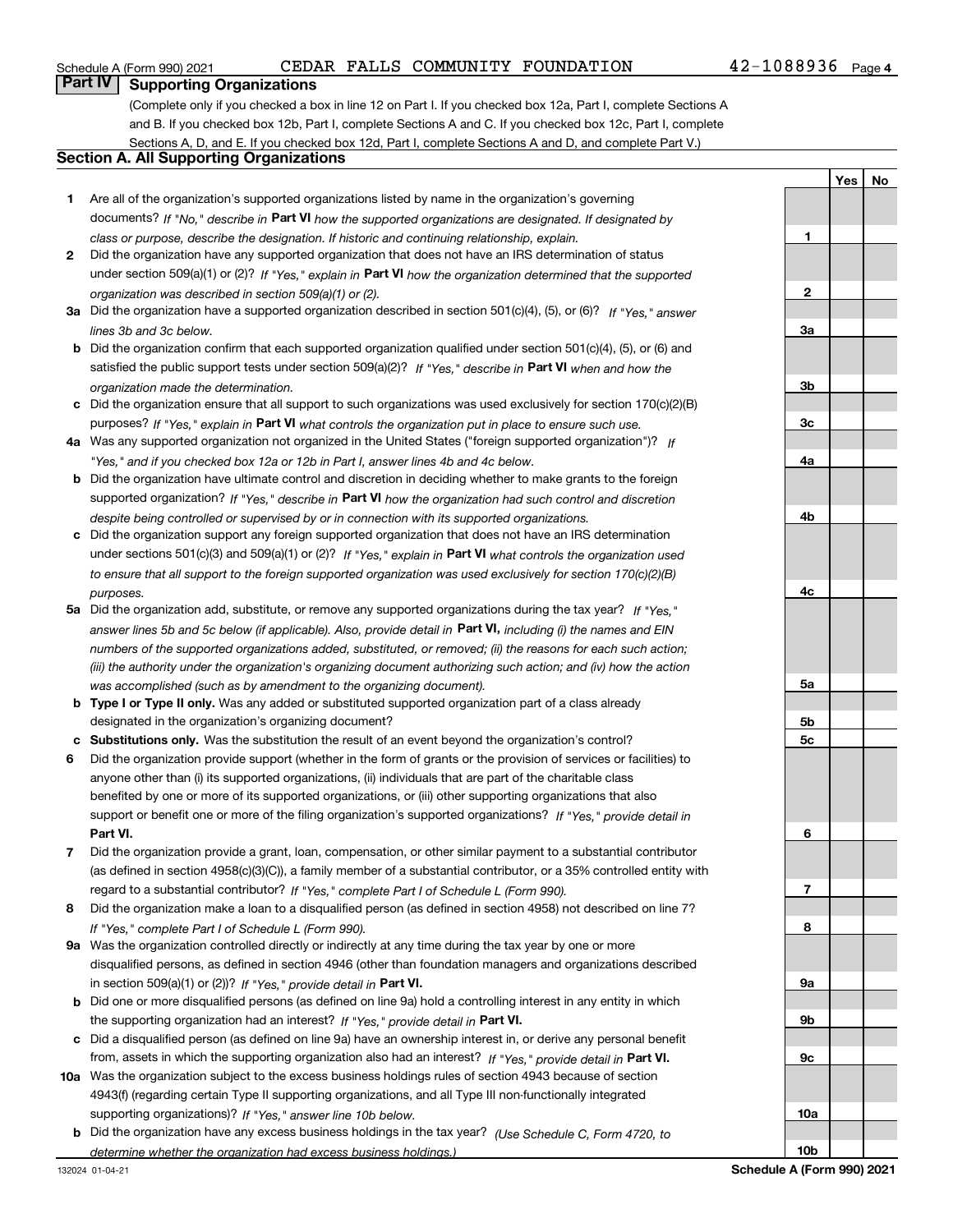Schedule A (Form 990) 2021 CEDAR FALLS COMMUNITY FOUNDATION 42-1088936 Page 4

## Part IV Supporting Organizations

(Complete only if you checked a box in line 12 on Part I. If you checked box 12a, Part I, complete Sections A and B. If you checked box 12b, Part I, complete Sections A and C. If you checked box 12c, Part I, complete Sections A, D, and E. If you checked box 12d, Part I, complete Sections A and D, and complete Part V.)

### Section A. All Supporting Organizations

| | | | Yes | No |
|---|---|---|---|---|
| **1** | Are all of the organization's supported organizations listed by name in the organization's governing documents? *If "No," describe in* **Part VI** *how the supported organizations are designated. If designated by class or purpose, describe the designation. If historic and continuing relationship, explain.* | **1** | | |
| **2** | Did the organization have any supported organization that does not have an IRS determination of status under section 509(a)(1) or (2)? *If "Yes," explain in* **Part VI** *how the organization determined that the supported organization was described in section 509(a)(1) or (2).* | **2** | | |
| **3a** | Did the organization have a supported organization described in section 501(c)(4), (5), or (6)? *If "Yes," answer lines 3b and 3c below.* | **3a** | | |
| **b** | Did the organization confirm that each supported organization qualified under section 501(c)(4), (5), or (6) and satisfied the public support tests under section 509(a)(2)? *If "Yes," describe in* **Part VI** *when and how the organization made the determination.* | **3b** | | |
| **c** | Did the organization ensure that all support to such organizations was used exclusively for section 170(c)(2)(B) purposes? *If "Yes," explain in* **Part VI** *what controls the organization put in place to ensure such use.* | **3c** | | |
| **4a** | Was any supported organization not organized in the United States ("foreign supported organization")? *If "Yes," and if you checked box 12a or 12b in Part I, answer lines 4b and 4c below.* | **4a** | | |
| **b** | Did the organization have ultimate control and discretion in deciding whether to make grants to the foreign supported organization? *If "Yes," describe in* **Part VI** *how the organization had such control and discretion despite being controlled or supervised by or in connection with its supported organizations.* | **4b** | | |
| **c** | Did the organization support any foreign supported organization that does not have an IRS determination under sections 501(c)(3) and 509(a)(1) or (2)? *If "Yes," explain in* **Part VI** *what controls the organization used to ensure that all support to the foreign supported organization was used exclusively for section 170(c)(2)(B) purposes.* | **4c** | | |
| **5a** | Did the organization add, substitute, or remove any supported organizations during the tax year? *If "Yes," answer lines 5b and 5c below (if applicable). Also, provide detail in* **Part VI,** *including (i) the names and EIN numbers of the supported organizations added, substituted, or removed; (ii) the reasons for each such action; (iii) the authority under the organization's organizing document authorizing such action; and (iv) how the action was accomplished (such as by amendment to the organizing document).* | **5a** | | |
| **b** | **Type I or Type II only.** Was any added or substituted supported organization part of a class already designated in the organization's organizing document? | **5b** | | |
| **c** | **Substitutions only.** Was the substitution the result of an event beyond the organization's control? | **5c** | | |
| **6** | Did the organization provide support (whether in the form of grants or the provision of services or facilities) to anyone other than (i) its supported organizations, (ii) individuals that are part of the charitable class benefited by one or more of its supported organizations, or (iii) other supporting organizations that also support or benefit one or more of the filing organization's supported organizations? *If "Yes," provide detail in* **Part VI.** | **6** | | |
| **7** | Did the organization provide a grant, loan, compensation, or other similar payment to a substantial contributor (as defined in section 4958(c)(3)(C)), a family member of a substantial contributor, or a 35% controlled entity with regard to a substantial contributor? *If "Yes," complete Part I of Schedule L (Form 990).* | **7** | | |
| **8** | Did the organization make a loan to a disqualified person (as defined in section 4958) not described on line 7? *If "Yes," complete Part I of Schedule L (Form 990).* | **8** | | |
| **9a** | Was the organization controlled directly or indirectly at any time during the tax year by one or more disqualified persons, as defined in section 4946 (other than foundation managers and organizations described in section 509(a)(1) or (2))? *If "Yes," provide detail in* **Part VI.** | **9a** | | |
| **b** | Did one or more disqualified persons (as defined on line 9a) hold a controlling interest in any entity in which the supporting organization had an interest? *If "Yes," provide detail in* **Part VI.** | **9b** | | |
| **c** | Did a disqualified person (as defined on line 9a) have an ownership interest in, or derive any personal benefit from, assets in which the supporting organization also had an interest? *If "Yes," provide detail in* **Part VI.** | **9c** | | |
| **10a** | Was the organization subject to the excess business holdings rules of section 4943 because of section 4943(f) (regarding certain Type II supporting organizations, and all Type III non-functionally integrated supporting organizations)? *If "Yes," answer line 10b below.* | **10a** | | |
| **b** | Did the organization have any excess business holdings in the tax year? *(Use Schedule C, Form 4720, to determine whether the organization had excess business holdings.)* | **10b** | | |

132024 01-04-21 **Schedule A (Form 990) 2021**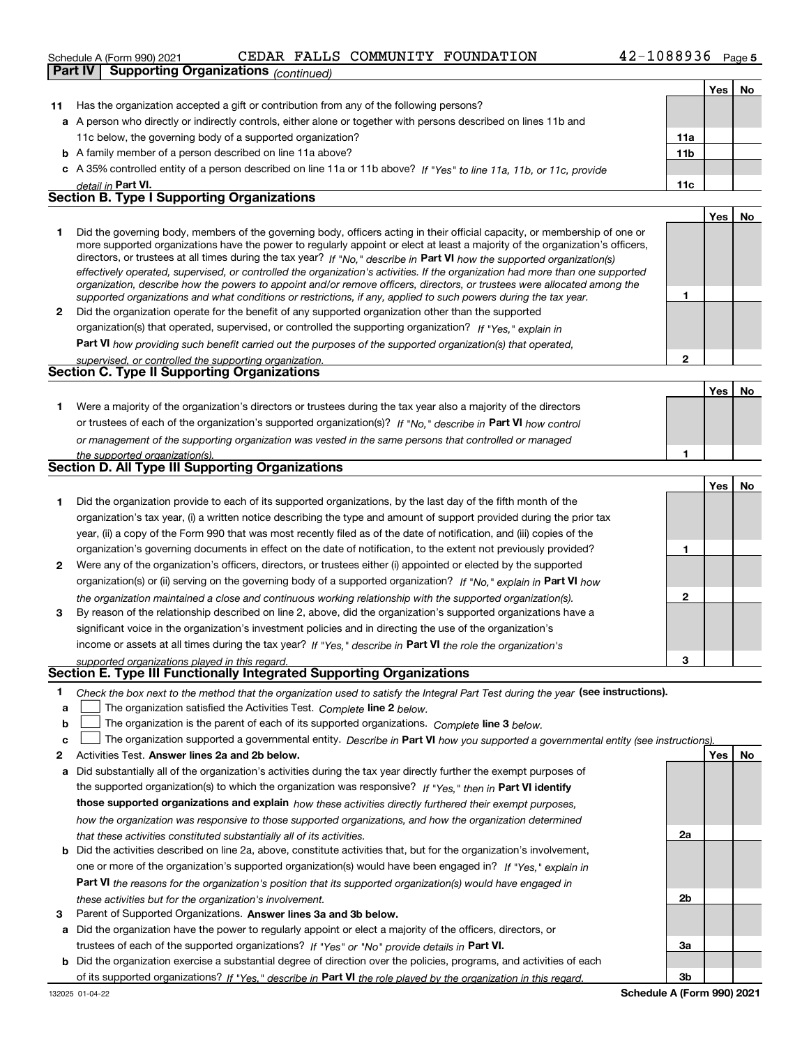Schedule A (Form 990) 2021 CEDAR FALLS COMMUNITY FOUNDATION 42-1088936

**Part IV | Supporting Organizations** *(continued)*

| | | | Yes | No |
|---|---|---|---|---|
| **11** | Has the organization accepted a gift or contribution from any of the following persons? | | | |
| **a** | A person who directly or indirectly controls, either alone or together with persons described on lines 11b and 11c below, the governing body of a supported organization? | **11a** | | |
| **b** | A family member of a person described on line 11a above? | **11b** | | |
| **c** | A 35% controlled entity of a person described on line 11a or 11b above? *If "Yes" to line 11a, 11b, or 11c, provide detail in* **Part VI.** | **11c** | | |

## Section B. Type I Supporting Organizations

| | | | Yes | No |
|---|---|---|---|---|
| **1** | Did the governing body, members of the governing body, officers acting in their official capacity, or membership of one or more supported organizations have the power to regularly appoint or elect at least a majority of the organization's officers, directors, or trustees at all times during the tax year? *If "No," describe in* **Part VI** *how the supported organization(s) effectively operated, supervised, or controlled the organization's activities. If the organization had more than one supported organization, describe how the powers to appoint and/or remove officers, directors, or trustees were allocated among the supported organizations and what conditions or restrictions, if any, applied to such powers during the tax year.* | **1** | | |
| **2** | Did the organization operate for the benefit of any supported organization other than the supported organization(s) that operated, supervised, or controlled the supporting organization? *If "Yes," explain in* **Part VI** *how providing such benefit carried out the purposes of the supported organization(s) that operated, supervised, or controlled the supporting organization.* | **2** | | |

## Section C. Type II Supporting Organizations

| | | | Yes | No |
|---|---|---|---|---|
| **1** | Were a majority of the organization's directors or trustees during the tax year also a majority of the directors or trustees of each of the organization's supported organization(s)? *If "No," describe in* **Part VI** *how control or management of the supporting organization was vested in the same persons that controlled or managed the supported organization(s).* | **1** | | |

## Section D. All Type III Supporting Organizations

| | | | Yes | No |
|---|---|---|---|---|
| **1** | Did the organization provide to each of its supported organizations, by the last day of the fifth month of the organization's tax year, (i) a written notice describing the type and amount of support provided during the prior tax year, (ii) a copy of the Form 990 that was most recently filed as of the date of notification, and (iii) copies of the organization's governing documents in effect on the date of notification, to the extent not previously provided? | **1** | | |
| **2** | Were any of the organization's officers, directors, or trustees either (i) appointed or elected by the supported organization(s) or (ii) serving on the governing body of a supported organization? *If "No," explain in* **Part VI** *how the organization maintained a close and continuous working relationship with the supported organization(s).* | **2** | | |
| **3** | By reason of the relationship described on line 2, above, did the organization's supported organizations have a significant voice in the organization's investment policies and in directing the use of the organization's income or assets at all times during the tax year? *If "Yes," describe in* **Part VI** *the role the organization's supported organizations played in this regard.* | **3** | | |

## Section E. Type III Functionally Integrated Supporting Organizations

**1** *Check the box next to the method that the organization used to satisfy the Integral Part Test during the year* **(see instructions).**

- **a** ☐ The organization satisfied the Activities Test. *Complete* **line 2** *below.*
- **b** ☐ The organization is the parent of each of its supported organizations. *Complete* **line 3** *below.*
- **c** ☐ The organization supported a governmental entity. *Describe in* **Part VI** *how you supported a governmental entity (see instructions).*

| | | | Yes | No |
|---|---|---|---|---|
| **2** | Activities Test. **Answer lines 2a and 2b below.** | | | |
| **a** | Did substantially all of the organization's activities during the tax year directly further the exempt purposes of the supported organization(s) to which the organization was responsive? *If "Yes," then in* **Part VI identify those supported organizations and explain** *how these activities directly furthered their exempt purposes, how the organization was responsive to those supported organizations, and how the organization determined that these activities constituted substantially all of its activities.* | **2a** | | |
| **b** | Did the activities described on line 2a, above, constitute activities that, but for the organization's involvement, one or more of the organization's supported organization(s) would have been engaged in? *If "Yes," explain in* **Part VI** *the reasons for the organization's position that its supported organization(s) would have engaged in these activities but for the organization's involvement.* | **2b** | | |
| **3** | Parent of Supported Organizations. **Answer lines 3a and 3b below.** | | | |
| **a** | Did the organization have the power to regularly appoint or elect a majority of the officers, directors, or trustees of each of the supported organizations? *If "Yes" or "No" provide details in* **Part VI.** | **3a** | | |
| **b** | Did the organization exercise a substantial degree of direction over the policies, programs, and activities of each of its supported organizations? *If "Yes," describe in* **Part VI** *the role played by the organization in this regard.* | **3b** | | |

132025 01-04-22 **Schedule A (Form 990) 2021**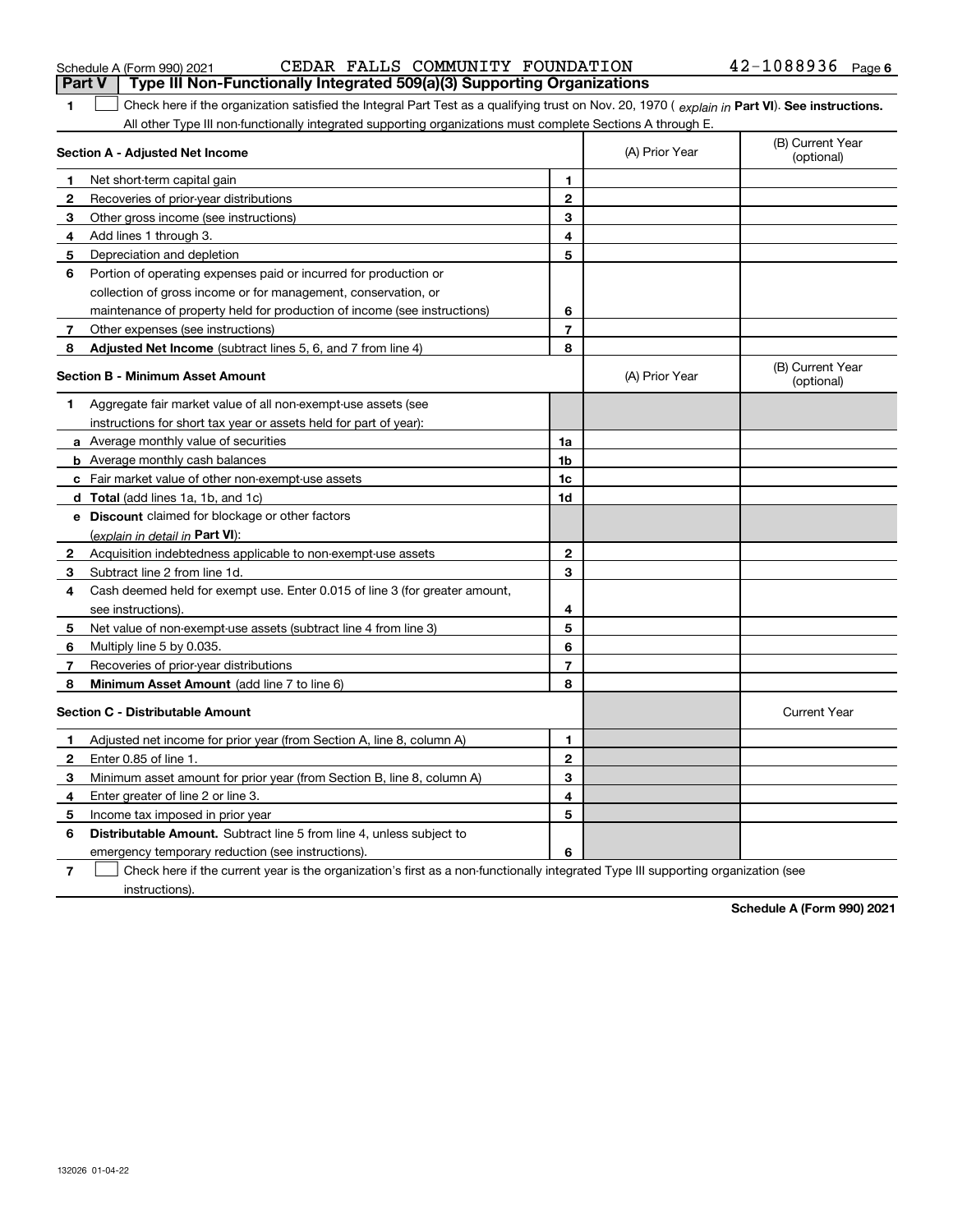Schedule A (Form 990) 2021 CEDAR FALLS COMMUNITY FOUNDATION 42-1088936

## Part V Type III Non-Functionally Integrated 509(a)(3) Supporting Organizations

**1** ☐ Check here if the organization satisfied the Integral Part Test as a qualifying trust on Nov. 20, 1970 ( *explain in* **Part VI**). **See instructions.** All other Type III non-functionally integrated supporting organizations must complete Sections A through E.

| **Section A - Adjusted Net Income** | | | (A) Prior Year | (B) Current Year (optional) |
|---|---|---|---|---|
| **1** | Net short-term capital gain | **1** | | |
| **2** | Recoveries of prior-year distributions | **2** | | |
| **3** | Other gross income (see instructions) | **3** | | |
| **4** | Add lines 1 through 3. | **4** | | |
| **5** | Depreciation and depletion | **5** | | |
| **6** | Portion of operating expenses paid or incurred for production or collection of gross income or for management, conservation, or maintenance of property held for production of income (see instructions) | **6** | | |
| **7** | Other expenses (see instructions) | **7** | | |
| **8** | **Adjusted Net Income** (subtract lines 5, 6, and 7 from line 4) | **8** | | |

| **Section B - Minimum Asset Amount** | | | (A) Prior Year | (B) Current Year (optional) |
|---|---|---|---|---|
| **1** | Aggregate fair market value of all non-exempt-use assets (see instructions for short tax year or assets held for part of year): | | | |
| **a** | Average monthly value of securities | **1a** | | |
| **b** | Average monthly cash balances | **1b** | | |
| **c** | Fair market value of other non-exempt-use assets | **1c** | | |
| **d** | **Total** (add lines 1a, 1b, and 1c) | **1d** | | |
| **e** | **Discount** claimed for blockage or other factors (*explain in detail in* **Part VI**): | | | |
| **2** | Acquisition indebtedness applicable to non-exempt-use assets | **2** | | |
| **3** | Subtract line 2 from line 1d. | **3** | | |
| **4** | Cash deemed held for exempt use. Enter 0.015 of line 3 (for greater amount, see instructions). | **4** | | |
| **5** | Net value of non-exempt-use assets (subtract line 4 from line 3) | **5** | | |
| **6** | Multiply line 5 by 0.035. | **6** | | |
| **7** | Recoveries of prior-year distributions | **7** | | |
| **8** | **Minimum Asset Amount** (add line 7 to line 6) | **8** | | |

| **Section C - Distributable Amount** | | | | Current Year |
|---|---|---|---|---|
| **1** | Adjusted net income for prior year (from Section A, line 8, column A) | **1** | | |
| **2** | Enter 0.85 of line 1. | **2** | | |
| **3** | Minimum asset amount for prior year (from Section B, line 8, column A) | **3** | | |
| **4** | Enter greater of line 2 or line 3. | **4** | | |
| **5** | Income tax imposed in prior year | **5** | | |
| **6** | **Distributable Amount.** Subtract line 5 from line 4, unless subject to emergency temporary reduction (see instructions). | **6** | | |

**7** ☐ Check here if the current year is the organization's first as a non-functionally integrated Type III supporting organization (see instructions).

**Schedule A (Form 990) 2021**

132026 01-04-22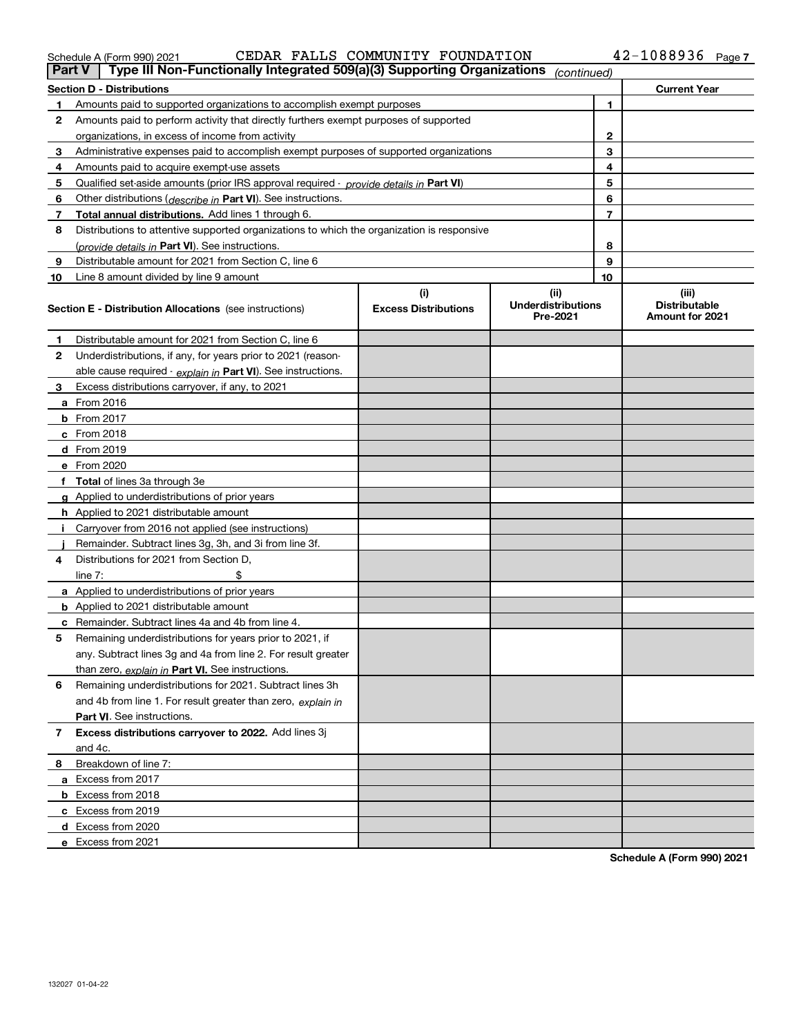Schedule A (Form 990) 2021 CEDAR FALLS COMMUNITY FOUNDATION 42-1088936 Page 7

## Part V Type III Non-Functionally Integrated 509(a)(3) Supporting Organizations *(continued)*

| Section D - Distributions | | | Current Year |
|---|---|---|---|
| 1 | Amounts paid to supported organizations to accomplish exempt purposes | 1 | |
| 2 | Amounts paid to perform activity that directly furthers exempt purposes of supported organizations, in excess of income from activity | 2 | |
| 3 | Administrative expenses paid to accomplish exempt purposes of supported organizations | 3 | |
| 4 | Amounts paid to acquire exempt-use assets | 4 | |
| 5 | Qualified set-aside amounts (prior IRS approval required - *provide details in* **Part VI**) | 5 | |
| 6 | Other distributions (*describe in* **Part VI**). See instructions. | 6 | |
| 7 | **Total annual distributions.** Add lines 1 through 6. | 7 | |
| 8 | Distributions to attentive supported organizations to which the organization is responsive (*provide details in* **Part VI**). See instructions. | 8 | |
| 9 | Distributable amount for 2021 from Section C, line 6 | 9 | |
| 10 | Line 8 amount divided by line 9 amount | 10 | |

| **Section E - Distribution Allocations** (see instructions) | (i) Excess Distributions | (ii) Underdistributions Pre-2021 | (iii) Distributable Amount for 2021 |
|---|---|---|---|
| **1** Distributable amount for 2021 from Section C, line 6 | | | |
| **2** Underdistributions, if any, for years prior to 2021 (reasonable cause required - *explain in* **Part VI**). See instructions. | | | |
| **3** Excess distributions carryover, if any, to 2021 | | | |
| **a** From 2016 | | | |
| **b** From 2017 | | | |
| **c** From 2018 | | | |
| **d** From 2019 | | | |
| **e** From 2020 | | | |
| **f** **Total** of lines 3a through 3e | | | |
| **g** Applied to underdistributions of prior years | | | |
| **h** Applied to 2021 distributable amount | | | |
| **i** Carryover from 2016 not applied (see instructions) | | | |
| **j** Remainder. Subtract lines 3g, 3h, and 3i from line 3f. | | | |
| **4** Distributions for 2021 from Section D, line 7: $ | | | |
| **a** Applied to underdistributions of prior years | | | |
| **b** Applied to 2021 distributable amount | | | |
| **c** Remainder. Subtract lines 4a and 4b from line 4. | | | |
| **5** Remaining underdistributions for years prior to 2021, if any. Subtract lines 3g and 4a from line 2. For result greater than zero, *explain in* **Part VI.** See instructions. | | | |
| **6** Remaining underdistributions for 2021. Subtract lines 3h and 4b from line 1. For result greater than zero, *explain in* **Part VI**. See instructions. | | | |
| **7** **Excess distributions carryover to 2022.** Add lines 3j and 4c. | | | |
| **8** Breakdown of line 7: | | | |
| **a** Excess from 2017 | | | |
| **b** Excess from 2018 | | | |
| **c** Excess from 2019 | | | |
| **d** Excess from 2020 | | | |
| **e** Excess from 2021 | | | |

**Schedule A (Form 990) 2021**

132027 01-04-22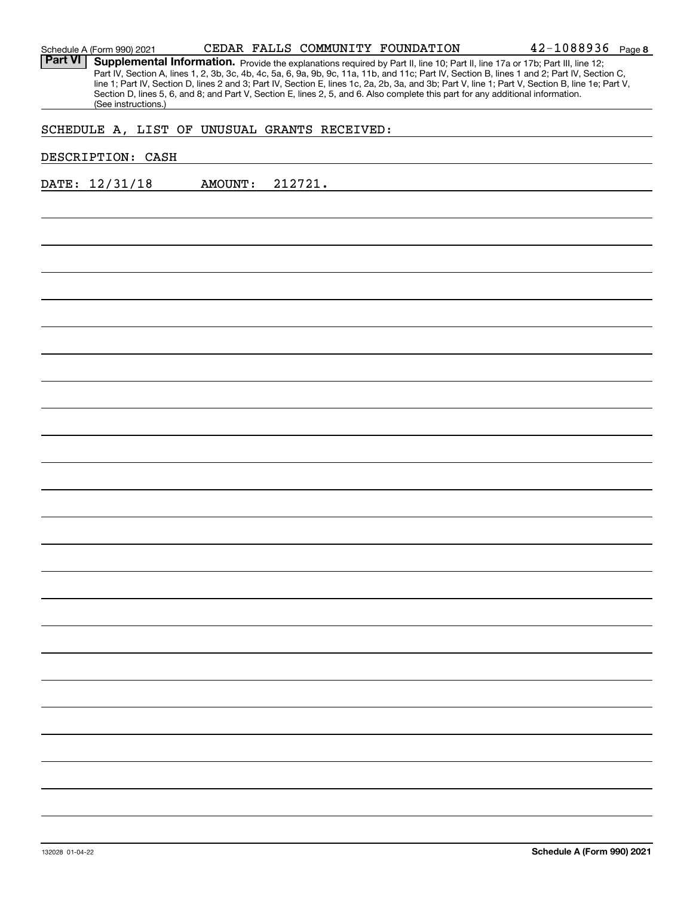Schedule A (Form 990) 2021 CEDAR FALLS COMMUNITY FOUNDATION 42-1088936 Page **8**

**Part VI** **Supplemental Information.** Provide the explanations required by Part II, line 10; Part II, line 17a or 17b; Part III, line 12; Part IV, Section A, lines 1, 2, 3b, 3c, 4b, 4c, 5a, 6, 9a, 9b, 9c, 11a, 11b, and 11c; Part IV, Section B, lines 1 and 2; Part IV, Section C, line 1; Part IV, Section D, lines 2 and 3; Part IV, Section E, lines 1c, 2a, 2b, 3a, and 3b; Part V, line 1; Part V, Section B, line 1e; Part V, Section D, lines 5, 6, and 8; and Part V, Section E, lines 2, 5, and 6. Also complete this part for any additional information. (See instructions.)

SCHEDULE A, LIST OF UNUSUAL GRANTS RECEIVED:

DESCRIPTION: CASH

DATE: 12/31/18 AMOUNT: 212721.

132028 01-04-22 **Schedule A (Form 990) 2021**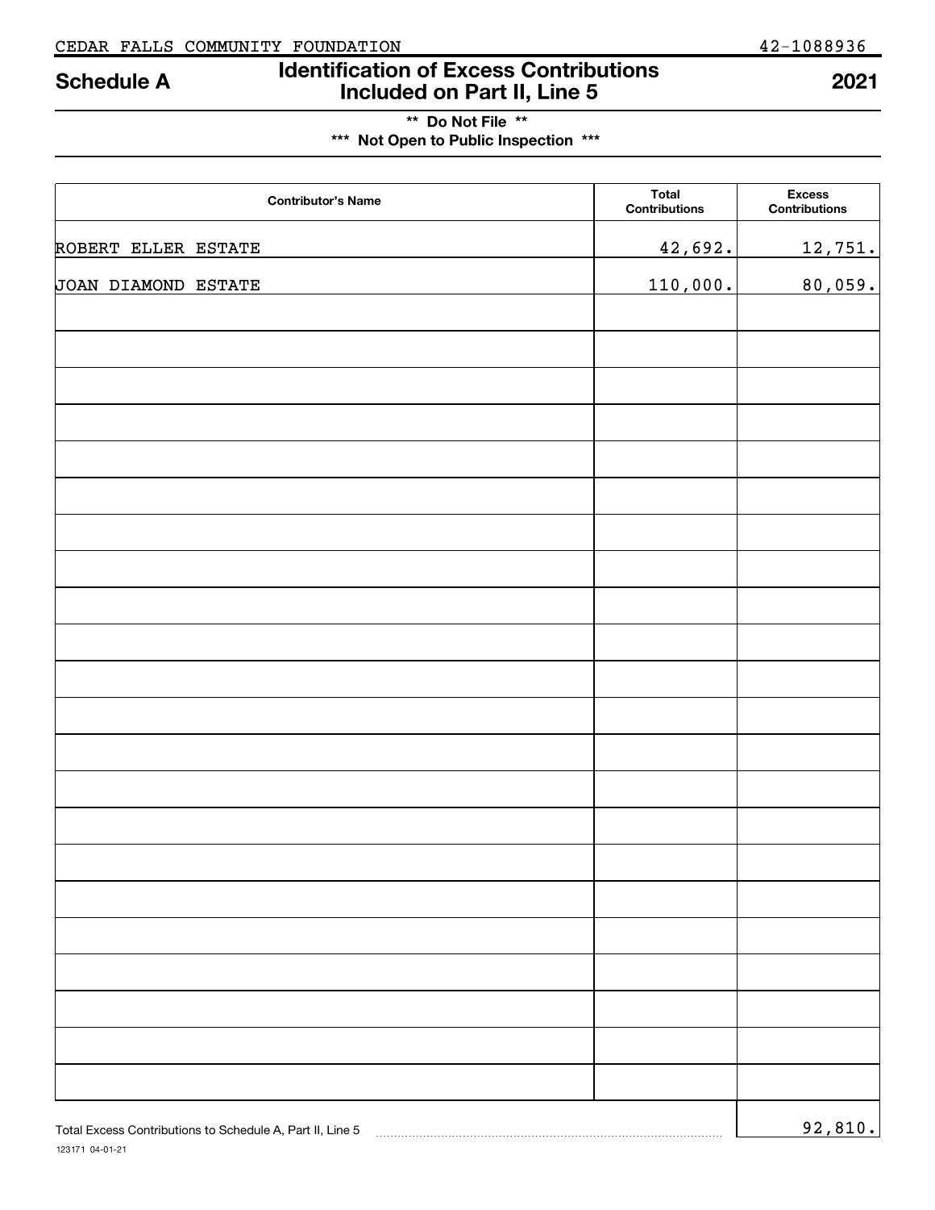CEDAR FALLS COMMUNITY FOUNDATION 42-1088936

# Schedule A — Identification of Excess Contributions Included on Part II, Line 5 — 2021

**\*\* Do Not File \*\***

**\*\*\* Not Open to Public Inspection \*\*\***

| Contributor's Name | Total Contributions | Excess Contributions |
|---|---|---|
| ROBERT ELLER ESTATE | 42,692. | 12,751. |
| JOAN DIAMOND ESTATE | 110,000. | 80,059. |
| | | |
| | | |
| | | |
| | | |
| | | |
| | | |
| | | |
| | | |
| | | |
| | | |
| | | |
| | | |
| | | |
| | | |
| | | |
| | | |
| | | |
| | | |
| | | |
| | | |
| | | |
| | | |

Total Excess Contributions to Schedule A, Part II, Line 5 ........ 92,810.

123171 04-01-21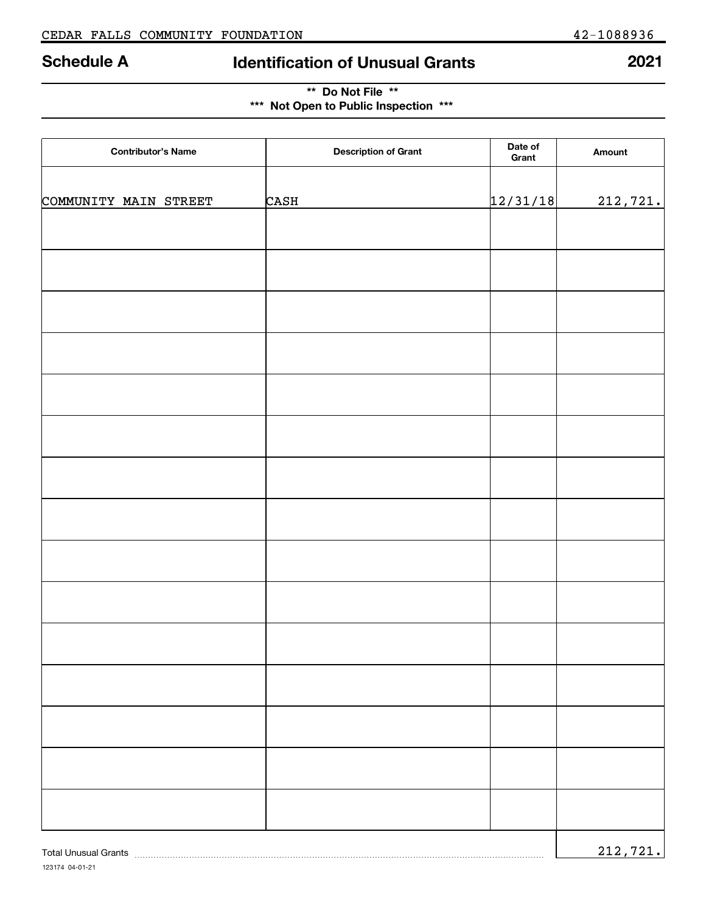CEDAR FALLS COMMUNITY FOUNDATION 42-1088936

**Schedule A** **Identification of Unusual Grants** **2021**

**\*\* Do Not File \*\***
**\*\*\* Not Open to Public Inspection \*\*\***

| Contributor's Name | Description of Grant | Date of Grant | Amount |
|---|---|---|---|
| COMMUNITY MAIN STREET | CASH | 12/31/18 | 212,721. |
| | | | |
| | | | |
| | | | |
| | | | |
| | | | |
| | | | |
| | | | |
| | | | |
| | | | |
| | | | |
| | | | |
| | | | |
| | | | |
| | | | |
| | | | |

Total Unusual Grants ........ 212,721.

123174 04-01-21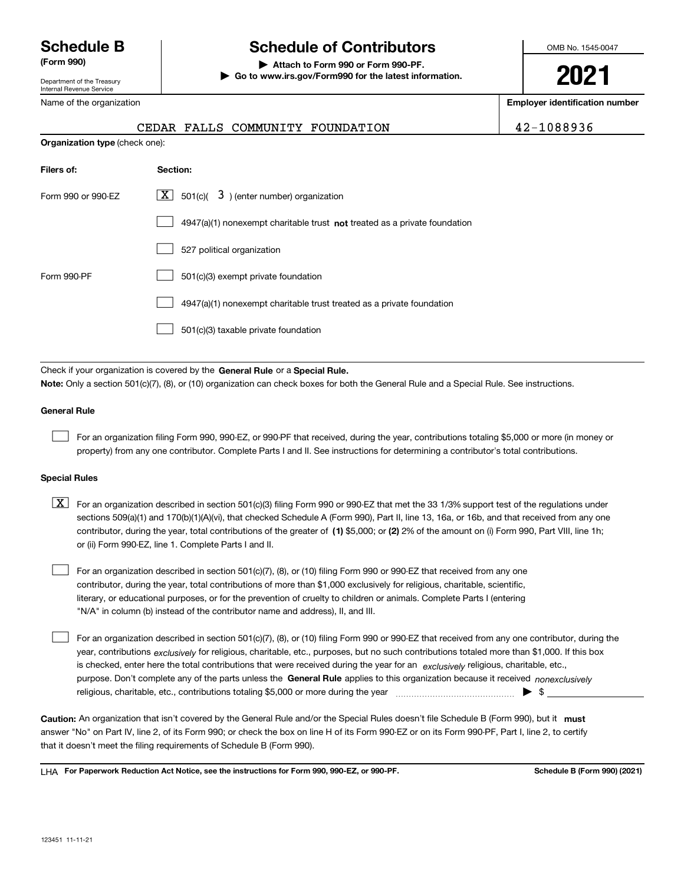**Schedule B**
**(Form 990)**

Department of the Treasury
Internal Revenue Service

# Schedule of Contributors

▶ **Attach to Form 990 or Form 990-PF.**
▶ **Go to www.irs.gov/Form990 for the latest information.**

OMB No. 1545-0047

**2021**

Name of the organization: CEDAR FALLS COMMUNITY FOUNDATION

**Employer identification number:** 42-1088936

**Organization type** (check one):

| **Filers of:** | **Section:** |
|---|---|
| Form 990 or 990-EZ | [X] 501(c)( 3 ) (enter number) organization |
| | [ ] 4947(a)(1) nonexempt charitable trust **not** treated as a private foundation |
| | [ ] 527 political organization |
| Form 990-PF | [ ] 501(c)(3) exempt private foundation |
| | [ ] 4947(a)(1) nonexempt charitable trust treated as a private foundation |
| | [ ] 501(c)(3) taxable private foundation |

Check if your organization is covered by the **General Rule** or a **Special Rule.**

**Note:** Only a section 501(c)(7), (8), or (10) organization can check boxes for both the General Rule and a Special Rule. See instructions.

**General Rule**

[ ] For an organization filing Form 990, 990-EZ, or 990-PF that received, during the year, contributions totaling $5,000 or more (in money or property) from any one contributor. Complete Parts I and II. See instructions for determining a contributor's total contributions.

**Special Rules**

[X] For an organization described in section 501(c)(3) filing Form 990 or 990-EZ that met the 33 1/3% support test of the regulations under sections 509(a)(1) and 170(b)(1)(A)(vi), that checked Schedule A (Form 990), Part II, line 13, 16a, or 16b, and that received from any one contributor, during the year, total contributions of the greater of **(1)** $5,000; or **(2)** 2% of the amount on (i) Form 990, Part VIII, line 1h; or (ii) Form 990-EZ, line 1. Complete Parts I and II.

[ ] For an organization described in section 501(c)(7), (8), or (10) filing Form 990 or 990-EZ that received from any one contributor, during the year, total contributions of more than $1,000 exclusively for religious, charitable, scientific, literary, or educational purposes, or for the prevention of cruelty to children or animals. Complete Parts I (entering "N/A" in column (b) instead of the contributor name and address), II, and III.

[ ] For an organization described in section 501(c)(7), (8), or (10) filing Form 990 or 990-EZ that received from any one contributor, during the year, contributions *exclusively* for religious, charitable, etc., purposes, but no such contributions totaled more than $1,000. If this box is checked, enter here the total contributions that were received during the year for an *exclusively* religious, charitable, etc., purpose. Don't complete any of the parts unless the **General Rule** applies to this organization because it received *nonexclusively* religious, charitable, etc., contributions totaling $5,000 or more during the year ▶ $ ____________

**Caution:** An organization that isn't covered by the General Rule and/or the Special Rules doesn't file Schedule B (Form 990), but it **must** answer "No" on Part IV, line 2, of its Form 990; or check the box on line H of its Form 990-EZ or on its Form 990-PF, Part I, line 2, to certify that it doesn't meet the filing requirements of Schedule B (Form 990).

LHA **For Paperwork Reduction Act Notice, see the instructions for Form 990, 990-EZ, or 990-PF.** **Schedule B (Form 990) (2021)**

123451 11-11-21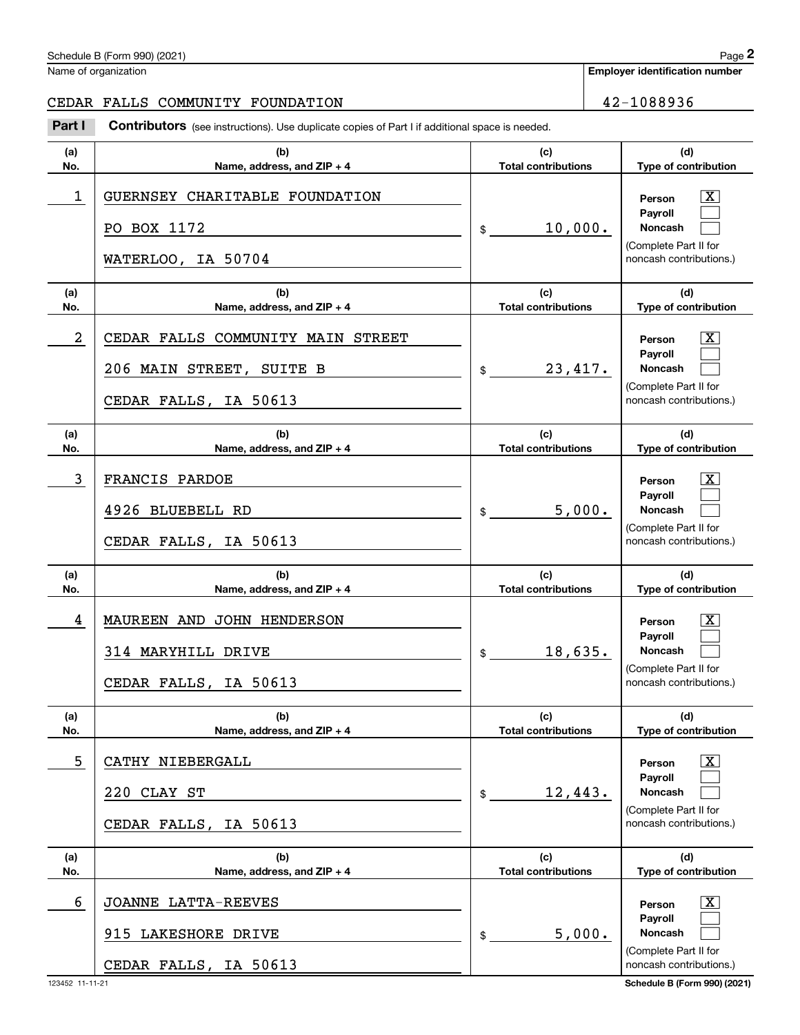Name of organization

CEDAR FALLS COMMUNITY FOUNDATION

**Employer identification number**

42-1088936

**Part I** **Contributors** (see instructions). Use duplicate copies of Part I if additional space is needed.

| (a) No. | (b) Name, address, and ZIP + 4 | (c) Total contributions | (d) Type of contribution |
|---|---|---|---|
| 1 | GUERNSEY CHARITABLE FOUNDATION<br>PO BOX 1172<br>WATERLOO, IA 50704 | $ 10,000. | Person [X]<br>Payroll [ ]<br>Noncash [ ]<br>(Complete Part II for noncash contributions.) |
| 2 | CEDAR FALLS COMMUNITY MAIN STREET<br>206 MAIN STREET, SUITE B<br>CEDAR FALLS, IA 50613 | $ 23,417. | Person [X]<br>Payroll [ ]<br>Noncash [ ]<br>(Complete Part II for noncash contributions.) |
| 3 | FRANCIS PARDOE<br>4926 BLUEBELL RD<br>CEDAR FALLS, IA 50613 | $ 5,000. | Person [X]<br>Payroll [ ]<br>Noncash [ ]<br>(Complete Part II for noncash contributions.) |
| 4 | MAUREEN AND JOHN HENDERSON<br>314 MARYHILL DRIVE<br>CEDAR FALLS, IA 50613 | $ 18,635. | Person [X]<br>Payroll [ ]<br>Noncash [ ]<br>(Complete Part II for noncash contributions.) |
| 5 | CATHY NIEBERGALL<br>220 CLAY ST<br>CEDAR FALLS, IA 50613 | $ 12,443. | Person [X]<br>Payroll [ ]<br>Noncash [ ]<br>(Complete Part II for noncash contributions.) |
| 6 | JOANNE LATTA-REEVES<br>915 LAKESHORE DRIVE<br>CEDAR FALLS, IA 50613 | $ 5,000. | Person [X]<br>Payroll [ ]<br>Noncash [ ]<br>(Complete Part II for noncash contributions.) |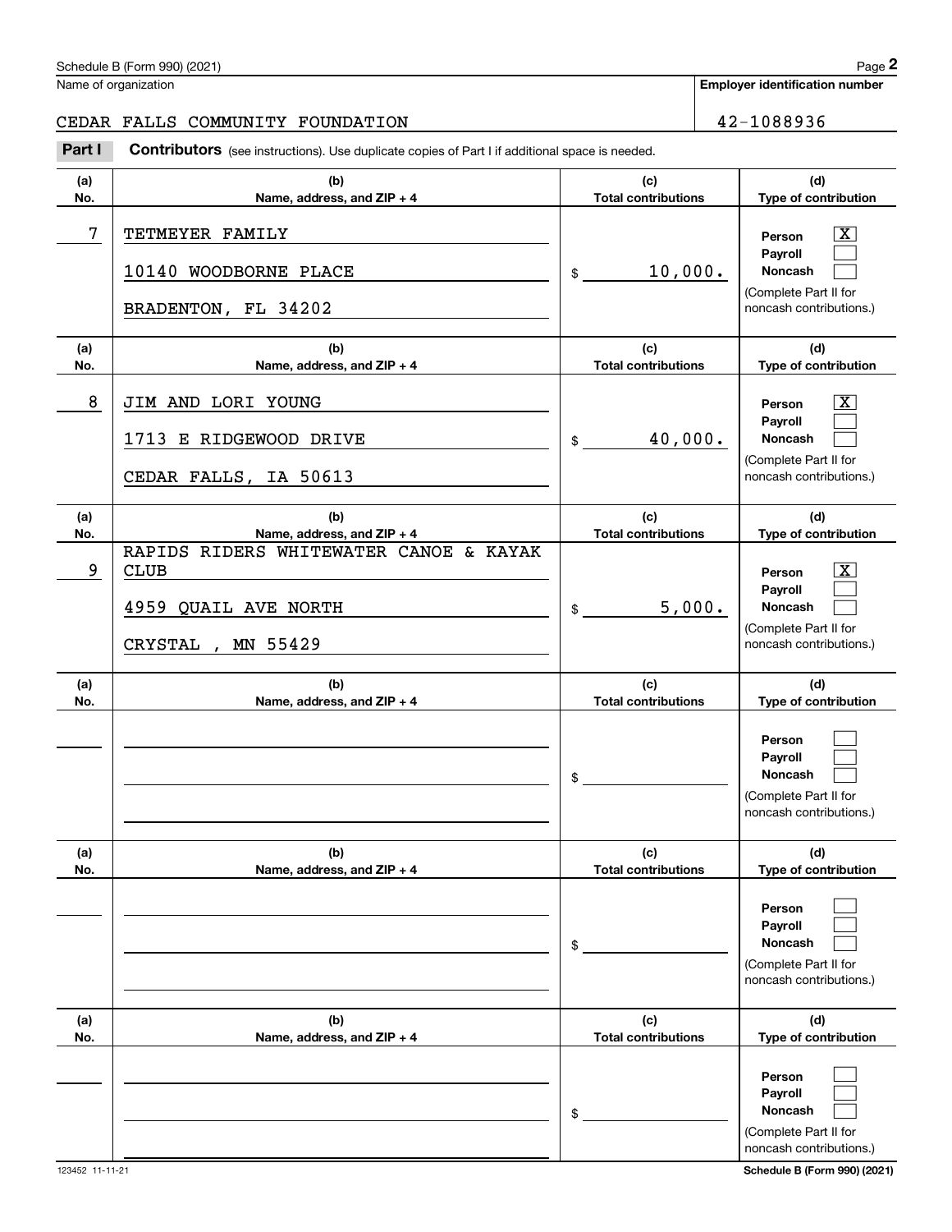Name of organization

CEDAR FALLS COMMUNITY FOUNDATION

**Employer identification number**

42-1088936

**Part I** **Contributors** (see instructions). Use duplicate copies of Part I if additional space is needed.

| (a) No. | (b) Name, address, and ZIP + 4 | (c) Total contributions | (d) Type of contribution |
|---|---|---|---|
| 7 | TETMEYER FAMILY<br>10140 WOODBORNE PLACE<br>BRADENTON, FL 34202 | $ 10,000. | Person [X]<br>Payroll [ ]<br>Noncash [ ]<br>(Complete Part II for noncash contributions.) |
| 8 | JIM AND LORI YOUNG<br>1713 E RIDGEWOOD DRIVE<br>CEDAR FALLS, IA 50613 | $ 40,000. | Person [X]<br>Payroll [ ]<br>Noncash [ ]<br>(Complete Part II for noncash contributions.) |
| 9 | RAPIDS RIDERS WHITEWATER CANOE & KAYAK CLUB<br>4959 QUAIL AVE NORTH<br>CRYSTAL , MN 55429 | $ 5,000. | Person [X]<br>Payroll [ ]<br>Noncash [ ]<br>(Complete Part II for noncash contributions.) |
| | | $ | Person [ ]<br>Payroll [ ]<br>Noncash [ ]<br>(Complete Part II for noncash contributions.) |
| | | $ | Person [ ]<br>Payroll [ ]<br>Noncash [ ]<br>(Complete Part II for noncash contributions.) |
| | | $ | Person [ ]<br>Payroll [ ]<br>Noncash [ ]<br>(Complete Part II for noncash contributions.) |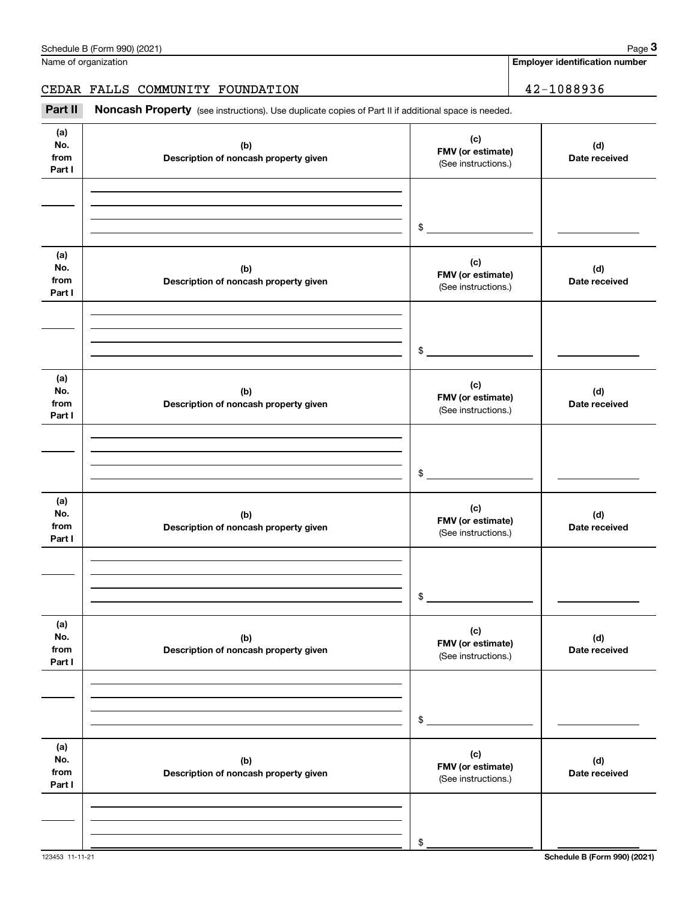Name of organization

**Employer identification number**

CEDAR FALLS COMMUNITY FOUNDATION

42-1088936

**Part II** **Noncash Property** (see instructions). Use duplicate copies of Part II if additional space is needed.

| (a) No. from Part I | (b) Description of noncash property given | (c) FMV (or estimate) (See instructions.) | (d) Date received |
| --- | --- | --- | --- |
| | | $ | |

| (a) No. from Part I | (b) Description of noncash property given | (c) FMV (or estimate) (See instructions.) | (d) Date received |
| --- | --- | --- | --- |
| | | $ | |

| (a) No. from Part I | (b) Description of noncash property given | (c) FMV (or estimate) (See instructions.) | (d) Date received |
| --- | --- | --- | --- |
| | | $ | |

| (a) No. from Part I | (b) Description of noncash property given | (c) FMV (or estimate) (See instructions.) | (d) Date received |
| --- | --- | --- | --- |
| | | $ | |

| (a) No. from Part I | (b) Description of noncash property given | (c) FMV (or estimate) (See instructions.) | (d) Date received |
| --- | --- | --- | --- |
| | | $ | |

| (a) No. from Part I | (b) Description of noncash property given | (c) FMV (or estimate) (See instructions.) | (d) Date received |
| --- | --- | --- | --- |
| | | $ | |

123453 11-11-21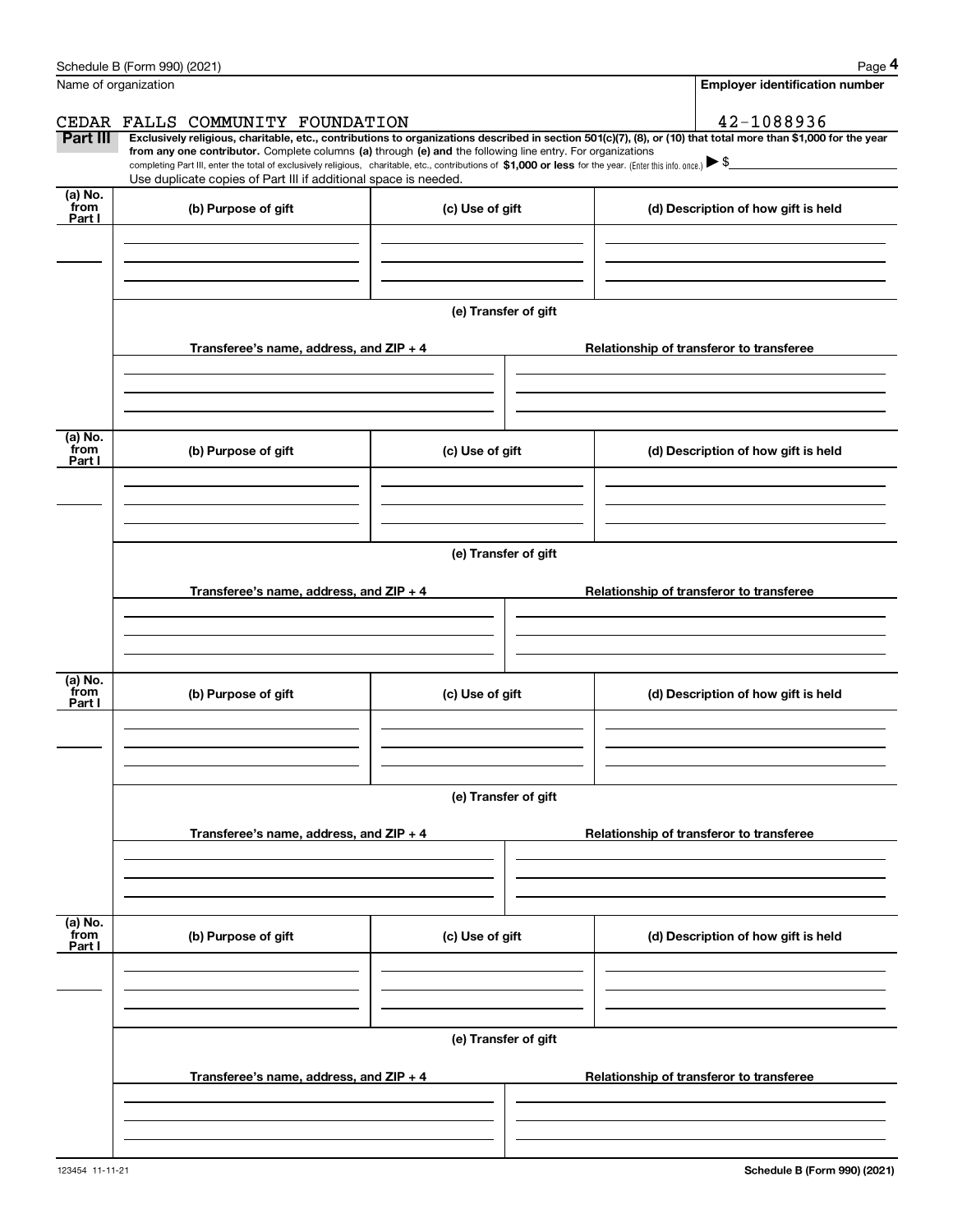Name of organization

CEDAR FALLS COMMUNITY FOUNDATION

**Employer identification number**

42-1088936

**Part III** **Exclusively religious, charitable, etc., contributions to organizations described in section 501(c)(7), (8), or (10) that total more than $1,000 for the year from any one contributor.** Complete columns **(a)** through **(e) and** the following line entry. For organizations completing Part III, enter the total of exclusively religious, charitable, etc., contributions of **$1,000 or less** for the year. (Enter this info. once.) ▶ $

Use duplicate copies of Part III if additional space is needed.

| (a) No. from Part I | (b) Purpose of gift | (c) Use of gift | (d) Description of how gift is held |
|---|---|---|---|
| | | | |

**(e) Transfer of gift**

| Transferee's name, address, and ZIP + 4 | Relationship of transferor to transferee |
|---|---|
| | |

| (a) No. from Part I | (b) Purpose of gift | (c) Use of gift | (d) Description of how gift is held |
|---|---|---|---|
| | | | |

**(e) Transfer of gift**

| Transferee's name, address, and ZIP + 4 | Relationship of transferor to transferee |
|---|---|
| | |

| (a) No. from Part I | (b) Purpose of gift | (c) Use of gift | (d) Description of how gift is held |
|---|---|---|---|
| | | | |

**(e) Transfer of gift**

| Transferee's name, address, and ZIP + 4 | Relationship of transferor to transferee |
|---|---|
| | |

| (a) No. from Part I | (b) Purpose of gift | (c) Use of gift | (d) Description of how gift is held |
|---|---|---|---|
| | | | |

**(e) Transfer of gift**

| Transferee's name, address, and ZIP + 4 | Relationship of transferor to transferee |
|---|---|
| | |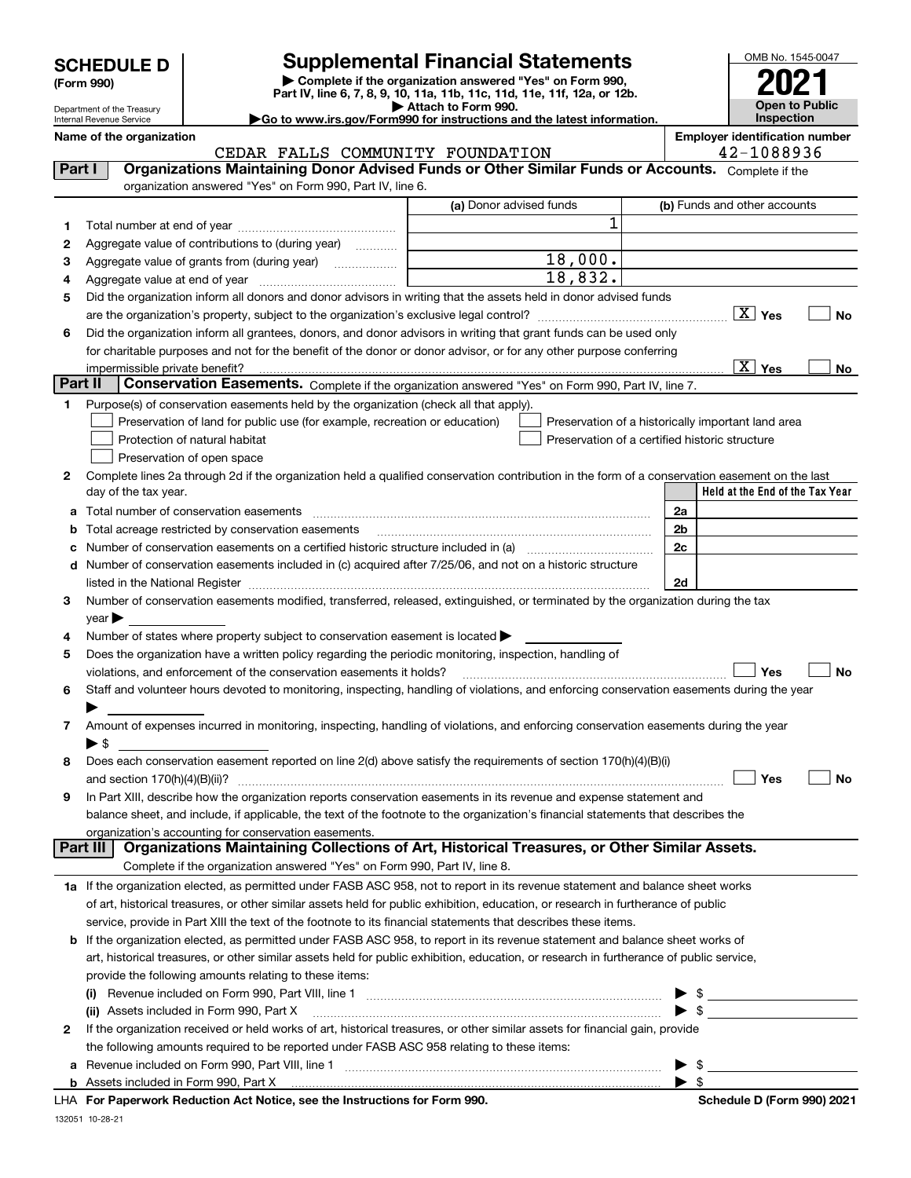# SCHEDULE D (Form 990)

Department of the Treasury
Internal Revenue Service

## Supplemental Financial Statements

▶ Complete if the organization answered "Yes" on Form 990, Part IV, line 6, 7, 8, 9, 10, 11a, 11b, 11c, 11d, 11e, 11f, 12a, or 12b.
▶ Attach to Form 990.
▶Go to www.irs.gov/Form990 for instructions and the latest information.

OMB No. 1545-0047

**2021**

**Open to Public Inspection**

**Name of the organization:** CEDAR FALLS COMMUNITY FOUNDATION

**Employer identification number:** 42-1088936

### Part I — Organizations Maintaining Donor Advised Funds or Other Similar Funds or Accounts. Complete if the organization answered "Yes" on Form 990, Part IV, line 6.

| | | (a) Donor advised funds | (b) Funds and other accounts |
|---|---|---|---|
| 1 | Total number at end of year | 1 | |
| 2 | Aggregate value of contributions to (during year) | | |
| 3 | Aggregate value of grants from (during year) | 18,000. | |
| 4 | Aggregate value at end of year | 18,832. | |

5 Did the organization inform all donors and donor advisors in writing that the assets held in donor advised funds are the organization's property, subject to the organization's exclusive legal control? [X] Yes [ ] No

6 Did the organization inform all grantees, donors, and donor advisors in writing that grant funds can be used only for charitable purposes and not for the benefit of the donor or donor advisor, or for any other purpose conferring impermissible private benefit? [X] Yes [ ] No

### Part II — Conservation Easements. Complete if the organization answered "Yes" on Form 990, Part IV, line 7.

1 Purpose(s) of conservation easements held by the organization (check all that apply).

- [ ] Preservation of land for public use (for example, recreation or education)
- [ ] Protection of natural habitat
- [ ] Preservation of open space
- [ ] Preservation of a historically important land area
- [ ] Preservation of a certified historic structure

2 Complete lines 2a through 2d if the organization held a qualified conservation contribution in the form of a conservation easement on the last day of the tax year.

| | | | Held at the End of the Tax Year |
|---|---|---|---|
| a | Total number of conservation easements | 2a | |
| b | Total acreage restricted by conservation easements | 2b | |
| c | Number of conservation easements on a certified historic structure included in (a) | 2c | |
| d | Number of conservation easements included in (c) acquired after 7/25/06, and not on a historic structure listed in the National Register | 2d | |

3 Number of conservation easements modified, transferred, released, extinguished, or terminated by the organization during the tax year ▶

4 Number of states where property subject to conservation easement is located ▶

5 Does the organization have a written policy regarding the periodic monitoring, inspection, handling of violations, and enforcement of the conservation easements it holds? [ ] Yes [ ] No

6 Staff and volunteer hours devoted to monitoring, inspecting, handling of violations, and enforcing conservation easements during the year ▶

7 Amount of expenses incurred in monitoring, inspecting, handling of violations, and enforcing conservation easements during the year ▶ $

8 Does each conservation easement reported on line 2(d) above satisfy the requirements of section 170(h)(4)(B)(i) and section 170(h)(4)(B)(ii)? [ ] Yes [ ] No

9 In Part XIII, describe how the organization reports conservation easements in its revenue and expense statement and balance sheet, and include, if applicable, the text of the footnote to the organization's financial statements that describes the organization's accounting for conservation easements.

### Part III — Organizations Maintaining Collections of Art, Historical Treasures, or Other Similar Assets. Complete if the organization answered "Yes" on Form 990, Part IV, line 8.

1a If the organization elected, as permitted under FASB ASC 958, not to report in its revenue statement and balance sheet works of art, historical treasures, or other similar assets held for public exhibition, education, or research in furtherance of public service, provide in Part XIII the text of the footnote to its financial statements that describes these items.

b If the organization elected, as permitted under FASB ASC 958, to report in its revenue statement and balance sheet works of art, historical treasures, or other similar assets held for public exhibition, education, or research in furtherance of public service, provide the following amounts relating to these items:

(i) Revenue included on Form 990, Part VIII, line 1 ▶ $

(ii) Assets included in Form 990, Part X ▶ $

2 If the organization received or held works of art, historical treasures, or other similar assets for financial gain, provide the following amounts required to be reported under FASB ASC 958 relating to these items:

a Revenue included on Form 990, Part VIII, line 1 ▶ $

b Assets included in Form 990, Part X ▶ $

LHA For Paperwork Reduction Act Notice, see the Instructions for Form 990.

Schedule D (Form 990) 2021

132051 10-28-21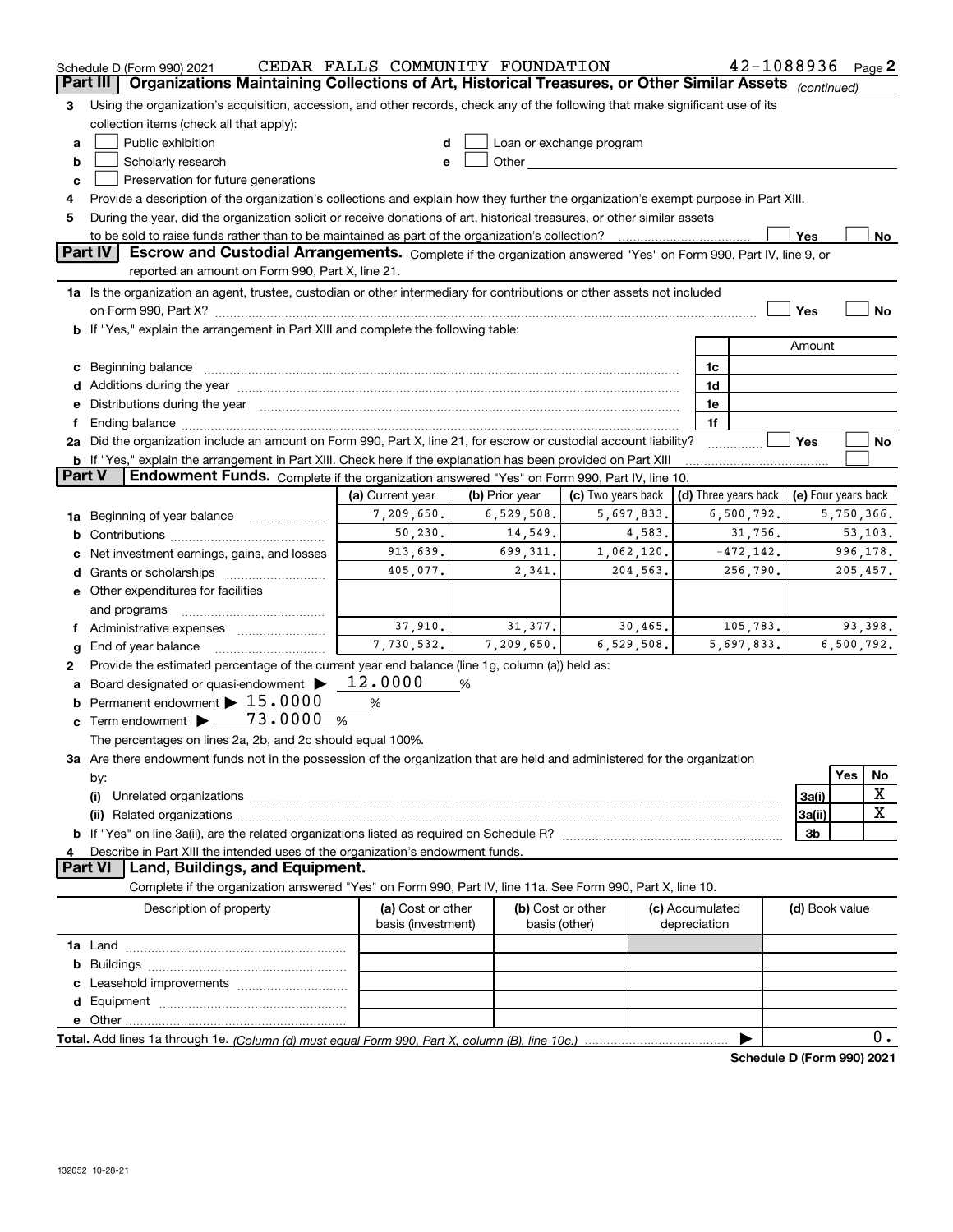Schedule D (Form 990) 2021 CEDAR FALLS COMMUNITY FOUNDATION 42-1088936 Page 2

## Part III Organizations Maintaining Collections of Art, Historical Treasures, or Other Similar Assets *(continued)*

**3** Using the organization's acquisition, accession, and other records, check any of the following that make significant use of its collection items (check all that apply):

- **a** ☐ Public exhibition
- **b** ☐ Scholarly research
- **c** ☐ Preservation for future generations
- **d** ☐ Loan or exchange program
- **e** ☐ Other

**4** Provide a description of the organization's collections and explain how they further the organization's exempt purpose in Part XIII.

**5** During the year, did the organization solicit or receive donations of art, historical treasures, or other similar assets to be sold to raise funds rather than to be maintained as part of the organization's collection? ☐ Yes ☐ No

## Part IV Escrow and Custodial Arrangements.

Complete if the organization answered "Yes" on Form 990, Part IV, line 9, or reported an amount on Form 990, Part X, line 21.

**1a** Is the organization an agent, trustee, custodian or other intermediary for contributions or other assets not included on Form 990, Part X? ☐ Yes ☐ No

**b** If "Yes," explain the arrangement in Part XIII and complete the following table:

| | | Amount |
|---|---|---|
| **c** Beginning balance | 1c | |
| **d** Additions during the year | 1d | |
| **e** Distributions during the year | 1e | |
| **f** Ending balance | 1f | |

**2a** Did the organization include an amount on Form 990, Part X, line 21, for escrow or custodial account liability? ☐ Yes ☐ No

**b** If "Yes," explain the arrangement in Part XIII. Check here if the explanation has been provided on Part XIII ☐

## Part V Endowment Funds.

Complete if the organization answered "Yes" on Form 990, Part IV, line 10.

| | (a) Current year | (b) Prior year | (c) Two years back | (d) Three years back | (e) Four years back |
|---|---|---|---|---|---|
| **1a** Beginning of year balance | 7,209,650. | 6,529,508. | 5,697,833. | 6,500,792. | 5,750,366. |
| **b** Contributions | 50,230. | 14,549. | 4,583. | 31,756. | 53,103. |
| **c** Net investment earnings, gains, and losses | 913,639. | 699,311. | 1,062,120. | -472,142. | 996,178. |
| **d** Grants or scholarships | 405,077. | 2,341. | 204,563. | 256,790. | 205,457. |
| **e** Other expenditures for facilities and programs | | | | | |
| **f** Administrative expenses | 37,910. | 31,377. | 30,465. | 105,783. | 93,398. |
| **g** End of year balance | 7,730,532. | 7,209,650. | 6,529,508. | 5,697,833. | 6,500,792. |

**2** Provide the estimated percentage of the current year end balance (line 1g, column (a)) held as:

- **a** Board designated or quasi-endowment ▶ 12.0000 %
- **b** Permanent endowment ▶ 15.0000 %
- **c** Term endowment ▶ 73.0000 %

The percentages on lines 2a, 2b, and 2c should equal 100%.

**3a** Are there endowment funds not in the possession of the organization that are held and administered for the organization by:

| | | Yes | No |
|---|---|---|---|
| **(i)** Unrelated organizations | 3a(i) | | X |
| **(ii)** Related organizations | 3a(ii) | | X |
| **b** If "Yes" on line 3a(ii), are the related organizations listed as required on Schedule R? | 3b | | |

**4** Describe in Part XIII the intended uses of the organization's endowment funds.

## Part VI Land, Buildings, and Equipment.

Complete if the organization answered "Yes" on Form 990, Part IV, line 11a. See Form 990, Part X, line 10.

| Description of property | (a) Cost or other basis (investment) | (b) Cost or other basis (other) | (c) Accumulated depreciation | (d) Book value |
|---|---|---|---|---|
| **1a** Land | | | | |
| **b** Buildings | | | | |
| **c** Leasehold improvements | | | | |
| **d** Equipment | | | | |
| **e** Other | | | | |
| **Total.** Add lines 1a through 1e. *(Column (d) must equal Form 990, Part X, column (B), line 10c.)* | | | | 0. |

**Schedule D (Form 990) 2021**

132052 10-28-21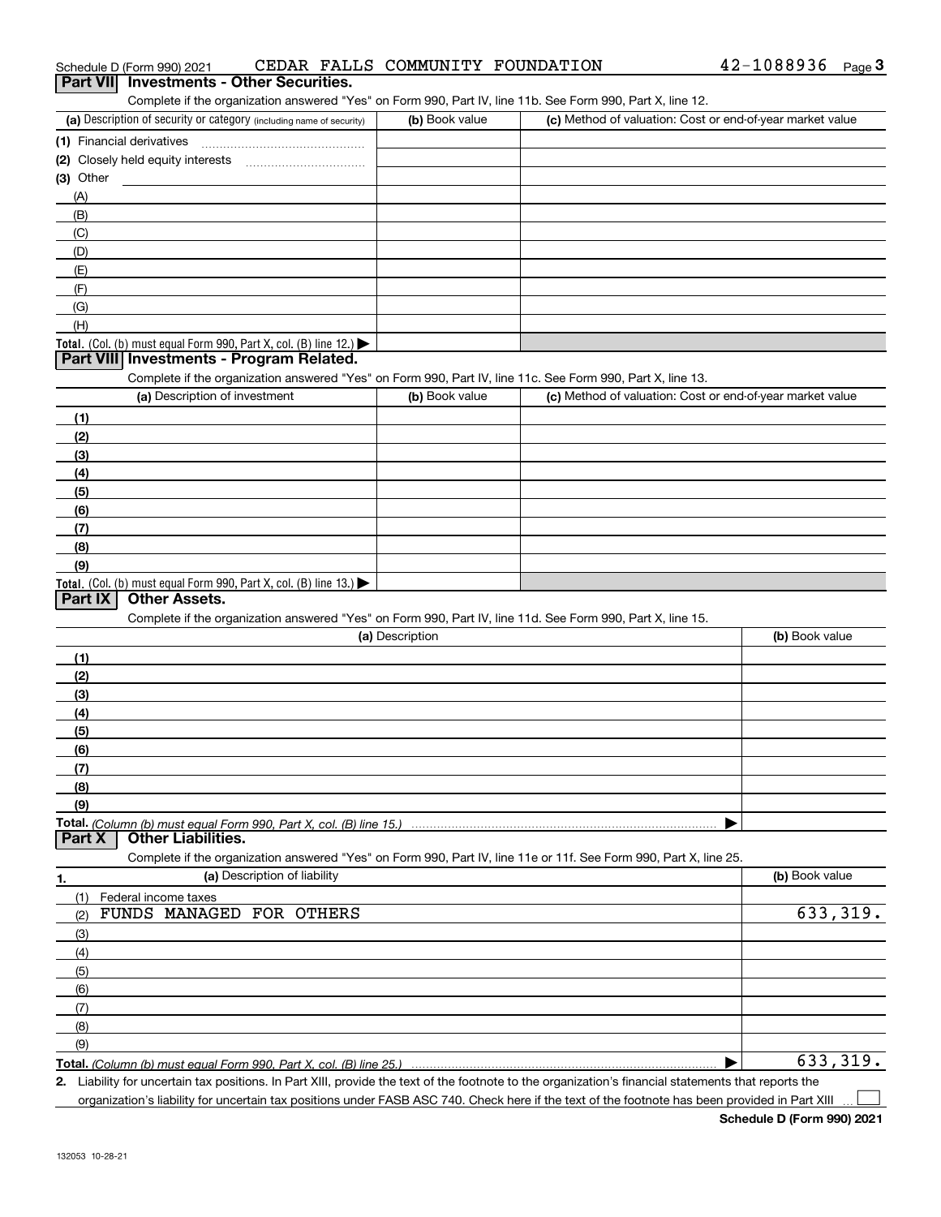Schedule D (Form 990) 2021 CEDAR FALLS COMMUNITY FOUNDATION 42-1088936

## Part VII Investments - Other Securities.

Complete if the organization answered "Yes" on Form 990, Part IV, line 11b. See Form 990, Part X, line 12.

| (a) Description of security or category (including name of security) | (b) Book value | (c) Method of valuation: Cost or end-of-year market value |
|---|---|---|
| (1) Financial derivatives | | |
| (2) Closely held equity interests | | |
| (3) Other | | |
| (A) | | |
| (B) | | |
| (C) | | |
| (D) | | |
| (E) | | |
| (F) | | |
| (G) | | |
| (H) | | |
| **Total.** (Col. (b) must equal Form 990, Part X, col. (B) line 12.) ▶ | | |

## Part VIII Investments - Program Related.

Complete if the organization answered "Yes" on Form 990, Part IV, line 11c. See Form 990, Part X, line 13.

| (a) Description of investment | (b) Book value | (c) Method of valuation: Cost or end-of-year market value |
|---|---|---|
| (1) | | |
| (2) | | |
| (3) | | |
| (4) | | |
| (5) | | |
| (6) | | |
| (7) | | |
| (8) | | |
| (9) | | |
| **Total.** (Col. (b) must equal Form 990, Part X, col. (B) line 13.) ▶ | | |

## Part IX Other Assets.

Complete if the organization answered "Yes" on Form 990, Part IV, line 11d. See Form 990, Part X, line 15.

| (a) Description | (b) Book value |
|---|---|
| (1) | |
| (2) | |
| (3) | |
| (4) | |
| (5) | |
| (6) | |
| (7) | |
| (8) | |
| (9) | |
| **Total.** *(Column (b) must equal Form 990, Part X, col. (B) line 15.)* ▶ | |

## Part X Other Liabilities.

Complete if the organization answered "Yes" on Form 990, Part IV, line 11e or 11f. See Form 990, Part X, line 25.

| 1. (a) Description of liability | (b) Book value |
|---|---|
| (1) Federal income taxes | |
| (2) FUNDS MANAGED FOR OTHERS | 633,319. |
| (3) | |
| (4) | |
| (5) | |
| (6) | |
| (7) | |
| (8) | |
| (9) | |
| **Total.** *(Column (b) must equal Form 990, Part X, col. (B) line 25.)* ▶ | 633,319. |

2. Liability for uncertain tax positions. In Part XIII, provide the text of the footnote to the organization's financial statements that reports the organization's liability for uncertain tax positions under FASB ASC 740. Check here if the text of the footnote has been provided in Part XIII ☐

**Schedule D (Form 990) 2021**

132053 10-28-21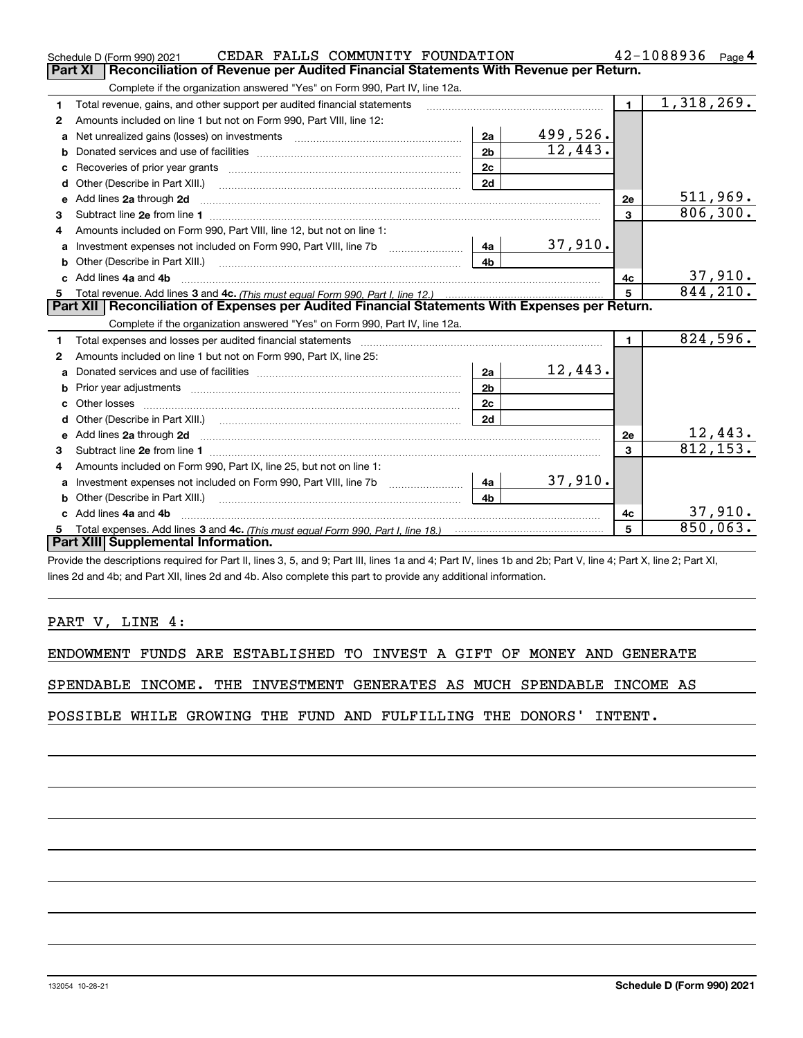Schedule D (Form 990) 2021 CEDAR FALLS COMMUNITY FOUNDATION 42-1088936 Page 4

## Part XI Reconciliation of Revenue per Audited Financial Statements With Revenue per Return.

Complete if the organization answered "Yes" on Form 990, Part IV, line 12a.

| | | | | | |
|---|---|---|---|---|---|
| 1 | Total revenue, gains, and other support per audited financial statements | | | 1 | 1,318,269. |
| 2 | Amounts included on line 1 but not on Form 990, Part VIII, line 12: | | | | |
| a | Net unrealized gains (losses) on investments | 2a | 499,526. | | |
| b | Donated services and use of facilities | 2b | 12,443. | | |
| c | Recoveries of prior year grants | 2c | | | |
| d | Other (Describe in Part XIII.) | 2d | | | |
| e | Add lines 2a through 2d | | | 2e | 511,969. |
| 3 | Subtract line 2e from line 1 | | | 3 | 806,300. |
| 4 | Amounts included on Form 990, Part VIII, line 12, but not on line 1: | | | | |
| a | Investment expenses not included on Form 990, Part VIII, line 7b | 4a | 37,910. | | |
| b | Other (Describe in Part XIII.) | 4b | | | |
| c | Add lines 4a and 4b | | | 4c | 37,910. |
| 5 | Total revenue. Add lines 3 and 4c. *(This must equal Form 990, Part I, line 12.)* | | | 5 | 844,210. |

## Part XII Reconciliation of Expenses per Audited Financial Statements With Expenses per Return.

Complete if the organization answered "Yes" on Form 990, Part IV, line 12a.

| | | | | | |
|---|---|---|---|---|---|
| 1 | Total expenses and losses per audited financial statements | | | 1 | 824,596. |
| 2 | Amounts included on line 1 but not on Form 990, Part IX, line 25: | | | | |
| a | Donated services and use of facilities | 2a | 12,443. | | |
| b | Prior year adjustments | 2b | | | |
| c | Other losses | 2c | | | |
| d | Other (Describe in Part XIII.) | 2d | | | |
| e | Add lines 2a through 2d | | | 2e | 12,443. |
| 3 | Subtract line 2e from line 1 | | | 3 | 812,153. |
| 4 | Amounts included on Form 990, Part IX, line 25, but not on line 1: | | | | |
| a | Investment expenses not included on Form 990, Part VIII, line 7b | 4a | 37,910. | | |
| b | Other (Describe in Part XIII.) | 4b | | | |
| c | Add lines 4a and 4b | | | 4c | 37,910. |
| 5 | Total expenses. Add lines 3 and 4c. *(This must equal Form 990, Part I, line 18.)* | | | 5 | 850,063. |

## Part XIII Supplemental Information.

Provide the descriptions required for Part II, lines 3, 5, and 9; Part III, lines 1a and 4; Part IV, lines 1b and 2b; Part V, line 4; Part X, line 2; Part XI, lines 2d and 4b; and Part XII, lines 2d and 4b. Also complete this part to provide any additional information.

PART V, LINE 4:

ENDOWMENT FUNDS ARE ESTABLISHED TO INVEST A GIFT OF MONEY AND GENERATE SPENDABLE INCOME. THE INVESTMENT GENERATES AS MUCH SPENDABLE INCOME AS POSSIBLE WHILE GROWING THE FUND AND FULFILLING THE DONORS' INTENT.

132054 10-28-21 **Schedule D (Form 990) 2021**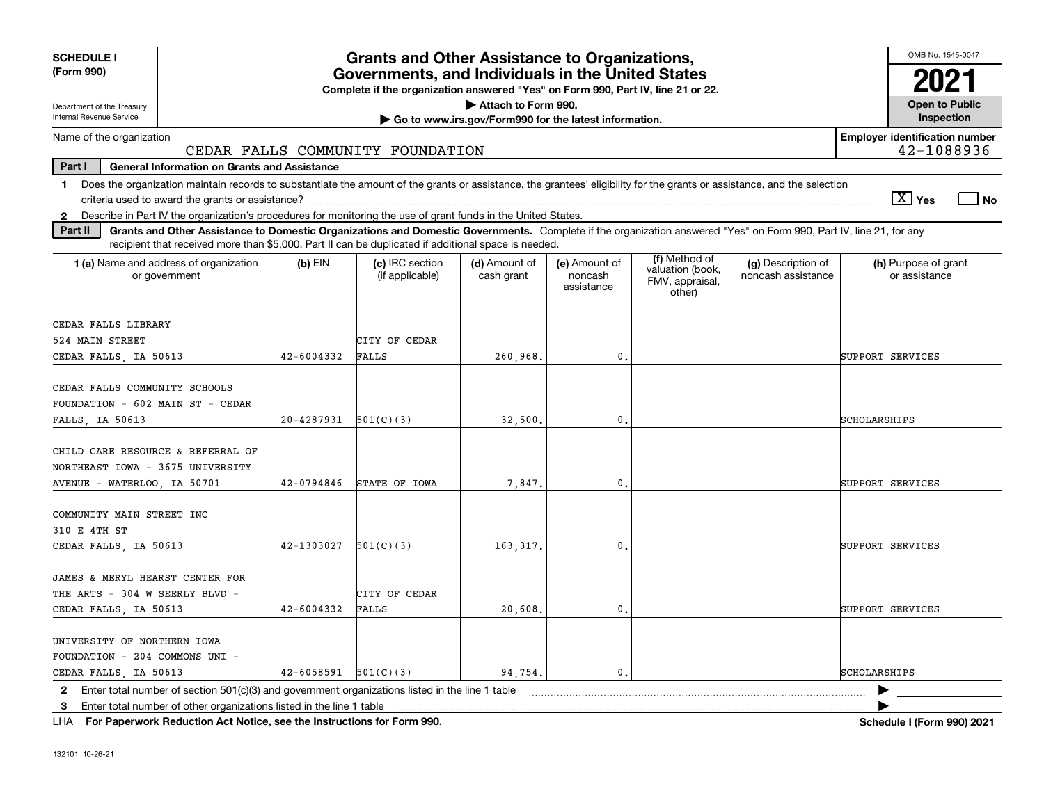**SCHEDULE I (Form 990)**

Department of the Treasury
Internal Revenue Service

# Grants and Other Assistance to Organizations, Governments, and Individuals in the United States

**Complete if the organization answered "Yes" on Form 990, Part IV, line 21 or 22.**
**▶ Attach to Form 990.**
**▶ Go to www.irs.gov/Form990 for the latest information.**

OMB No. 1545-0047

**2021**

**Open to Public Inspection**

Name of the organization: CEDAR FALLS COMMUNITY FOUNDATION

**Employer identification number:** 42-1088936

**Part I — General Information on Grants and Assistance**

1 Does the organization maintain records to substantiate the amount of the grants or assistance, the grantees' eligibility for the grants or assistance, and the selection criteria used to award the grants or assistance? [X] Yes [ ] No

2 Describe in Part IV the organization's procedures for monitoring the use of grant funds in the United States.

**Part II — Grants and Other Assistance to Domestic Organizations and Domestic Governments.** Complete if the organization answered "Yes" on Form 990, Part IV, line 21, for any recipient that received more than $5,000. Part II can be duplicated if additional space is needed.

| 1 (a) Name and address of organization or government | (b) EIN | (c) IRC section (if applicable) | (d) Amount of cash grant | (e) Amount of noncash assistance | (f) Method of valuation (book, FMV, appraisal, other) | (g) Description of noncash assistance | (h) Purpose of grant or assistance |
|---|---|---|---|---|---|---|---|
| CEDAR FALLS LIBRARY 524 MAIN STREET CEDAR FALLS, IA 50613 | 42-6004332 | CITY OF CEDAR FALLS | 260,968. | 0. | | | SUPPORT SERVICES |
| CEDAR FALLS COMMUNITY SCHOOLS FOUNDATION - 602 MAIN ST - CEDAR FALLS, IA 50613 | 20-4287931 | 501(C)(3) | 32,500. | 0. | | | SCHOLARSHIPS |
| CHILD CARE RESOURCE & REFERRAL OF NORTHEAST IOWA - 3675 UNIVERSITY AVENUE - WATERLOO, IA 50701 | 42-0794846 | STATE OF IOWA | 7,847. | 0. | | | SUPPORT SERVICES |
| COMMUNITY MAIN STREET INC 310 E 4TH ST CEDAR FALLS, IA 50613 | 42-1303027 | 501(C)(3) | 163,317. | 0. | | | SUPPORT SERVICES |
| JAMES & MERYL HEARST CENTER FOR THE ARTS - 304 W SEERLY BLVD - CEDAR FALLS, IA 50613 | 42-6004332 | CITY OF CEDAR FALLS | 20,608. | 0. | | | SUPPORT SERVICES |
| UNIVERSITY OF NORTHERN IOWA FOUNDATION - 204 COMMONS UNI - CEDAR FALLS, IA 50613 | 42-6058591 | 501(C)(3) | 94,754. | 0. | | | SCHOLARSHIPS |

2 Enter total number of section 501(c)(3) and government organizations listed in the line 1 table ▶

3 Enter total number of other organizations listed in the line 1 table ▶

LHA **For Paperwork Reduction Act Notice, see the Instructions for Form 990.** **Schedule I (Form 990) 2021**

132101 10-26-21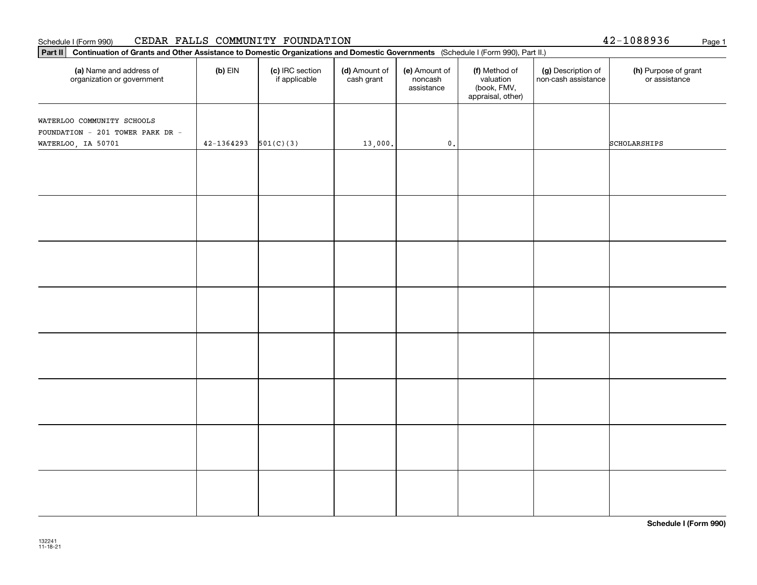Schedule I (Form 990) CEDAR FALLS COMMUNITY FOUNDATION 42-1088936

**Part II** **Continuation of Grants and Other Assistance to Domestic Organizations and Domestic Governments** (Schedule I (Form 990), Part II.)

| (a) Name and address of organization or government | (b) EIN | (c) IRC section if applicable | (d) Amount of cash grant | (e) Amount of noncash assistance | (f) Method of valuation (book, FMV, appraisal, other) | (g) Description of non-cash assistance | (h) Purpose of grant or assistance |
|---|---|---|---|---|---|---|---|
| WATERLOO COMMUNITY SCHOOLS FOUNDATION - 201 TOWER PARK DR - WATERLOO, IA 50701 | 42-1364293 | 501(C)(3) | 13,000. | 0. | | | SCHOLARSHIPS |
| | | | | | | | |
| | | | | | | | |
| | | | | | | | |
| | | | | | | | |
| | | | | | | | |
| | | | | | | | |
| | | | | | | | |
| | | | | | | | |

**Schedule I (Form 990)**

132241
11-18-21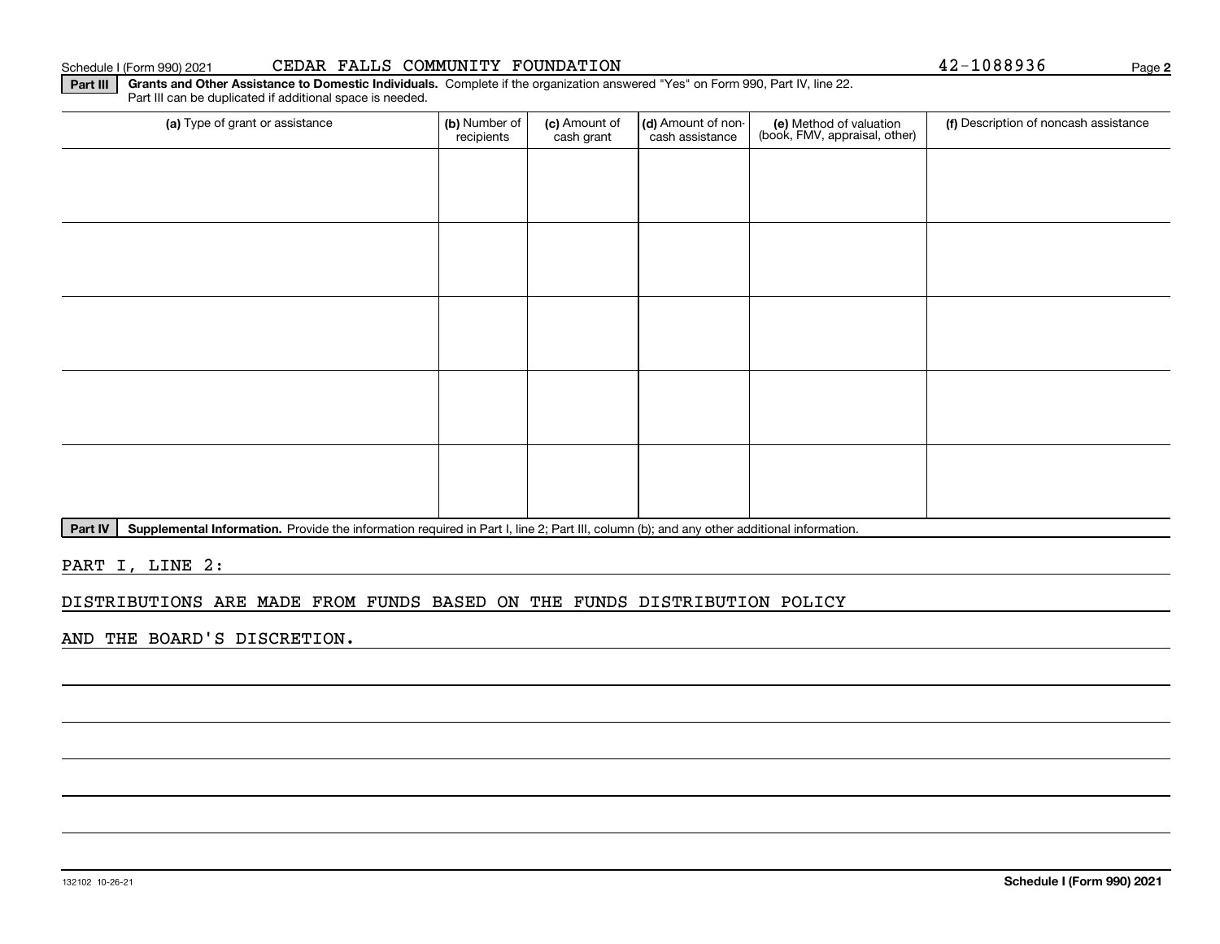Schedule I (Form 990) 2021 CEDAR FALLS COMMUNITY FOUNDATION 42-1088936 Page 2

**Part III** **Grants and Other Assistance to Domestic Individuals.** Complete if the organization answered "Yes" on Form 990, Part IV, line 22. Part III can be duplicated if additional space is needed.

| (a) Type of grant or assistance | (b) Number of recipients | (c) Amount of cash grant | (d) Amount of non-cash assistance | (e) Method of valuation (book, FMV, appraisal, other) | (f) Description of noncash assistance |
|---|---|---|---|---|---|
| | | | | | |
| | | | | | |
| | | | | | |
| | | | | | |
| | | | | | |

**Part IV** **Supplemental Information.** Provide the information required in Part I, line 2; Part III, column (b); and any other additional information.

PART I, LINE 2:

DISTRIBUTIONS ARE MADE FROM FUNDS BASED ON THE FUNDS DISTRIBUTION POLICY AND THE BOARD'S DISCRETION.

132102 10-26-21 **Schedule I (Form 990) 2021**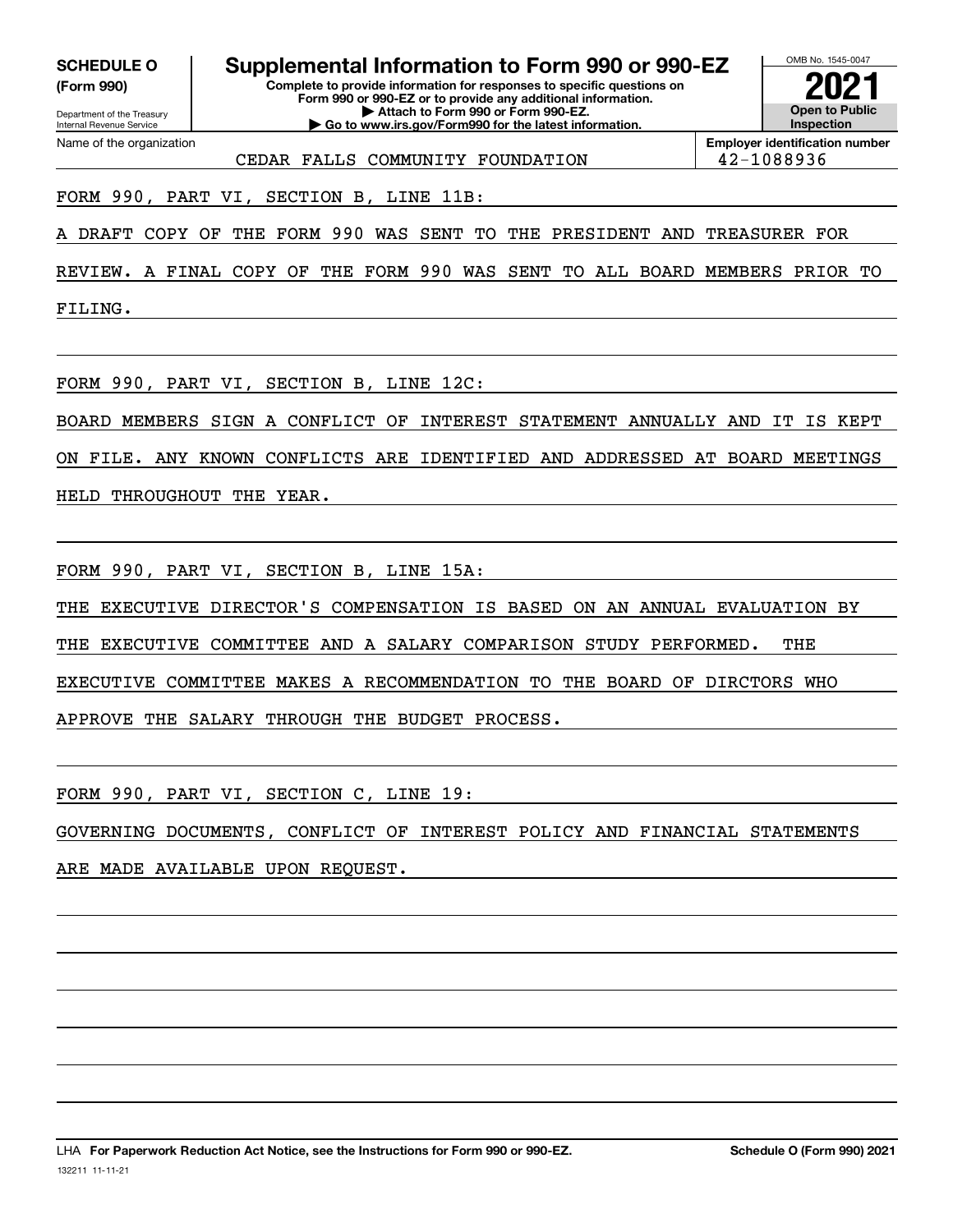**SCHEDULE O**
**(Form 990)**

Department of the Treasury
Internal Revenue Service

# Supplemental Information to Form 990 or 990-EZ

**Complete to provide information for responses to specific questions on Form 990 or 990-EZ or to provide any additional information.**
**▶ Attach to Form 990 or Form 990-EZ.**
**▶ Go to www.irs.gov/Form990 for the latest information.**

OMB No. 1545-0047
**2021**
**Open to Public Inspection**

Name of the organization: CEDAR FALLS COMMUNITY FOUNDATION

**Employer identification number**: 42-1088936

FORM 990, PART VI, SECTION B, LINE 11B:

A DRAFT COPY OF THE FORM 990 WAS SENT TO THE PRESIDENT AND TREASURER FOR REVIEW. A FINAL COPY OF THE FORM 990 WAS SENT TO ALL BOARD MEMBERS PRIOR TO FILING.

FORM 990, PART VI, SECTION B, LINE 12C:

BOARD MEMBERS SIGN A CONFLICT OF INTEREST STATEMENT ANNUALLY AND IT IS KEPT ON FILE. ANY KNOWN CONFLICTS ARE IDENTIFIED AND ADDRESSED AT BOARD MEETINGS HELD THROUGHOUT THE YEAR.

FORM 990, PART VI, SECTION B, LINE 15A:

THE EXECUTIVE DIRECTOR'S COMPENSATION IS BASED ON AN ANNUAL EVALUATION BY THE EXECUTIVE COMMITTEE AND A SALARY COMPARISON STUDY PERFORMED. THE EXECUTIVE COMMITTEE MAKES A RECOMMENDATION TO THE BOARD OF DIRCTORS WHO APPROVE THE SALARY THROUGH THE BUDGET PROCESS.

FORM 990, PART VI, SECTION C, LINE 19:

GOVERNING DOCUMENTS, CONFLICT OF INTEREST POLICY AND FINANCIAL STATEMENTS ARE MADE AVAILABLE UPON REQUEST.

LHA **For Paperwork Reduction Act Notice, see the Instructions for Form 990 or 990-EZ.** **Schedule O (Form 990) 2021**
132211 11-11-21